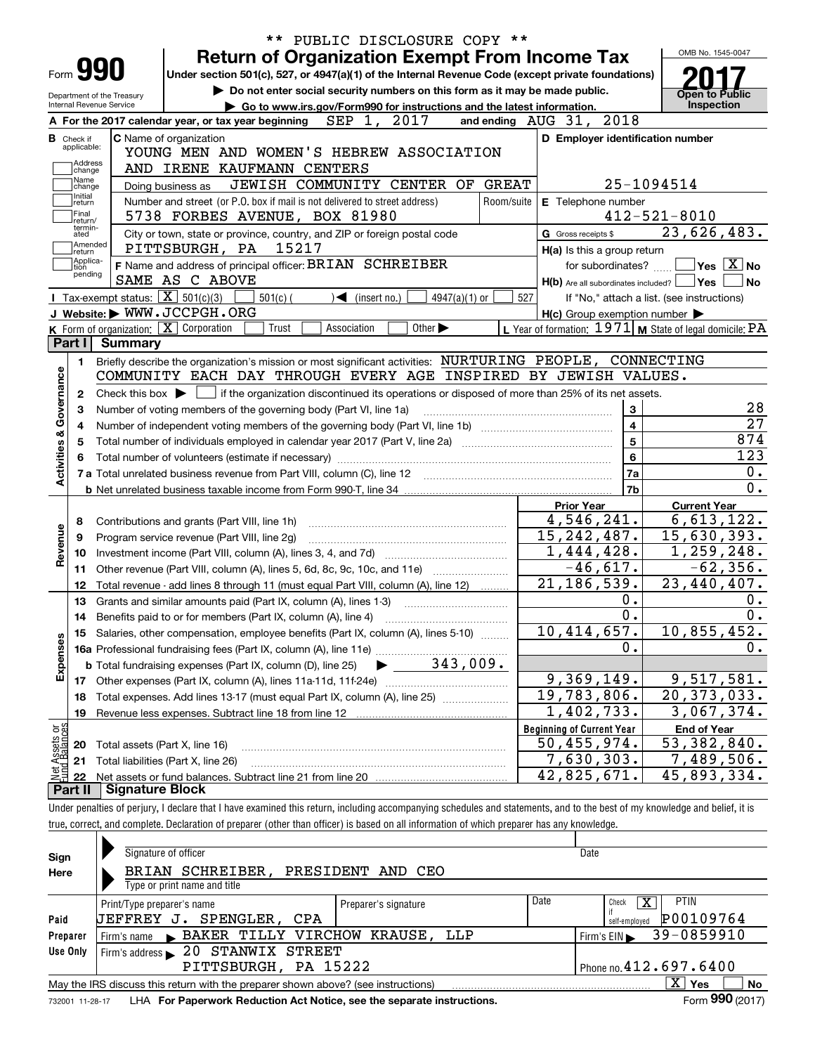** PUBLIC DISCLOSURE COPY **

# Form 990 — Return of Organization Exempt From Income Tax

Under section 501(c), 527, or 4947(a)(1) of the Internal Revenue Code (except private foundations)

▶ Do not enter social security numbers on this form as it may be made public.

▶ Go to www.irs.gov/Form990 for instructions and the latest information.

Department of the Treasury
Internal Revenue Service

OMB No. 1545-0047

**2017**

**Open to Public Inspection**

**A** For the 2017 calendar year, or tax year beginning SEP 1, 2017 and ending AUG 31, 2018

**B** Check if applicable: Address change, Name change, Initial return, Final return/terminated, Amended return, Application pending

**C** Name of organization: YOUNG MEN AND WOMEN'S HEBREW ASSOCIATION AND IRENE KAUFMANN CENTERS

Doing business as: JEWISH COMMUNITY CENTER OF GREAT

Number and street (or P.O. box if mail is not delivered to street address): 5738 FORBES AVENUE, BOX 81980 — Room/suite

City or town, state or province, country, and ZIP or foreign postal code: PITTSBURGH, PA 15217

**D** Employer identification number: 25-1094514

**E** Telephone number: 412-521-8010

**G** Gross receipts $ 23,626,483.

**F** Name and address of principal officer: BRIAN SCHREIBER, SAME AS C ABOVE

**H(a)** Is this a group return for subordinates? ☐ Yes ☒ No

**H(b)** Are all subordinates included? ☐ Yes ☐ No — If "No," attach a list. (see instructions)

**H(c)** Group exemption number ▶

**I** Tax-exempt status: ☒ 501(c)(3) ☐ 501(c) ( ) ◀ (insert no.) ☐ 4947(a)(1) or ☐ 527

**J** Website: ▶ WWW.JCCPGH.ORG

**K** Form of organization: ☒ Corporation ☐ Trust ☐ Association ☐ Other ▶

**L** Year of formation: 1971 **M** State of legal domicile: PA

## Part I Summary

**Activities & Governance**

1. Briefly describe the organization's mission or most significant activities: NURTURING PEOPLE, CONNECTING COMMUNITY EACH DAY THROUGH EVERY AGE INSPIRED BY JEWISH VALUES.
2. Check this box ▶ ☐ if the organization discontinued its operations or disposed of more than 25% of its net assets.

| | | Line | |
|---|---|---|---|
| 3 | Number of voting members of the governing body (Part VI, line 1a) | 3 | 28 |
| 4 | Number of independent voting members of the governing body (Part VI, line 1b) | 4 | 27 |
| 5 | Total number of individuals employed in calendar year 2017 (Part V, line 2a) | 5 | 874 |
| 6 | Total number of volunteers (estimate if necessary) | 6 | 123 |
| 7a | Total unrelated business revenue from Part VIII, column (C), line 12 | 7a | 0. |
| b | Net unrelated business taxable income from Form 990-T, line 34 | 7b | 0. |

| | | Prior Year | Current Year |
|---|---|---|---|
| **Revenue** | | | |
| 8 | Contributions and grants (Part VIII, line 1h) | 4,546,241. | 6,613,122. |
| 9 | Program service revenue (Part VIII, line 2g) | 15,242,487. | 15,630,393. |
| 10 | Investment income (Part VIII, column (A), lines 3, 4, and 7d) | 1,444,428. | 1,259,248. |
| 11 | Other revenue (Part VIII, column (A), lines 5, 6d, 8c, 9c, 10c, and 11e) | -46,617. | -62,356. |
| 12 | Total revenue - add lines 8 through 11 (must equal Part VIII, column (A), line 12) | 21,186,539. | 23,440,407. |
| **Expenses** | | | |
| 13 | Grants and similar amounts paid (Part IX, column (A), lines 1-3) | 0. | 0. |
| 14 | Benefits paid to or for members (Part IX, column (A), line 4) | 0. | 0. |
| 15 | Salaries, other compensation, employee benefits (Part IX, column (A), lines 5-10) | 10,414,657. | 10,855,452. |
| 16a | Professional fundraising fees (Part IX, column (A), line 11e) | 0. | 0. |
| b | Total fundraising expenses (Part IX, column (D), line 25) ▶ 343,009. | | |
| 17 | Other expenses (Part IX, column (A), lines 11a-11d, 11f-24e) | 9,369,149. | 9,517,581. |
| 18 | Total expenses. Add lines 13-17 (must equal Part IX, column (A), line 25) | 19,783,806. | 20,373,033. |
| 19 | Revenue less expenses. Subtract line 18 from line 12 | 1,402,733. | 3,067,374. |

| **Net Assets or Fund Balances** | | Beginning of Current Year | End of Year |
|---|---|---|---|
| 20 | Total assets (Part X, line 16) | 50,455,974. | 53,382,840. |
| 21 | Total liabilities (Part X, line 26) | 7,630,303. | 7,489,506. |
| 22 | Net assets or fund balances. Subtract line 21 from line 20 | 42,825,671. | 45,893,334. |

## Part II Signature Block

Under penalties of perjury, I declare that I have examined this return, including accompanying schedules and statements, and to the best of my knowledge and belief, it is true, correct, and complete. Declaration of preparer (other than officer) is based on all information of which preparer has any knowledge.

**Sign Here**

Signature of officer — Date

BRIAN SCHREIBER, PRESIDENT AND CEO

Type or print name and title

**Paid Preparer Use Only**

| Print/Type preparer's name | Preparer's signature | Date | Check ☒ if self-employed | PTIN |
|---|---|---|---|---|
| JEFFREY J. SPENGLER, CPA | | | | P00109764 |

Firm's name ▶ BAKER TILLY VIRCHOW KRAUSE, LLP — Firm's EIN ▶ 39-0859910

Firm's address ▶ 20 STANWIX STREET, PITTSBURGH, PA 15222 — Phone no. 412.697.6400

May the IRS discuss this return with the preparer shown above? (see instructions) ☒ Yes ☐ No

732001 11-28-17 LHA For Paperwork Reduction Act Notice, see the separate instructions. Form **990** (2017)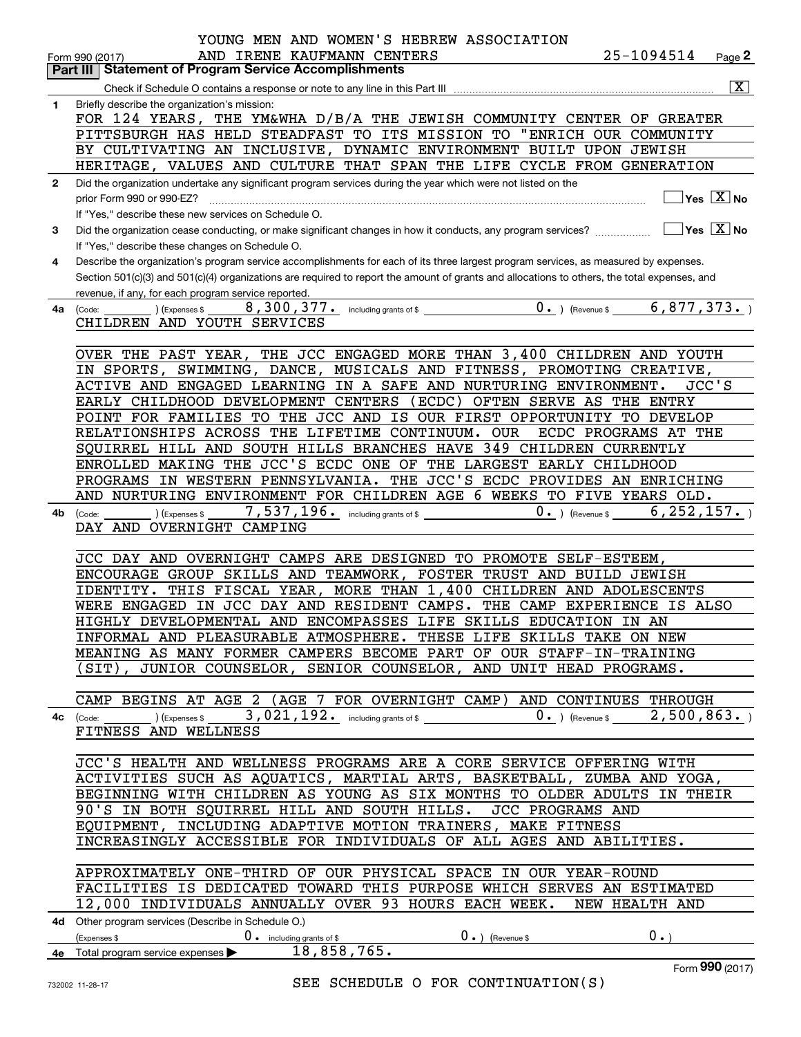YOUNG MEN AND WOMEN'S HEBREW ASSOCIATION AND IRENE KAUFMANN CENTERS 25-1094514

Form 990 (2017) Page **2**

## Part III | Statement of Program Service Accomplishments

Check if Schedule O contains a response or note to any line in this Part III .......... [X]

**1** Briefly describe the organization's mission:

FOR 124 YEARS, THE YM&WHA D/B/A THE JEWISH COMMUNITY CENTER OF GREATER PITTSBURGH HAS HELD STEADFAST TO ITS MISSION TO "ENRICH OUR COMMUNITY BY CULTIVATING AN INCLUSIVE, DYNAMIC ENVIRONMENT BUILT UPON JEWISH HERITAGE, VALUES AND CULTURE THAT SPAN THE LIFE CYCLE FROM GENERATION

**2** Did the organization undertake any significant program services during the year which were not listed on the prior Form 990 or 990-EZ? .......... [ ] Yes [X] No

If "Yes," describe these new services on Schedule O.

**3** Did the organization cease conducting, or make significant changes in how it conducts, any program services? .......... [ ] Yes [X] No

If "Yes," describe these changes on Schedule O.

**4** Describe the organization's program service accomplishments for each of its three largest program services, as measured by expenses. Section 501(c)(3) and 501(c)(4) organizations are required to report the amount of grants and allocations to others, the total expenses, and revenue, if any, for each program service reported.

**4a** (Code: ) (Expenses $ 8,300,377. including grants of $ 0. ) (Revenue $ 6,877,373. )

CHILDREN AND YOUTH SERVICES

OVER THE PAST YEAR, THE JCC ENGAGED MORE THAN 3,400 CHILDREN AND YOUTH IN SPORTS, SWIMMING, DANCE, MUSICALS AND FITNESS, PROMOTING CREATIVE, ACTIVE AND ENGAGED LEARNING IN A SAFE AND NURTURING ENVIRONMENT. JCC'S EARLY CHILDHOOD DEVELOPMENT CENTERS (ECDC) OFTEN SERVE AS THE ENTRY POINT FOR FAMILIES TO THE JCC AND IS OUR FIRST OPPORTUNITY TO DEVELOP RELATIONSHIPS ACROSS THE LIFETIME CONTINUUM. OUR ECDC PROGRAMS AT THE SQUIRREL HILL AND SOUTH HILLS BRANCHES HAVE 349 CHILDREN CURRENTLY ENROLLED MAKING THE JCC'S ECDC ONE OF THE LARGEST EARLY CHILDHOOD PROGRAMS IN WESTERN PENNSYLVANIA. THE JCC'S ECDC PROVIDES AN ENRICHING AND NURTURING ENVIRONMENT FOR CHILDREN AGE 6 WEEKS TO FIVE YEARS OLD.

**4b** (Code: ) (Expenses $ 7,537,196. including grants of $ 0. ) (Revenue $ 6,252,157. )

DAY AND OVERNIGHT CAMPING

JCC DAY AND OVERNIGHT CAMPS ARE DESIGNED TO PROMOTE SELF-ESTEEM, ENCOURAGE GROUP SKILLS AND TEAMWORK, FOSTER TRUST AND BUILD JEWISH IDENTITY. THIS FISCAL YEAR, MORE THAN 1,400 CHILDREN AND ADOLESCENTS WERE ENGAGED IN JCC DAY AND RESIDENT CAMPS. THE CAMP EXPERIENCE IS ALSO HIGHLY DEVELOPMENTAL AND ENCOMPASSES LIFE SKILLS EDUCATION IN AN INFORMAL AND PLEASURABLE ATMOSPHERE. THESE LIFE SKILLS TAKE ON NEW MEANING AS MANY FORMER CAMPERS BECOME PART OF OUR STAFF-IN-TRAINING (SIT), JUNIOR COUNSELOR, SENIOR COUNSELOR, AND UNIT HEAD PROGRAMS.

CAMP BEGINS AT AGE 2 (AGE 7 FOR OVERNIGHT CAMP) AND CONTINUES THROUGH

**4c** (Code: ) (Expenses $ 3,021,192. including grants of $ 0. ) (Revenue $ 2,500,863. )

FITNESS AND WELLNESS

JCC'S HEALTH AND WELLNESS PROGRAMS ARE A CORE SERVICE OFFERING WITH ACTIVITIES SUCH AS AQUATICS, MARTIAL ARTS, BASKETBALL, ZUMBA AND YOGA, BEGINNING WITH CHILDREN AS YOUNG AS SIX MONTHS TO OLDER ADULTS IN THEIR 90'S IN BOTH SQUIRREL HILL AND SOUTH HILLS. JCC PROGRAMS AND EQUIPMENT, INCLUDING ADAPTIVE MOTION TRAINERS, MAKE FITNESS INCREASINGLY ACCESSIBLE FOR INDIVIDUALS OF ALL AGES AND ABILITIES.

APPROXIMATELY ONE-THIRD OF OUR PHYSICAL SPACE IN OUR YEAR-ROUND FACILITIES IS DEDICATED TOWARD THIS PURPOSE WHICH SERVES AN ESTIMATED 12,000 INDIVIDUALS ANNUALLY OVER 93 HOURS EACH WEEK. NEW HEALTH AND

**4d** Other program services (Describe in Schedule O.)

(Expenses $ 0. including grants of $ 0. ) (Revenue $ 0. )

**4e** Total program service expenses ▶ 18,858,765.

Form **990** (2017)

SEE SCHEDULE O FOR CONTINUATION(S)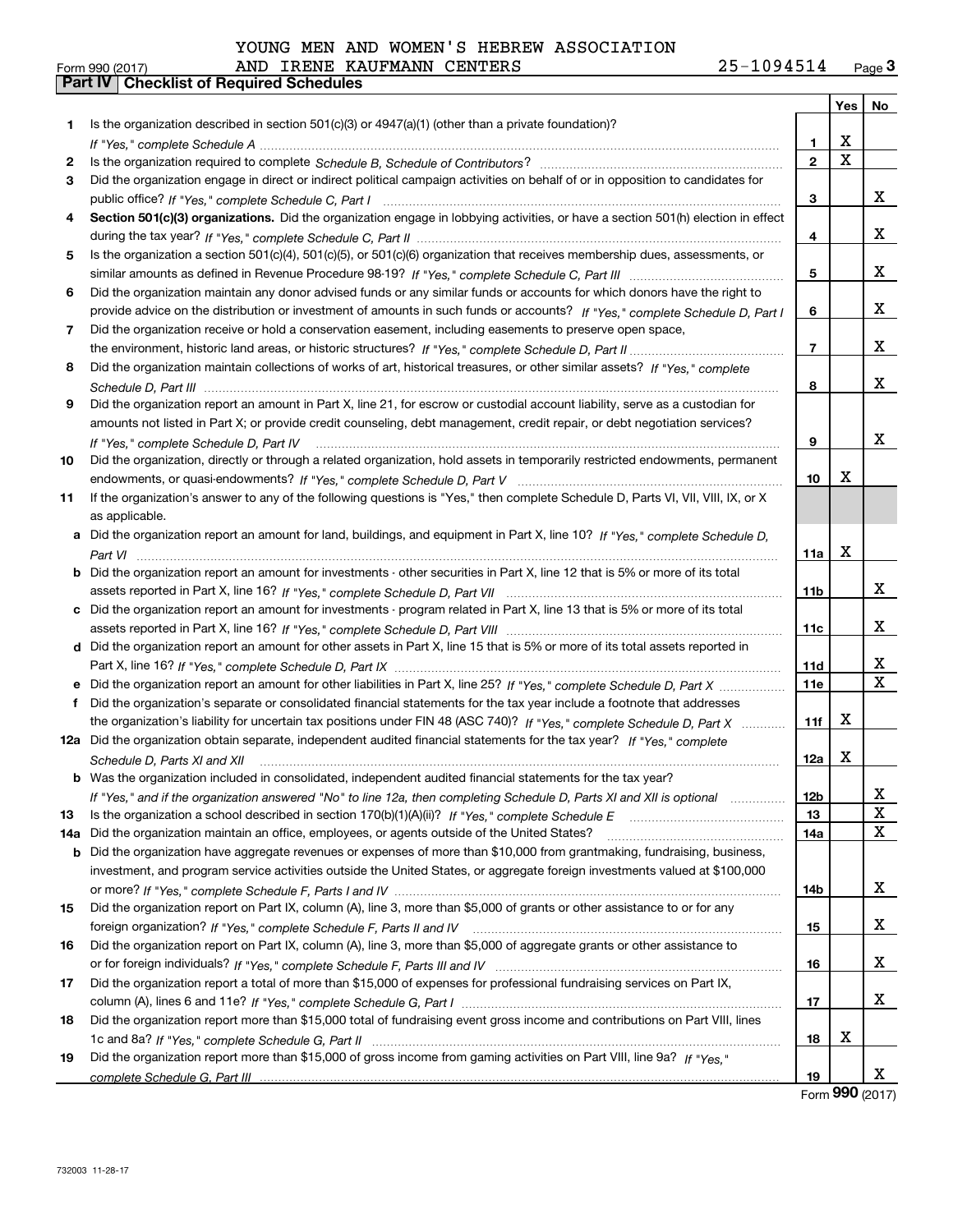YOUNG MEN AND WOMEN'S HEBREW ASSOCIATION AND IRENE KAUFMANN CENTERS 25-1094514

Form 990 (2017)

## Part IV Checklist of Required Schedules

| | | | Yes | No |
|---|---|---|---|---|
| 1 | Is the organization described in section 501(c)(3) or 4947(a)(1) (other than a private foundation)? *If "Yes," complete Schedule A* | 1 | X | |
| 2 | Is the organization required to complete *Schedule B, Schedule of Contributors*? | 2 | X | |
| 3 | Did the organization engage in direct or indirect political campaign activities on behalf of or in opposition to candidates for public office? *If "Yes," complete Schedule C, Part I* | 3 | | X |
| 4 | **Section 501(c)(3) organizations.** Did the organization engage in lobbying activities, or have a section 501(h) election in effect during the tax year? *If "Yes," complete Schedule C, Part II* | 4 | | X |
| 5 | Is the organization a section 501(c)(4), 501(c)(5), or 501(c)(6) organization that receives membership dues, assessments, or similar amounts as defined in Revenue Procedure 98-19? *If "Yes," complete Schedule C, Part III* | 5 | | X |
| 6 | Did the organization maintain any donor advised funds or any similar funds or accounts for which donors have the right to provide advice on the distribution or investment of amounts in such funds or accounts? *If "Yes," complete Schedule D, Part I* | 6 | | X |
| 7 | Did the organization receive or hold a conservation easement, including easements to preserve open space, the environment, historic land areas, or historic structures? *If "Yes," complete Schedule D, Part II* | 7 | | X |
| 8 | Did the organization maintain collections of works of art, historical treasures, or other similar assets? *If "Yes," complete Schedule D, Part III* | 8 | | X |
| 9 | Did the organization report an amount in Part X, line 21, for escrow or custodial account liability, serve as a custodian for amounts not listed in Part X; or provide credit counseling, debt management, credit repair, or debt negotiation services? *If "Yes," complete Schedule D, Part IV* | 9 | | X |
| 10 | Did the organization, directly or through a related organization, hold assets in temporarily restricted endowments, permanent endowments, or quasi-endowments? *If "Yes," complete Schedule D, Part V* | 10 | X | |
| 11 | If the organization's answer to any of the following questions is "Yes," then complete Schedule D, Parts VI, VII, VIII, IX, or X as applicable. | | | |
| a | Did the organization report an amount for land, buildings, and equipment in Part X, line 10? *If "Yes," complete Schedule D, Part VI* | 11a | X | |
| b | Did the organization report an amount for investments - other securities in Part X, line 12 that is 5% or more of its total assets reported in Part X, line 16? *If "Yes," complete Schedule D, Part VII* | 11b | | X |
| c | Did the organization report an amount for investments - program related in Part X, line 13 that is 5% or more of its total assets reported in Part X, line 16? *If "Yes," complete Schedule D, Part VIII* | 11c | | X |
| d | Did the organization report an amount for other assets in Part X, line 15 that is 5% or more of its total assets reported in Part X, line 16? *If "Yes," complete Schedule D, Part IX* | 11d | | X |
| e | Did the organization report an amount for other liabilities in Part X, line 25? *If "Yes," complete Schedule D, Part X* | 11e | | X |
| f | Did the organization's separate or consolidated financial statements for the tax year include a footnote that addresses the organization's liability for uncertain tax positions under FIN 48 (ASC 740)? *If "Yes," complete Schedule D, Part X* | 11f | X | |
| 12a | Did the organization obtain separate, independent audited financial statements for the tax year? *If "Yes," complete Schedule D, Parts XI and XII* | 12a | X | |
| b | Was the organization included in consolidated, independent audited financial statements for the tax year? *If "Yes," and if the organization answered "No" to line 12a, then completing Schedule D, Parts XI and XII is optional* | 12b | | X |
| 13 | Is the organization a school described in section 170(b)(1)(A)(ii)? *If "Yes," complete Schedule E* | 13 | | X |
| 14a | Did the organization maintain an office, employees, or agents outside of the United States? | 14a | | X |
| b | Did the organization have aggregate revenues or expenses of more than $10,000 from grantmaking, fundraising, business, investment, and program service activities outside the United States, or aggregate foreign investments valued at $100,000 or more? *If "Yes," complete Schedule F, Parts I and IV* | 14b | | X |
| 15 | Did the organization report on Part IX, column (A), line 3, more than $5,000 of grants or other assistance to or for any foreign organization? *If "Yes," complete Schedule F, Parts II and IV* | 15 | | X |
| 16 | Did the organization report on Part IX, column (A), line 3, more than $5,000 of aggregate grants or other assistance to or for foreign individuals? *If "Yes," complete Schedule F, Parts III and IV* | 16 | | X |
| 17 | Did the organization report a total of more than $15,000 of expenses for professional fundraising services on Part IX, column (A), lines 6 and 11e? *If "Yes," complete Schedule G, Part I* | 17 | | X |
| 18 | Did the organization report more than $15,000 total of fundraising event gross income and contributions on Part VIII, lines 1c and 8a? *If "Yes," complete Schedule G, Part II* | 18 | X | |
| 19 | Did the organization report more than $15,000 of gross income from gaming activities on Part VIII, line 9a? *If "Yes," complete Schedule G, Part III* | 19 | | X |

Form **990** (2017)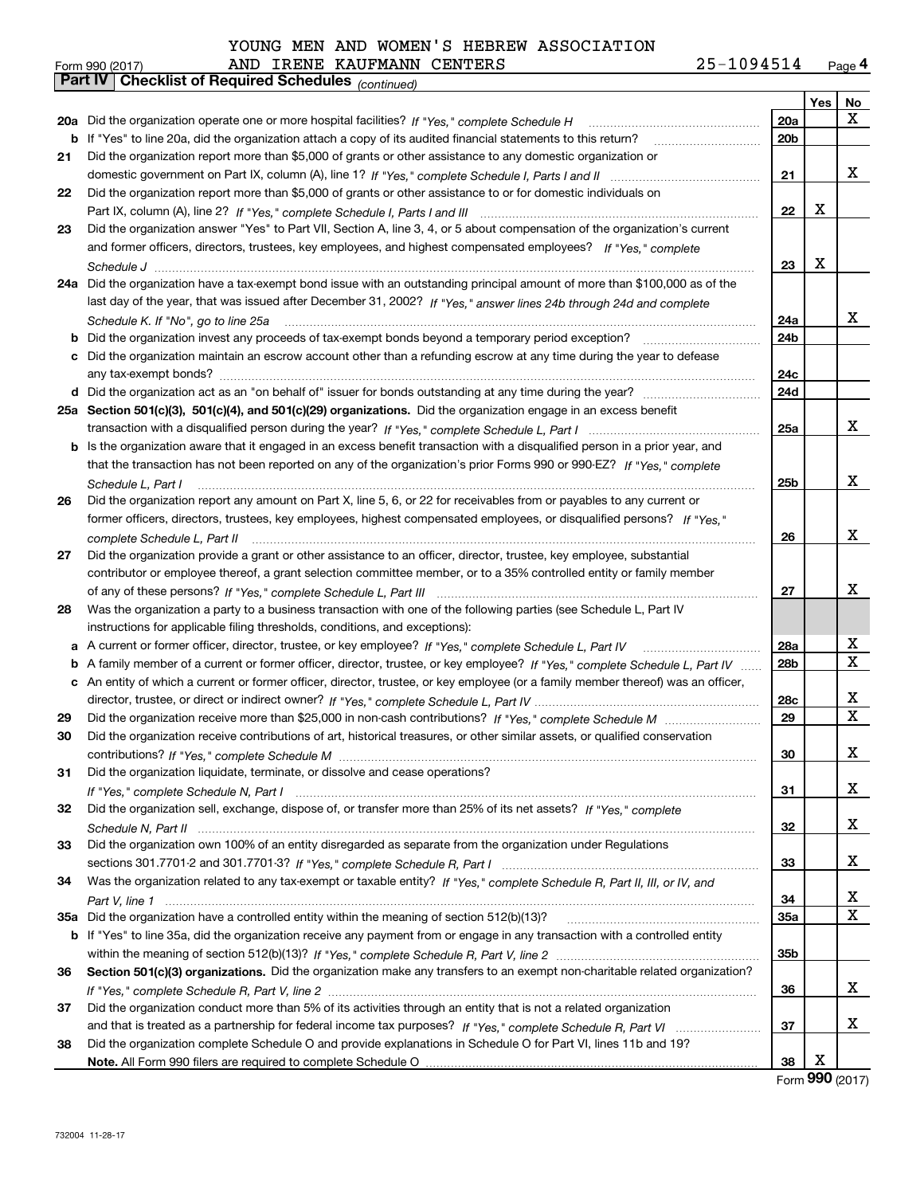YOUNG MEN AND WOMEN'S HEBREW ASSOCIATION AND IRENE KAUFMANN CENTERS 25-1094514

Form 990 (2017)

## Part IV | Checklist of Required Schedules *(continued)*

| | | | Yes | No |
|---|---|---|---|---|
| 20a | Did the organization operate one or more hospital facilities? *If "Yes," complete Schedule H* | 20a | | X |
| b | If "Yes" to line 20a, did the organization attach a copy of its audited financial statements to this return? | 20b | | |
| 21 | Did the organization report more than $5,000 of grants or other assistance to any domestic organization or domestic government on Part IX, column (A), line 1? *If "Yes," complete Schedule I, Parts I and II* | 21 | | X |
| 22 | Did the organization report more than $5,000 of grants or other assistance to or for domestic individuals on Part IX, column (A), line 2? *If "Yes," complete Schedule I, Parts I and III* | 22 | X | |
| 23 | Did the organization answer "Yes" to Part VII, Section A, line 3, 4, or 5 about compensation of the organization's current and former officers, directors, trustees, key employees, and highest compensated employees? *If "Yes," complete Schedule J* | 23 | X | |
| 24a | Did the organization have a tax-exempt bond issue with an outstanding principal amount of more than $100,000 as of the last day of the year, that was issued after December 31, 2002? *If "Yes," answer lines 24b through 24d and complete Schedule K. If "No", go to line 25a* | 24a | | X |
| b | Did the organization invest any proceeds of tax-exempt bonds beyond a temporary period exception? | 24b | | |
| c | Did the organization maintain an escrow account other than a refunding escrow at any time during the year to defease any tax-exempt bonds? | 24c | | |
| d | Did the organization act as an "on behalf of" issuer for bonds outstanding at any time during the year? | 24d | | |
| 25a | **Section 501(c)(3), 501(c)(4), and 501(c)(29) organizations.** Did the organization engage in an excess benefit transaction with a disqualified person during the year? *If "Yes," complete Schedule L, Part I* | 25a | | X |
| b | Is the organization aware that it engaged in an excess benefit transaction with a disqualified person in a prior year, and that the transaction has not been reported on any of the organization's prior Forms 990 or 990-EZ? *If "Yes," complete Schedule L, Part I* | 25b | | X |
| 26 | Did the organization report any amount on Part X, line 5, 6, or 22 for receivables from or payables to any current or former officers, directors, trustees, key employees, highest compensated employees, or disqualified persons? *If "Yes," complete Schedule L, Part II* | 26 | | X |
| 27 | Did the organization provide a grant or other assistance to an officer, director, trustee, key employee, substantial contributor or employee thereof, a grant selection committee member, or to a 35% controlled entity or family member of any of these persons? *If "Yes," complete Schedule L, Part III* | 27 | | X |
| 28 | Was the organization a party to a business transaction with one of the following parties (see Schedule L, Part IV instructions for applicable filing thresholds, conditions, and exceptions): | | | |
| a | A current or former officer, director, trustee, or key employee? *If "Yes," complete Schedule L, Part IV* | 28a | | X |
| b | A family member of a current or former officer, director, trustee, or key employee? *If "Yes," complete Schedule L, Part IV* | 28b | | X |
| c | An entity of which a current or former officer, director, trustee, or key employee (or a family member thereof) was an officer, director, trustee, or direct or indirect owner? *If "Yes," complete Schedule L, Part IV* | 28c | | X |
| 29 | Did the organization receive more than $25,000 in non-cash contributions? *If "Yes," complete Schedule M* | 29 | | X |
| 30 | Did the organization receive contributions of art, historical treasures, or other similar assets, or qualified conservation contributions? *If "Yes," complete Schedule M* | 30 | | X |
| 31 | Did the organization liquidate, terminate, or dissolve and cease operations? *If "Yes," complete Schedule N, Part I* | 31 | | X |
| 32 | Did the organization sell, exchange, dispose of, or transfer more than 25% of its net assets? *If "Yes," complete Schedule N, Part II* | 32 | | X |
| 33 | Did the organization own 100% of an entity disregarded as separate from the organization under Regulations sections 301.7701-2 and 301.7701-3? *If "Yes," complete Schedule R, Part I* | 33 | | X |
| 34 | Was the organization related to any tax-exempt or taxable entity? *If "Yes," complete Schedule R, Part II, III, or IV, and Part V, line 1* | 34 | | X |
| 35a | Did the organization have a controlled entity within the meaning of section 512(b)(13)? | 35a | | X |
| b | If "Yes" to line 35a, did the organization receive any payment from or engage in any transaction with a controlled entity within the meaning of section 512(b)(13)? *If "Yes," complete Schedule R, Part V, line 2* | 35b | | |
| 36 | **Section 501(c)(3) organizations.** Did the organization make any transfers to an exempt non-charitable related organization? *If "Yes," complete Schedule R, Part V, line 2* | 36 | | X |
| 37 | Did the organization conduct more than 5% of its activities through an entity that is not a related organization and that is treated as a partnership for federal income tax purposes? *If "Yes," complete Schedule R, Part VI* | 37 | | X |
| 38 | Did the organization complete Schedule O and provide explanations in Schedule O for Part VI, lines 11b and 19? **Note.** All Form 990 filers are required to complete Schedule O | 38 | X | |

Form **990** (2017)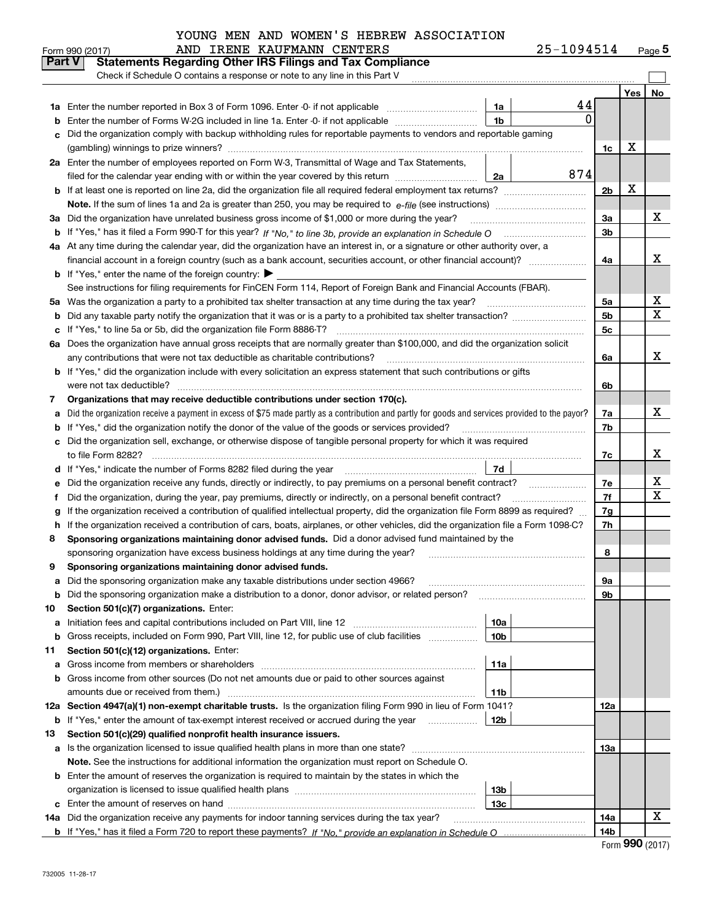YOUNG MEN AND WOMEN'S HEBREW ASSOCIATION AND IRENE KAUFMANN CENTERS 25-1094514

Form 990 (2017)

## Part V Statements Regarding Other IRS Filings and Tax Compliance

Check if Schedule O contains a response or note to any line in this Part V

| | | | | | Yes | No |
|---|---|---|---|---|---|---|
| 1a | Enter the number reported in Box 3 of Form 1096. Enter -0- if not applicable | 1a | 44 | | | |
| b | Enter the number of Forms W-2G included in line 1a. Enter -0- if not applicable | 1b | 0 | | | |
| c | Did the organization comply with backup withholding rules for reportable payments to vendors and reportable gaming (gambling) winnings to prize winners? | | | 1c | X | |
| 2a | Enter the number of employees reported on Form W-3, Transmittal of Wage and Tax Statements, filed for the calendar year ending with or within the year covered by this return | 2a | 874 | | | |
| b | If at least one is reported on line 2a, did the organization file all required federal employment tax returns? | | | 2b | X | |
| | Note. If the sum of lines 1a and 2a is greater than 250, you may be required to e-file (see instructions) | | | | | |
| 3a | Did the organization have unrelated business gross income of $1,000 or more during the year? | | | 3a | | X |
| b | If "Yes," has it filed a Form 990-T for this year? If "No," to line 3b, provide an explanation in Schedule O | | | 3b | | |
| 4a | At any time during the calendar year, did the organization have an interest in, or a signature or other authority over, a financial account in a foreign country (such as a bank account, securities account, or other financial account)? | | | 4a | | X |
| b | If "Yes," enter the name of the foreign country: ▶ | | | | | |
| | See instructions for filing requirements for FinCEN Form 114, Report of Foreign Bank and Financial Accounts (FBAR). | | | | | |
| 5a | Was the organization a party to a prohibited tax shelter transaction at any time during the tax year? | | | 5a | | X |
| b | Did any taxable party notify the organization that it was or is a party to a prohibited tax shelter transaction? | | | 5b | | X |
| c | If "Yes," to line 5a or 5b, did the organization file Form 8886-T? | | | 5c | | |
| 6a | Does the organization have annual gross receipts that are normally greater than $100,000, and did the organization solicit any contributions that were not tax deductible as charitable contributions? | | | 6a | | X |
| b | If "Yes," did the organization include with every solicitation an express statement that such contributions or gifts were not tax deductible? | | | 6b | | |
| 7 | Organizations that may receive deductible contributions under section 170(c). | | | | | |
| a | Did the organization receive a payment in excess of $75 made partly as a contribution and partly for goods and services provided to the payor? | | | 7a | | X |
| b | If "Yes," did the organization notify the donor of the value of the goods or services provided? | | | 7b | | |
| c | Did the organization sell, exchange, or otherwise dispose of tangible personal property for which it was required to file Form 8282? | | | 7c | | X |
| d | If "Yes," indicate the number of Forms 8282 filed during the year | 7d | | | | |
| e | Did the organization receive any funds, directly or indirectly, to pay premiums on a personal benefit contract? | | | 7e | | X |
| f | Did the organization, during the year, pay premiums, directly or indirectly, on a personal benefit contract? | | | 7f | | X |
| g | If the organization received a contribution of qualified intellectual property, did the organization file Form 8899 as required? | | | 7g | | |
| h | If the organization received a contribution of cars, boats, airplanes, or other vehicles, did the organization file a Form 1098-C? | | | 7h | | |
| 8 | Sponsoring organizations maintaining donor advised funds. Did a donor advised fund maintained by the sponsoring organization have excess business holdings at any time during the year? | | | 8 | | |
| 9 | Sponsoring organizations maintaining donor advised funds. | | | | | |
| a | Did the sponsoring organization make any taxable distributions under section 4966? | | | 9a | | |
| b | Did the sponsoring organization make a distribution to a donor, donor advisor, or related person? | | | 9b | | |
| 10 | Section 501(c)(7) organizations. Enter: | | | | | |
| a | Initiation fees and capital contributions included on Part VIII, line 12 | 10a | | | | |
| b | Gross receipts, included on Form 990, Part VIII, line 12, for public use of club facilities | 10b | | | | |
| 11 | Section 501(c)(12) organizations. Enter: | | | | | |
| a | Gross income from members or shareholders | 11a | | | | |
| b | Gross income from other sources (Do not net amounts due or paid to other sources against amounts due or received from them.) | 11b | | | | |
| 12a | Section 4947(a)(1) non-exempt charitable trusts. Is the organization filing Form 990 in lieu of Form 1041? | | | 12a | | |
| b | If "Yes," enter the amount of tax-exempt interest received or accrued during the year | 12b | | | | |
| 13 | Section 501(c)(29) qualified nonprofit health insurance issuers. | | | | | |
| a | Is the organization licensed to issue qualified health plans in more than one state? | | | 13a | | |
| | Note. See the instructions for additional information the organization must report on Schedule O. | | | | | |
| b | Enter the amount of reserves the organization is required to maintain by the states in which the organization is licensed to issue qualified health plans | 13b | | | | |
| c | Enter the amount of reserves on hand | 13c | | | | |
| 14a | Did the organization receive any payments for indoor tanning services during the tax year? | | | 14a | | X |
| b | If "Yes," has it filed a Form 720 to report these payments? If "No," provide an explanation in Schedule O | | | 14b | | |

Form 990 (2017)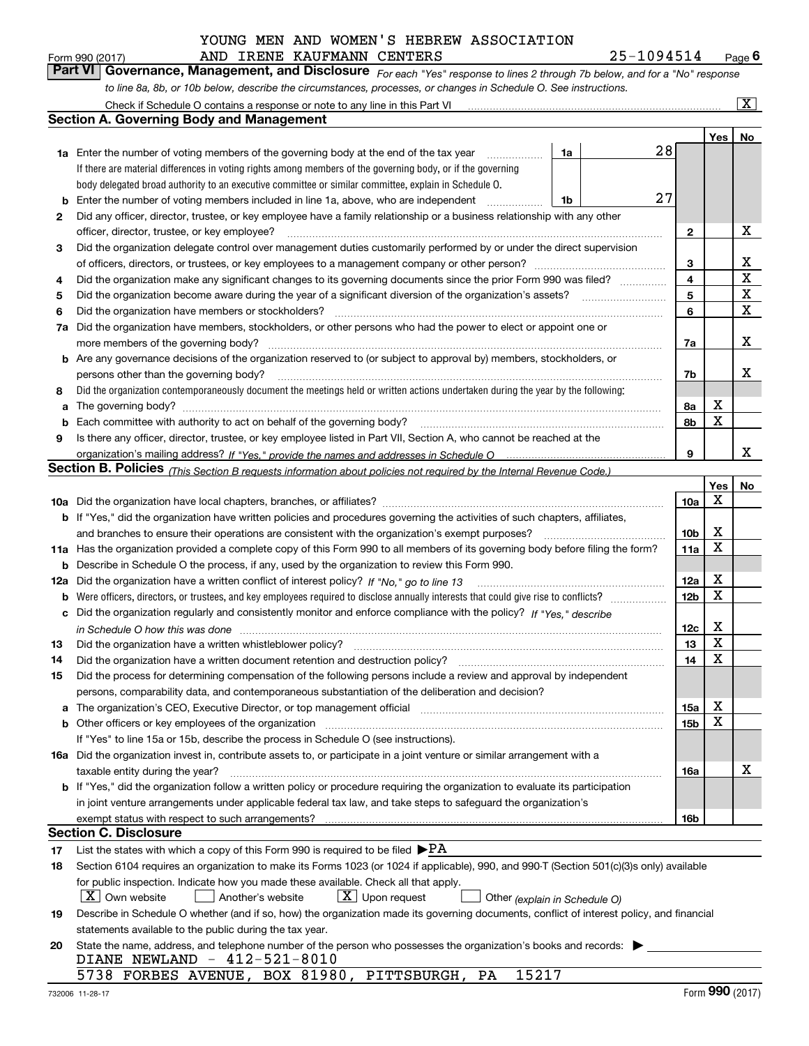YOUNG MEN AND WOMEN'S HEBREW ASSOCIATION
AND IRENE KAUFMANN CENTERS

Form 990 (2017) 25-1094514 Page 6

## Part VI Governance, Management, and Disclosure

*For each "Yes" response to lines 2 through 7b below, and for a "No" response to line 8a, 8b, or 10b below, describe the circumstances, processes, or changes in Schedule O. See instructions.*

Check if Schedule O contains a response or note to any line in this Part VI [X]

### Section A. Governing Body and Management

| | | | | Yes | No |
|---|---|---|---|---|---|
| **1a** | Enter the number of voting members of the governing body at the end of the tax year | 1a | 28 | | |
| | If there are material differences in voting rights among members of the governing body, or if the governing body delegated broad authority to an executive committee or similar committee, explain in Schedule O. | | | | |
| **b** | Enter the number of voting members included in line 1a, above, who are independent | 1b | 27 | | |
| **2** | Did any officer, director, trustee, or key employee have a family relationship or a business relationship with any other officer, director, trustee, or key employee? | 2 | | | X |
| **3** | Did the organization delegate control over management duties customarily performed by or under the direct supervision of officers, directors, or trustees, or key employees to a management company or other person? | 3 | | | X |
| **4** | Did the organization make any significant changes to its governing documents since the prior Form 990 was filed? | 4 | | | X |
| **5** | Did the organization become aware during the year of a significant diversion of the organization's assets? | 5 | | | X |
| **6** | Did the organization have members or stockholders? | 6 | | | X |
| **7a** | Did the organization have members, stockholders, or other persons who had the power to elect or appoint one or more members of the governing body? | 7a | | | X |
| **b** | Are any governance decisions of the organization reserved to (or subject to approval by) members, stockholders, or persons other than the governing body? | 7b | | | X |
| **8** | Did the organization contemporaneously document the meetings held or written actions undertaken during the year by the following: | | | | |
| **a** | The governing body? | 8a | | X | |
| **b** | Each committee with authority to act on behalf of the governing body? | 8b | | X | |
| **9** | Is there any officer, director, trustee, or key employee listed in Part VII, Section A, who cannot be reached at the organization's mailing address? *If "Yes," provide the names and addresses in Schedule O* | 9 | | | X |

### Section B. Policies *(This Section B requests information about policies not required by the Internal Revenue Code.)*

| | | | Yes | No |
|---|---|---|---|---|
| **10a** | Did the organization have local chapters, branches, or affiliates? | 10a | X | |
| **b** | If "Yes," did the organization have written policies and procedures governing the activities of such chapters, affiliates, and branches to ensure their operations are consistent with the organization's exempt purposes? | 10b | X | |
| **11a** | Has the organization provided a complete copy of this Form 990 to all members of its governing body before filing the form? | 11a | X | |
| **b** | Describe in Schedule O the process, if any, used by the organization to review this Form 990. | | | |
| **12a** | Did the organization have a written conflict of interest policy? *If "No," go to line 13* | 12a | X | |
| **b** | Were officers, directors, or trustees, and key employees required to disclose annually interests that could give rise to conflicts? | 12b | X | |
| **c** | Did the organization regularly and consistently monitor and enforce compliance with the policy? *If "Yes," describe in Schedule O how this was done* | 12c | X | |
| **13** | Did the organization have a written whistleblower policy? | 13 | X | |
| **14** | Did the organization have a written document retention and destruction policy? | 14 | X | |
| **15** | Did the process for determining compensation of the following persons include a review and approval by independent persons, comparability data, and contemporaneous substantiation of the deliberation and decision? | | | |
| **a** | The organization's CEO, Executive Director, or top management official | 15a | X | |
| **b** | Other officers or key employees of the organization | 15b | X | |
| | If "Yes" to line 15a or 15b, describe the process in Schedule O (see instructions). | | | |
| **16a** | Did the organization invest in, contribute assets to, or participate in a joint venture or similar arrangement with a taxable entity during the year? | 16a | | X |
| **b** | If "Yes," did the organization follow a written policy or procedure requiring the organization to evaluate its participation in joint venture arrangements under applicable federal tax law, and take steps to safeguard the organization's exempt status with respect to such arrangements? | 16b | | |

### Section C. Disclosure

**17** List the states with which a copy of this Form 990 is required to be filed ▶ PA

**18** Section 6104 requires an organization to make its Forms 1023 (or 1024 if applicable), 990, and 990-T (Section 501(c)(3)s only) available for public inspection. Indicate how you made these available. Check all that apply.

[X] Own website   [ ] Another's website   [X] Upon request   [ ] Other *(explain in Schedule O)*

**19** Describe in Schedule O whether (and if so, how) the organization made its governing documents, conflict of interest policy, and financial statements available to the public during the tax year.

**20** State the name, address, and telephone number of the person who possesses the organization's books and records: ▶

DIANE NEWLAND - 412-521-8010
5738 FORBES AVENUE, BOX 81980, PITTSBURGH, PA 15217

732006 11-28-17 Form **990** (2017)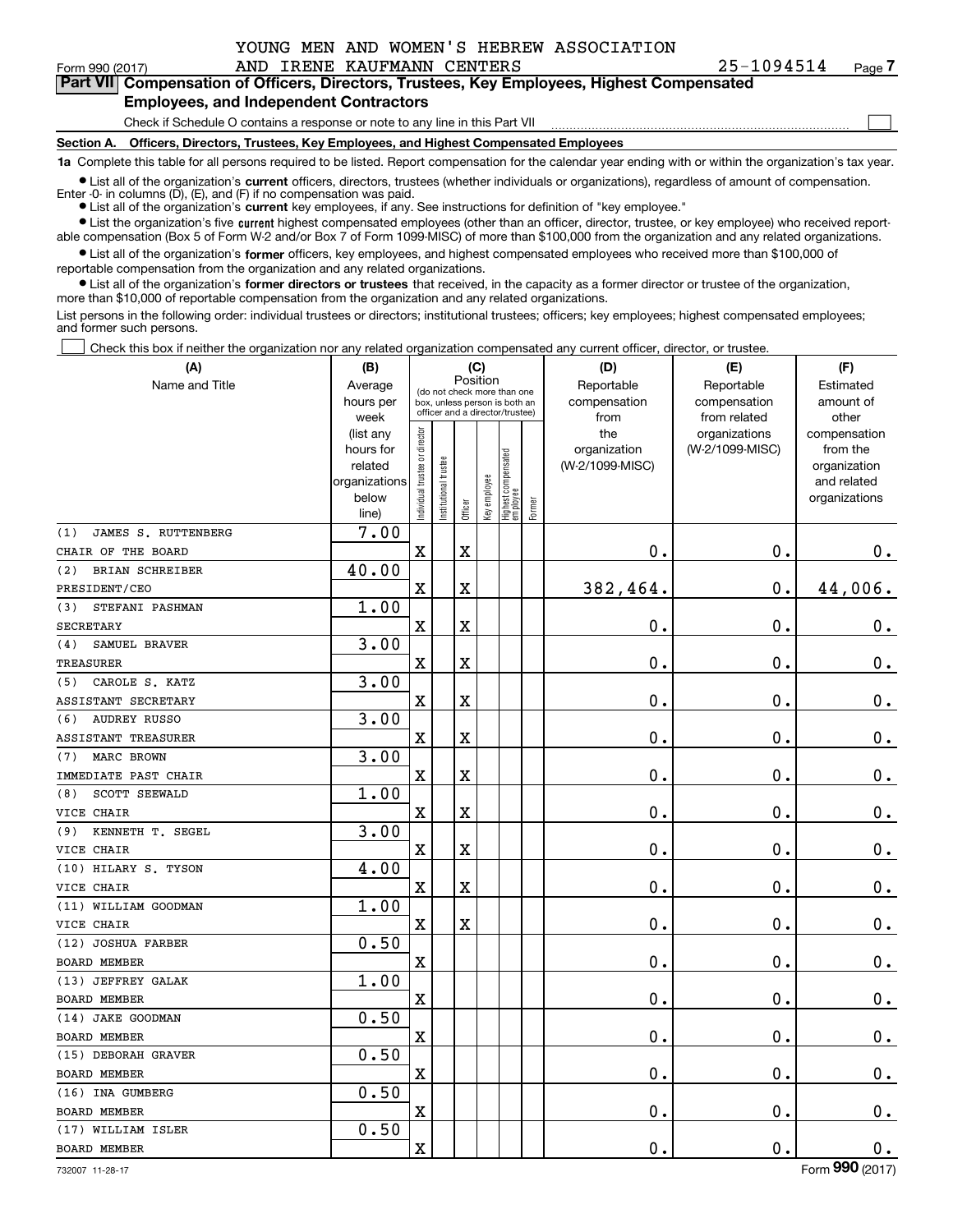YOUNG MEN AND WOMEN'S HEBREW ASSOCIATION
AND IRENE KAUFMANN CENTERS 25-1094514

Form 990 (2017) Page 7

## Part VII Compensation of Officers, Directors, Trustees, Key Employees, Highest Compensated Employees, and Independent Contractors

Check if Schedule O contains a response or note to any line in this Part VII ☐

**Section A. Officers, Directors, Trustees, Key Employees, and Highest Compensated Employees**

**1a** Complete this table for all persons required to be listed. Report compensation for the calendar year ending with or within the organization's tax year.

- List all of the organization's **current** officers, directors, trustees (whether individuals or organizations), regardless of amount of compensation. Enter -0- in columns (D), (E), and (F) if no compensation was paid.
- List all of the organization's **current** key employees, if any. See instructions for definition of "key employee."
- List the organization's five **current** highest compensated employees (other than an officer, director, trustee, or key employee) who received reportable compensation (Box 5 of Form W-2 and/or Box 7 of Form 1099-MISC) of more than $100,000 from the organization and any related organizations.
- List all of the organization's **former** officers, key employees, and highest compensated employees who received more than $100,000 of reportable compensation from the organization and any related organizations.
- List all of the organization's **former directors or trustees** that received, in the capacity as a former director or trustee of the organization, more than $10,000 of reportable compensation from the organization and any related organizations.

List persons in the following order: individual trustees or directors; institutional trustees; officers; key employees; highest compensated employees; and former such persons.

☐ Check this box if neither the organization nor any related organization compensated any current officer, director, or trustee.

| (A) Name and Title | (B) Average hours per week (list any hours for related organizations below line) | (C) Position: Individual trustee or director | Institutional trustee | Officer | Key employee | Highest compensated employee | Former | (D) Reportable compensation from the organization (W-2/1099-MISC) | (E) Reportable compensation from related organizations (W-2/1099-MISC) | (F) Estimated amount of other compensation from the organization and related organizations |
|---|---|---|---|---|---|---|---|---|---|---|
| (1) JAMES S. RUTTENBERG<br>CHAIR OF THE BOARD | 7.00 | X | | X | | | | 0. | 0. | 0. |
| (2) BRIAN SCHREIBER<br>PRESIDENT/CEO | 40.00 | X | | X | | | | 382,464. | 0. | 44,006. |
| (3) STEFANI PASHMAN<br>SECRETARY | 1.00 | X | | X | | | | 0. | 0. | 0. |
| (4) SAMUEL BRAVER<br>TREASURER | 3.00 | X | | X | | | | 0. | 0. | 0. |
| (5) CAROLE S. KATZ<br>ASSISTANT SECRETARY | 3.00 | X | | X | | | | 0. | 0. | 0. |
| (6) AUDREY RUSSO<br>ASSISTANT TREASURER | 3.00 | X | | X | | | | 0. | 0. | 0. |
| (7) MARC BROWN<br>IMMEDIATE PAST CHAIR | 3.00 | X | | X | | | | 0. | 0. | 0. |
| (8) SCOTT SEEWALD<br>VICE CHAIR | 1.00 | X | | X | | | | 0. | 0. | 0. |
| (9) KENNETH T. SEGEL<br>VICE CHAIR | 3.00 | X | | X | | | | 0. | 0. | 0. |
| (10) HILARY S. TYSON<br>VICE CHAIR | 4.00 | X | | X | | | | 0. | 0. | 0. |
| (11) WILLIAM GOODMAN<br>VICE CHAIR | 1.00 | X | | X | | | | 0. | 0. | 0. |
| (12) JOSHUA FARBER<br>BOARD MEMBER | 0.50 | X | | | | | | 0. | 0. | 0. |
| (13) JEFFREY GALAK<br>BOARD MEMBER | 1.00 | X | | | | | | 0. | 0. | 0. |
| (14) JAKE GOODMAN<br>BOARD MEMBER | 0.50 | X | | | | | | 0. | 0. | 0. |
| (15) DEBORAH GRAVER<br>BOARD MEMBER | 0.50 | X | | | | | | 0. | 0. | 0. |
| (16) INA GUMBERG<br>BOARD MEMBER | 0.50 | X | | | | | | 0. | 0. | 0. |
| (17) WILLIAM ISLER<br>BOARD MEMBER | 0.50 | X | | | | | | 0. | 0. | 0. |

732007 11-28-17 Form 990 (2017)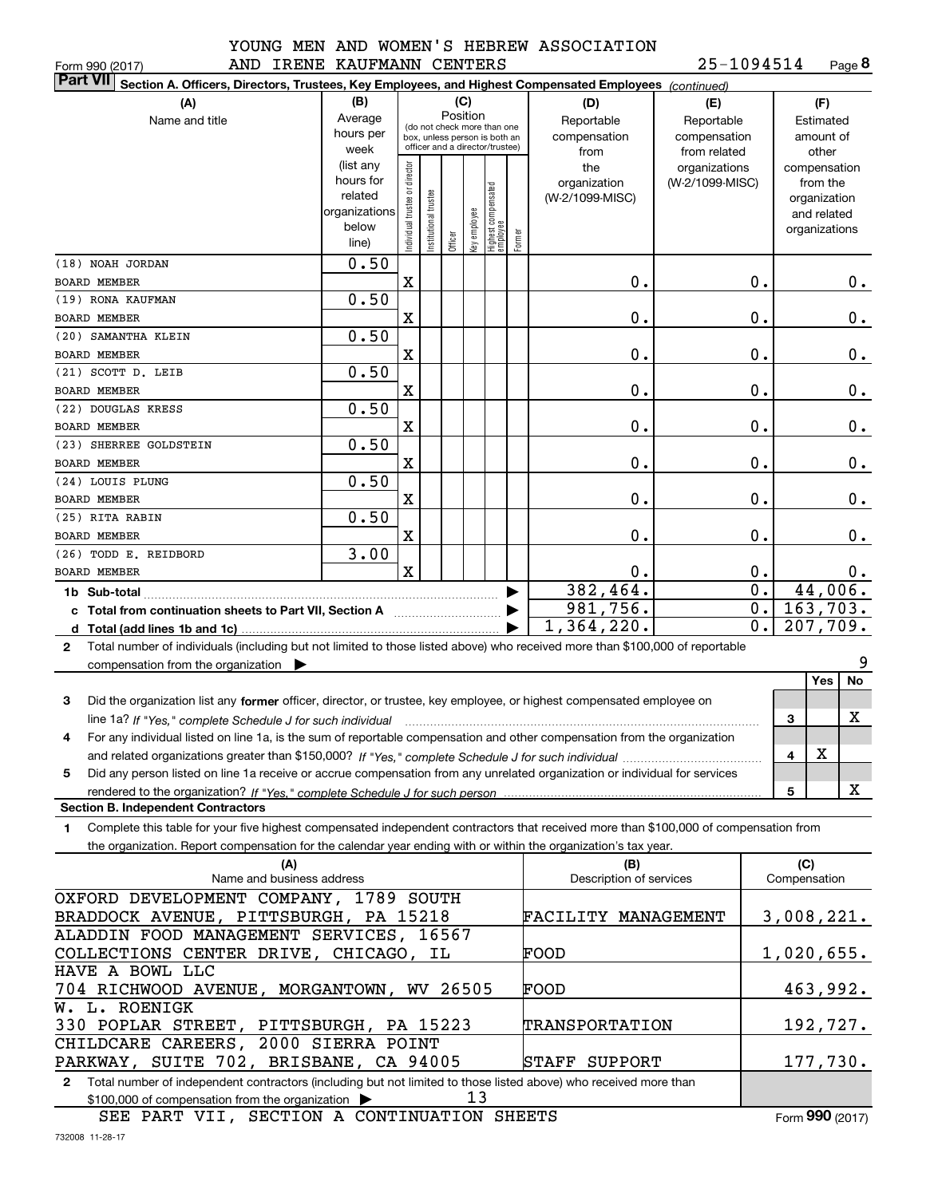YOUNG MEN AND WOMEN'S HEBREW ASSOCIATION
AND IRENE KAUFMANN CENTERS

Form 990 (2017) 25-1094514 Page 8

**Part VII** Section A. Officers, Directors, Trustees, Key Employees, and Highest Compensated Employees *(continued)*

| (A) Name and title | (B) Average hours per week (list any hours for related organizations below line) | (C) Position: Individual trustee or director | Institutional trustee | Officer | Key employee | Highest compensated employee | Former | (D) Reportable compensation from the organization (W-2/1099-MISC) | (E) Reportable compensation from related organizations (W-2/1099-MISC) | (F) Estimated amount of other compensation from the organization and related organizations |
|---|---|---|---|---|---|---|---|---|---|---|
| (18) NOAH JORDAN<br>BOARD MEMBER | 0.50 | X | | | | | | 0. | 0. | 0. |
| (19) RONA KAUFMAN<br>BOARD MEMBER | 0.50 | X | | | | | | 0. | 0. | 0. |
| (20) SAMANTHA KLEIN<br>BOARD MEMBER | 0.50 | X | | | | | | 0. | 0. | 0. |
| (21) SCOTT D. LEIB<br>BOARD MEMBER | 0.50 | X | | | | | | 0. | 0. | 0. |
| (22) DOUGLAS KRESS<br>BOARD MEMBER | 0.50 | X | | | | | | 0. | 0. | 0. |
| (23) SHERREE GOLDSTEIN<br>BOARD MEMBER | 0.50 | X | | | | | | 0. | 0. | 0. |
| (24) LOUIS PLUNG<br>BOARD MEMBER | 0.50 | X | | | | | | 0. | 0. | 0. |
| (25) RITA RABIN<br>BOARD MEMBER | 0.50 | X | | | | | | 0. | 0. | 0. |
| (26) TODD E. REIDBORD<br>BOARD MEMBER | 3.00 | X | | | | | | 0. | 0. | 0. |
| 1b Sub-total | | | | | | | | 382,464. | 0. | 44,006. |
| c Total from continuation sheets to Part VII, Section A | | | | | | | | 981,756. | 0. | 163,703. |
| d Total (add lines 1b and 1c) | | | | | | | | 1,364,220. | 0. | 207,709. |

2 Total number of individuals (including but not limited to those listed above) who received more than $100,000 of reportable compensation from the organization ▶ 9

| | | Yes | No |
|---|---|---|---|
| 3 Did the organization list any **former** officer, director, or trustee, key employee, or highest compensated employee on line 1a? *If "Yes," complete Schedule J for such individual* | 3 | | X |
| 4 For any individual listed on line 1a, is the sum of reportable compensation and other compensation from the organization and related organizations greater than $150,000? *If "Yes," complete Schedule J for such individual* | 4 | X | |
| 5 Did any person listed on line 1a receive or accrue compensation from any unrelated organization or individual for services rendered to the organization? *If "Yes," complete Schedule J for such person* | 5 | | X |

**Section B. Independent Contractors**

1 Complete this table for your five highest compensated independent contractors that received more than $100,000 of compensation from the organization. Report compensation for the calendar year ending with or within the organization's tax year.

| (A) Name and business address | (B) Description of services | (C) Compensation |
|---|---|---|
| OXFORD DEVELOPMENT COMPANY, 1789 SOUTH BRADDOCK AVENUE, PITTSBURGH, PA 15218 | FACILITY MANAGEMENT | 3,008,221. |
| ALADDIN FOOD MANAGEMENT SERVICES, 16567 COLLECTIONS CENTER DRIVE, CHICAGO, IL | FOOD | 1,020,655. |
| HAVE A BOWL LLC 704 RICHWOOD AVENUE, MORGANTOWN, WV 26505 | FOOD | 463,992. |
| W. L. ROENIGK 330 POPLAR STREET, PITTSBURGH, PA 15223 | TRANSPORTATION | 192,727. |
| CHILDCARE CAREERS, 2000 SIERRA POINT PARKWAY, SUITE 702, BRISBANE, CA 94005 | STAFF SUPPORT | 177,730. |

2 Total number of independent contractors (including but not limited to those listed above) who received more than $100,000 of compensation from the organization ▶ 13

SEE PART VII, SECTION A CONTINUATION SHEETS

Form **990** (2017)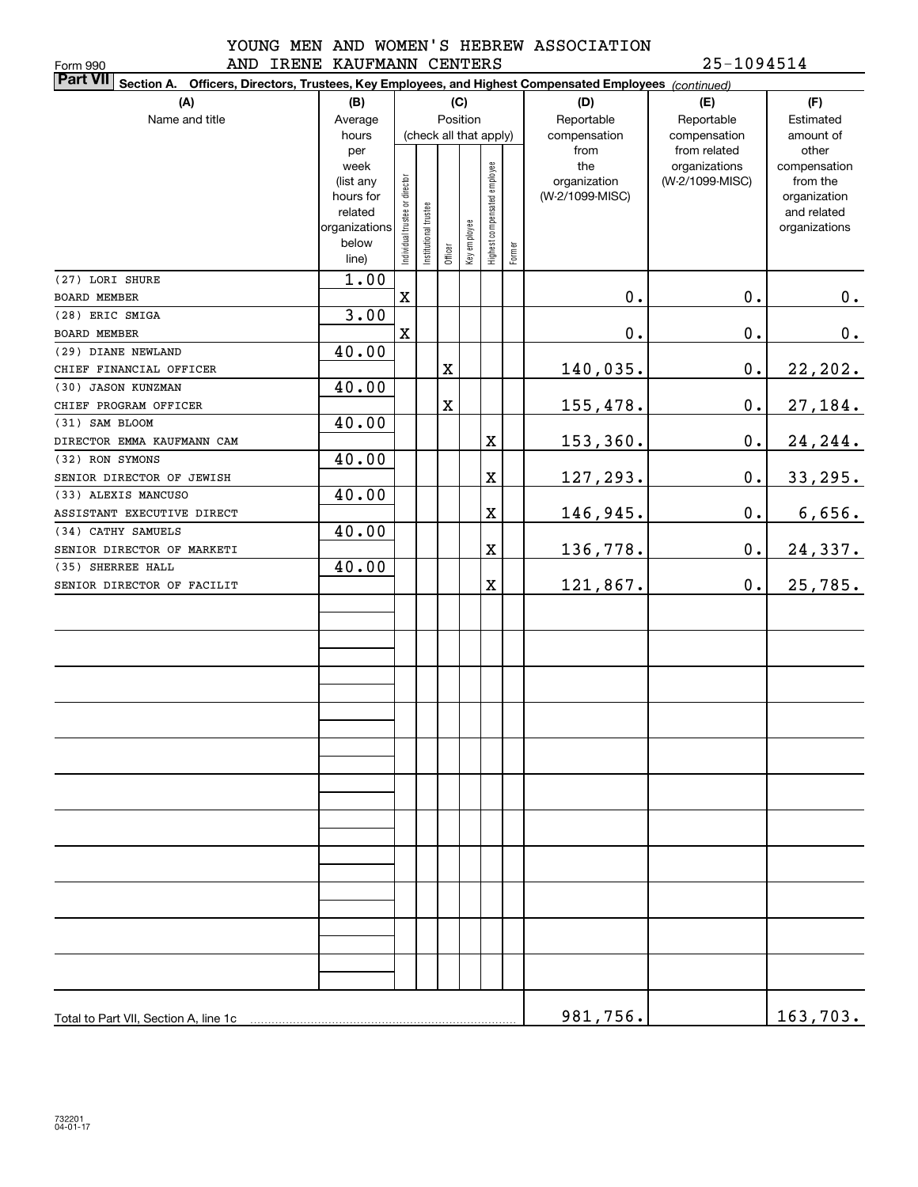Form 990

YOUNG MEN AND WOMEN'S HEBREW ASSOCIATION AND IRENE KAUFMANN CENTERS 25-1094514

**Part VII Section A. Officers, Directors, Trustees, Key Employees, and Highest Compensated Employees** *(continued)*

| (A) Name and title | (B) Average hours per week (list any hours for related organizations below line) | (C) Position (check all that apply): Individual trustee or director | Institutional trustee | Officer | Key employee | Highest compensated employee | Former | (D) Reportable compensation from the organization (W-2/1099-MISC) | (E) Reportable compensation from related organizations (W-2/1099-MISC) | (F) Estimated amount of other compensation from the organization and related organizations |
|---|---|---|---|---|---|---|---|---|---|---|
| (27) LORI SHURE<br>BOARD MEMBER | 1.00 | X | | | | | | 0. | 0. | 0. |
| (28) ERIC SMIGA<br>BOARD MEMBER | 3.00 | X | | | | | | 0. | 0. | 0. |
| (29) DIANE NEWLAND<br>CHIEF FINANCIAL OFFICER | 40.00 | | | X | | | | 140,035. | 0. | 22,202. |
| (30) JASON KUNZMAN<br>CHIEF PROGRAM OFFICER | 40.00 | | | X | | | | 155,478. | 0. | 27,184. |
| (31) SAM BLOOM<br>DIRECTOR EMMA KAUFMANN CAM | 40.00 | | | | | X | | 153,360. | 0. | 24,244. |
| (32) RON SYMONS<br>SENIOR DIRECTOR OF JEWISH | 40.00 | | | | | X | | 127,293. | 0. | 33,295. |
| (33) ALEXIS MANCUSO<br>ASSISTANT EXECUTIVE DIRECT | 40.00 | | | | | X | | 146,945. | 0. | 6,656. |
| (34) CATHY SAMUELS<br>SENIOR DIRECTOR OF MARKETI | 40.00 | | | | | X | | 136,778. | 0. | 24,337. |
| (35) SHERREE HALL<br>SENIOR DIRECTOR OF FACILIT | 40.00 | | | | | X | | 121,867. | 0. | 25,785. |
| Total to Part VII, Section A, line 1c | | | | | | | | 981,756. | | 163,703. |

732201 04-01-17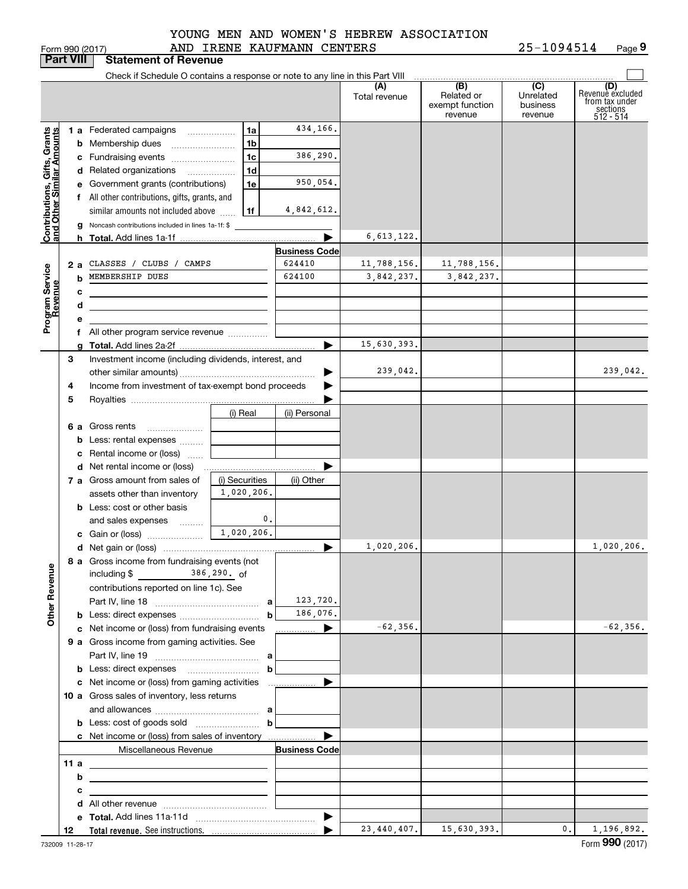YOUNG MEN AND WOMEN'S HEBREW ASSOCIATION AND IRENE KAUFMANN CENTERS 25-1094514

Form 990 (2017) Page 9

## Part VIII Statement of Revenue

Check if Schedule O contains a response or note to any line in this Part VIII

| | | | (A) Total revenue | (B) Related or exempt function revenue | (C) Unrelated business revenue | (D) Revenue excluded from tax under sections 512 - 514 |
|---|---|---|---|---|---|---|
| **Contributions, Gifts, Grants and Other Similar Amounts** | | | | | | |
| 1 a Federated campaigns | 1a | 434,166. | | | | |
| b Membership dues | 1b | | | | | |
| c Fundraising events | 1c | 386,290. | | | | |
| d Related organizations | 1d | | | | | |
| e Government grants (contributions) | 1e | 950,054. | | | | |
| f All other contributions, gifts, grants, and similar amounts not included above | 1f | 4,842,612. | | | | |
| g Noncash contributions included in lines 1a-1f: $ | | | | | | |
| h **Total.** Add lines 1a-1f | | | 6,613,122. | | | |
| **Program Service Revenue** | | Business Code | | | | |
| 2 a CLASSES / CLUBS / CAMPS | | 624410 | 11,788,156. | 11,788,156. | | |
| b MEMBERSHIP DUES | | 624100 | 3,842,237. | 3,842,237. | | |
| c | | | | | | |
| d | | | | | | |
| e | | | | | | |
| f All other program service revenue | | | | | | |
| g **Total.** Add lines 2a-2f | | | 15,630,393. | | | |
| **Other Revenue** | | | | | | |
| 3 Investment income (including dividends, interest, and other similar amounts) | | | 239,042. | | | 239,042. |
| 4 Income from investment of tax-exempt bond proceeds | | | | | | |
| 5 Royalties | | | | | | |
| | (i) Real | (ii) Personal | | | | |
| 6 a Gross rents | | | | | | |
| b Less: rental expenses | | | | | | |
| c Rental income or (loss) | | | | | | |
| d Net rental income or (loss) | | | | | | |
| | (i) Securities | (ii) Other | | | | |
| 7 a Gross amount from sales of assets other than inventory | 1,020,206. | | | | | |
| b Less: cost or other basis and sales expenses | 0. | | | | | |
| c Gain or (loss) | 1,020,206. | | | | | |
| d Net gain or (loss) | | | 1,020,206. | | | 1,020,206. |
| 8 a Gross income from fundraising events (not including $ 386,290. of contributions reported on line 1c). See Part IV, line 18 | a | 123,720. | | | | |
| b Less: direct expenses | b | 186,076. | | | | |
| c Net income or (loss) from fundraising events | | | -62,356. | | | -62,356. |
| 9 a Gross income from gaming activities. See Part IV, line 19 | a | | | | | |
| b Less: direct expenses | b | | | | | |
| c Net income or (loss) from gaming activities | | | | | | |
| 10 a Gross sales of inventory, less returns and allowances | a | | | | | |
| b Less: cost of goods sold | b | | | | | |
| c Net income or (loss) from sales of inventory | | | | | | |
| Miscellaneous Revenue | | Business Code | | | | |
| 11 a | | | | | | |
| b | | | | | | |
| c | | | | | | |
| d All other revenue | | | | | | |
| e **Total.** Add lines 11a-11d | | | | | | |
| 12 **Total revenue.** See instructions. | | | 23,440,407. | 15,630,393. | 0. | 1,196,892. |

732009 11-28-17 Form **990** (2017)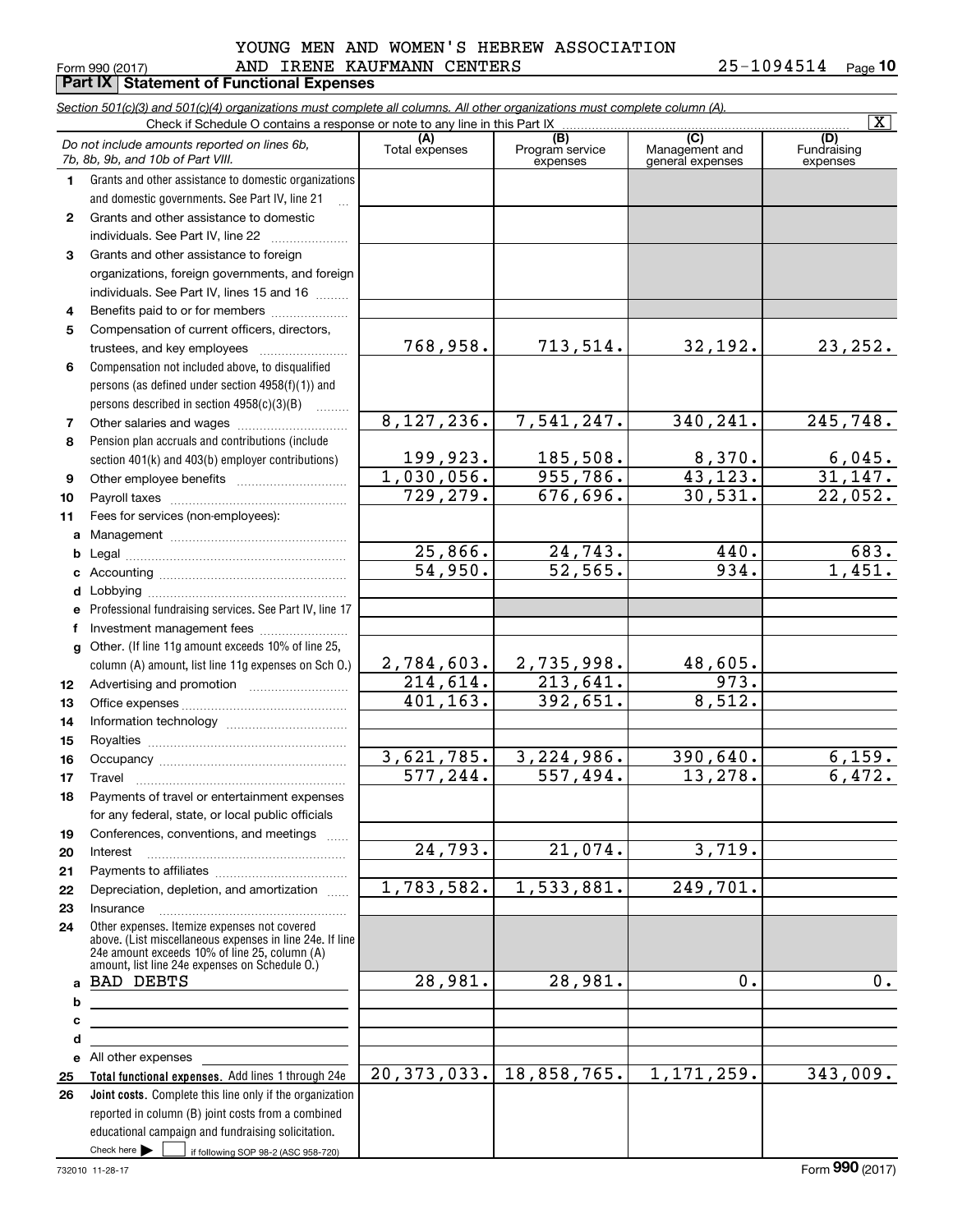YOUNG MEN AND WOMEN'S HEBREW ASSOCIATION

Form 990 (2017) AND IRENE KAUFMANN CENTERS 25-1094514 Page 10

## Part IX Statement of Functional Expenses

*Section 501(c)(3) and 501(c)(4) organizations must complete all columns. All other organizations must complete column (A).*

Check if Schedule O contains a response or note to any line in this Part IX [X]

| | *Do not include amounts reported on lines 6b, 7b, 8b, 9b, and 10b of Part VIII.* | (A) Total expenses | (B) Program service expenses | (C) Management and general expenses | (D) Fundraising expenses |
|---|---|---|---|---|---|
| 1 | Grants and other assistance to domestic organizations and domestic governments. See Part IV, line 21 | | | | |
| 2 | Grants and other assistance to domestic individuals. See Part IV, line 22 | | | | |
| 3 | Grants and other assistance to foreign organizations, foreign governments, and foreign individuals. See Part IV, lines 15 and 16 | | | | |
| 4 | Benefits paid to or for members | | | | |
| 5 | Compensation of current officers, directors, trustees, and key employees | 768,958. | 713,514. | 32,192. | 23,252. |
| 6 | Compensation not included above, to disqualified persons (as defined under section 4958(f)(1)) and persons described in section 4958(c)(3)(B) | | | | |
| 7 | Other salaries and wages | 8,127,236. | 7,541,247. | 340,241. | 245,748. |
| 8 | Pension plan accruals and contributions (include section 401(k) and 403(b) employer contributions) | 199,923. | 185,508. | 8,370. | 6,045. |
| 9 | Other employee benefits | 1,030,056. | 955,786. | 43,123. | 31,147. |
| 10 | Payroll taxes | 729,279. | 676,696. | 30,531. | 22,052. |
| 11 | Fees for services (non-employees): | | | | |
| a | Management | | | | |
| b | Legal | 25,866. | 24,743. | 440. | 683. |
| c | Accounting | 54,950. | 52,565. | 934. | 1,451. |
| d | Lobbying | | | | |
| e | Professional fundraising services. See Part IV, line 17 | | | | |
| f | Investment management fees | | | | |
| g | Other. (If line 11g amount exceeds 10% of line 25, column (A) amount, list line 11g expenses on Sch O.) | 2,784,603. | 2,735,998. | 48,605. | |
| 12 | Advertising and promotion | 214,614. | 213,641. | 973. | |
| 13 | Office expenses | 401,163. | 392,651. | 8,512. | |
| 14 | Information technology | | | | |
| 15 | Royalties | | | | |
| 16 | Occupancy | 3,621,785. | 3,224,986. | 390,640. | 6,159. |
| 17 | Travel | 577,244. | 557,494. | 13,278. | 6,472. |
| 18 | Payments of travel or entertainment expenses for any federal, state, or local public officials | | | | |
| 19 | Conferences, conventions, and meetings | | | | |
| 20 | Interest | 24,793. | 21,074. | 3,719. | |
| 21 | Payments to affiliates | | | | |
| 22 | Depreciation, depletion, and amortization | 1,783,582. | 1,533,881. | 249,701. | |
| 23 | Insurance | | | | |
| 24 | Other expenses. Itemize expenses not covered above. (List miscellaneous expenses in line 24e. If line 24e amount exceeds 10% of line 25, column (A) amount, list line 24e expenses on Schedule O.) | | | | |
| a | BAD DEBTS | 28,981. | 28,981. | 0. | 0. |
| b | | | | | |
| c | | | | | |
| d | | | | | |
| e | All other expenses | | | | |
| 25 | **Total functional expenses.** Add lines 1 through 24e | 20,373,033. | 18,858,765. | 1,171,259. | 343,009. |
| 26 | **Joint costs.** Complete this line only if the organization reported in column (B) joint costs from a combined educational campaign and fundraising solicitation. Check here [ ] if following SOP 98-2 (ASC 958-720) | | | | |

732010 11-28-17 Form 990 (2017)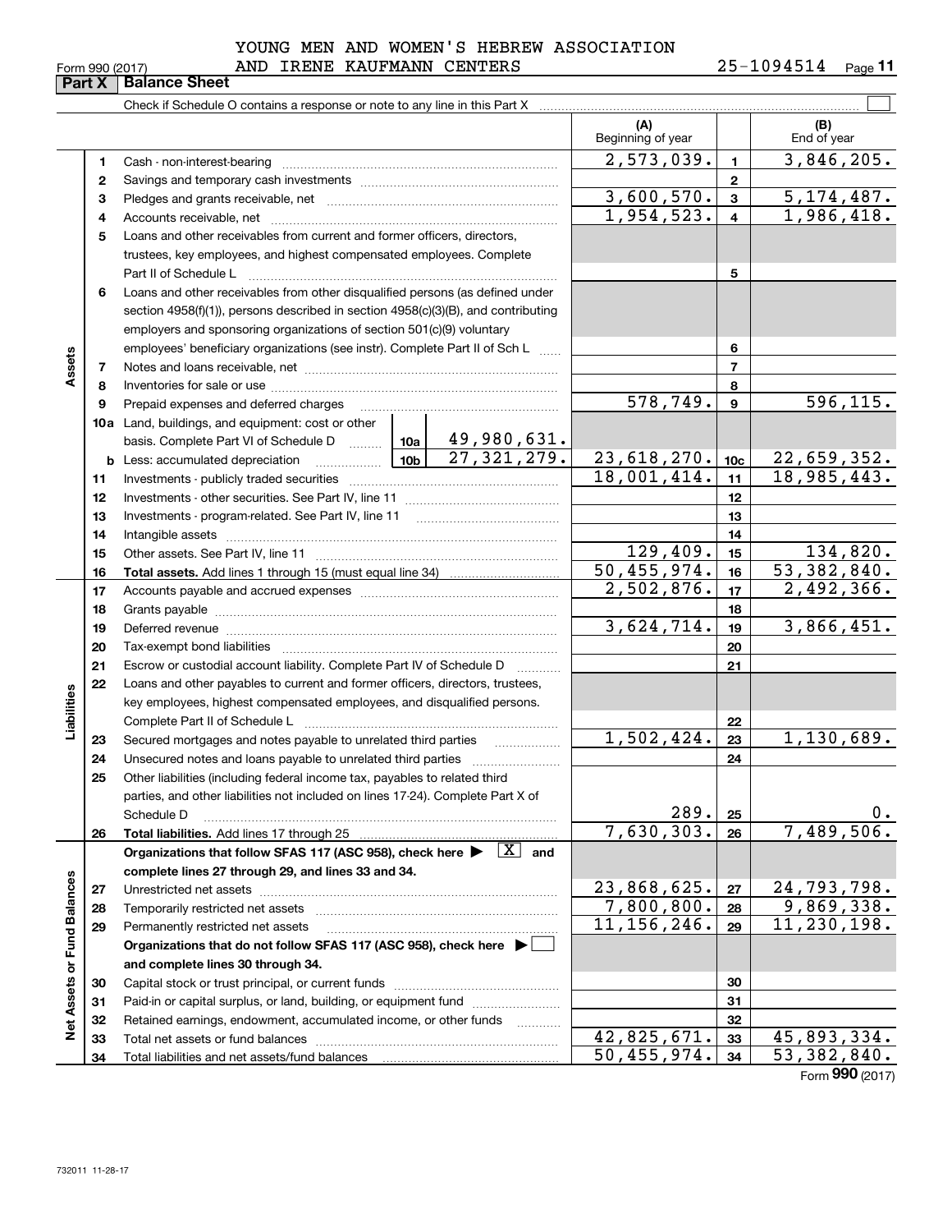YOUNG MEN AND WOMEN'S HEBREW ASSOCIATION AND IRENE KAUFMANN CENTERS 25-1094514

Form 990 (2017)

## Part X Balance Sheet

Check if Schedule O contains a response or note to any line in this Part X

| Section | Line | Description | | | (A) Beginning of year | | (B) End of year |
|---|---|---|---|---|---|---|---|
| Assets | 1 | Cash - non-interest-bearing | | | 2,573,039. | 1 | 3,846,205. |
| | 2 | Savings and temporary cash investments | | | | 2 | |
| | 3 | Pledges and grants receivable, net | | | 3,600,570. | 3 | 5,174,487. |
| | 4 | Accounts receivable, net | | | 1,954,523. | 4 | 1,986,418. |
| | 5 | Loans and other receivables from current and former officers, directors, trustees, key employees, and highest compensated employees. Complete Part II of Schedule L | | | | 5 | |
| | 6 | Loans and other receivables from other disqualified persons (as defined under section 4958(f)(1)), persons described in section 4958(c)(3)(B), and contributing employers and sponsoring organizations of section 501(c)(9) voluntary employees' beneficiary organizations (see instr). Complete Part II of Sch L | | | | 6 | |
| | 7 | Notes and loans receivable, net | | | | 7 | |
| | 8 | Inventories for sale or use | | | | 8 | |
| | 9 | Prepaid expenses and deferred charges | | | 578,749. | 9 | 596,115. |
| | 10a | Land, buildings, and equipment: cost or other basis. Complete Part VI of Schedule D | 10a | 49,980,631. | | | |
| | b | Less: accumulated depreciation | 10b | 27,321,279. | 23,618,270. | 10c | 22,659,352. |
| | 11 | Investments - publicly traded securities | | | 18,001,414. | 11 | 18,985,443. |
| | 12 | Investments - other securities. See Part IV, line 11 | | | | 12 | |
| | 13 | Investments - program-related. See Part IV, line 11 | | | | 13 | |
| | 14 | Intangible assets | | | | 14 | |
| | 15 | Other assets. See Part IV, line 11 | | | 129,409. | 15 | 134,820. |
| | 16 | **Total assets.** Add lines 1 through 15 (must equal line 34) | | | 50,455,974. | 16 | 53,382,840. |
| Liabilities | 17 | Accounts payable and accrued expenses | | | 2,502,876. | 17 | 2,492,366. |
| | 18 | Grants payable | | | | 18 | |
| | 19 | Deferred revenue | | | 3,624,714. | 19 | 3,866,451. |
| | 20 | Tax-exempt bond liabilities | | | | 20 | |
| | 21 | Escrow or custodial account liability. Complete Part IV of Schedule D | | | | 21 | |
| | 22 | Loans and other payables to current and former officers, directors, trustees, key employees, highest compensated employees, and disqualified persons. Complete Part II of Schedule L | | | | 22 | |
| | 23 | Secured mortgages and notes payable to unrelated third parties | | | 1,502,424. | 23 | 1,130,689. |
| | 24 | Unsecured notes and loans payable to unrelated third parties | | | | 24 | |
| | 25 | Other liabilities (including federal income tax, payables to related third parties, and other liabilities not included on lines 17-24). Complete Part X of Schedule D | | | 289. | 25 | 0. |
| | 26 | **Total liabilities.** Add lines 17 through 25 | | | 7,630,303. | 26 | 7,489,506. |
| Net Assets or Fund Balances | | **Organizations that follow SFAS 117 (ASC 958), check here ▶ [X] and complete lines 27 through 29, and lines 33 and 34.** | | | | | |
| | 27 | Unrestricted net assets | | | 23,868,625. | 27 | 24,793,798. |
| | 28 | Temporarily restricted net assets | | | 7,800,800. | 28 | 9,869,338. |
| | 29 | Permanently restricted net assets | | | 11,156,246. | 29 | 11,230,198. |
| | | **Organizations that do not follow SFAS 117 (ASC 958), check here ▶ [ ] and complete lines 30 through 34.** | | | | | |
| | 30 | Capital stock or trust principal, or current funds | | | | 30 | |
| | 31 | Paid-in or capital surplus, or land, building, or equipment fund | | | | 31 | |
| | 32 | Retained earnings, endowment, accumulated income, or other funds | | | | 32 | |
| | 33 | Total net assets or fund balances | | | 42,825,671. | 33 | 45,893,334. |
| | 34 | Total liabilities and net assets/fund balances | | | 50,455,974. | 34 | 53,382,840. |

Form **990** (2017)

732011 11-28-17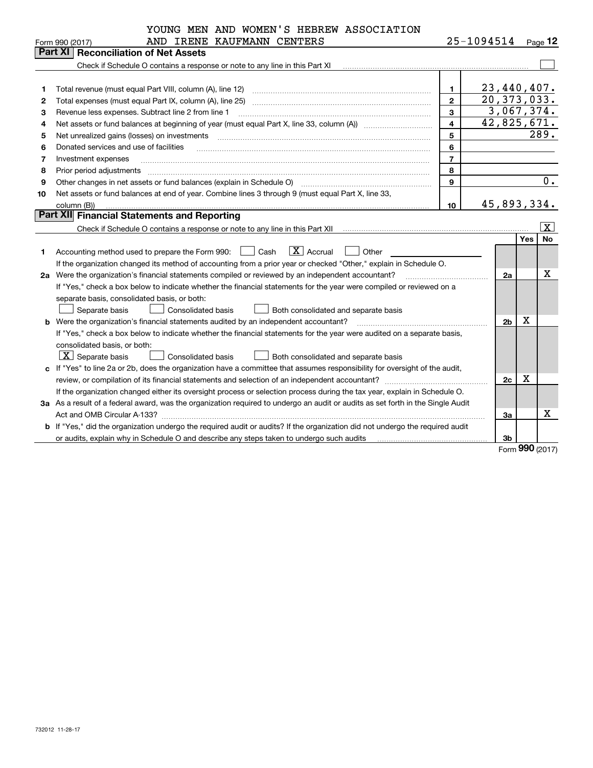YOUNG MEN AND WOMEN'S HEBREW ASSOCIATION AND IRENE KAUFMANN CENTERS 25-1094514

Form 990 (2017)

## Part XI Reconciliation of Net Assets

Check if Schedule O contains a response or note to any line in this Part XI ☐

| | | | |
|---|---|---|---|
| 1 | Total revenue (must equal Part VIII, column (A), line 12) | 1 | 23,440,407. |
| 2 | Total expenses (must equal Part IX, column (A), line 25) | 2 | 20,373,033. |
| 3 | Revenue less expenses. Subtract line 2 from line 1 | 3 | 3,067,374. |
| 4 | Net assets or fund balances at beginning of year (must equal Part X, line 33, column (A)) | 4 | 42,825,671. |
| 5 | Net unrealized gains (losses) on investments | 5 | 289. |
| 6 | Donated services and use of facilities | 6 | |
| 7 | Investment expenses | 7 | |
| 8 | Prior period adjustments | 8 | |
| 9 | Other changes in net assets or fund balances (explain in Schedule O) | 9 | 0. |
| 10 | Net assets or fund balances at end of year. Combine lines 3 through 9 (must equal Part X, line 33, column (B)) | 10 | 45,893,334. |

## Part XII Financial Statements and Reporting

Check if Schedule O contains a response or note to any line in this Part XII ☒

| | | | Yes | No |
|---|---|---|---|---|
| 1 | Accounting method used to prepare the Form 990: ☐ Cash ☒ Accrual ☐ Other | | | |
| | If the organization changed its method of accounting from a prior year or checked "Other," explain in Schedule O. | | | |
| 2a | Were the organization's financial statements compiled or reviewed by an independent accountant? | 2a | | X |
| | If "Yes," check a box below to indicate whether the financial statements for the year were compiled or reviewed on a separate basis, consolidated basis, or both: ☐ Separate basis ☐ Consolidated basis ☐ Both consolidated and separate basis | | | |
| b | Were the organization's financial statements audited by an independent accountant? | 2b | X | |
| | If "Yes," check a box below to indicate whether the financial statements for the year were audited on a separate basis, consolidated basis, or both: ☒ Separate basis ☐ Consolidated basis ☐ Both consolidated and separate basis | | | |
| c | If "Yes" to line 2a or 2b, does the organization have a committee that assumes responsibility for oversight of the audit, review, or compilation of its financial statements and selection of an independent accountant? | 2c | X | |
| | If the organization changed either its oversight process or selection process during the tax year, explain in Schedule O. | | | |
| 3a | As a result of a federal award, was the organization required to undergo an audit or audits as set forth in the Single Audit Act and OMB Circular A-133? | 3a | | X |
| b | If "Yes," did the organization undergo the required audit or audits? If the organization did not undergo the required audit or audits, explain why in Schedule O and describe any steps taken to undergo such audits | 3b | | |

Form 990 (2017)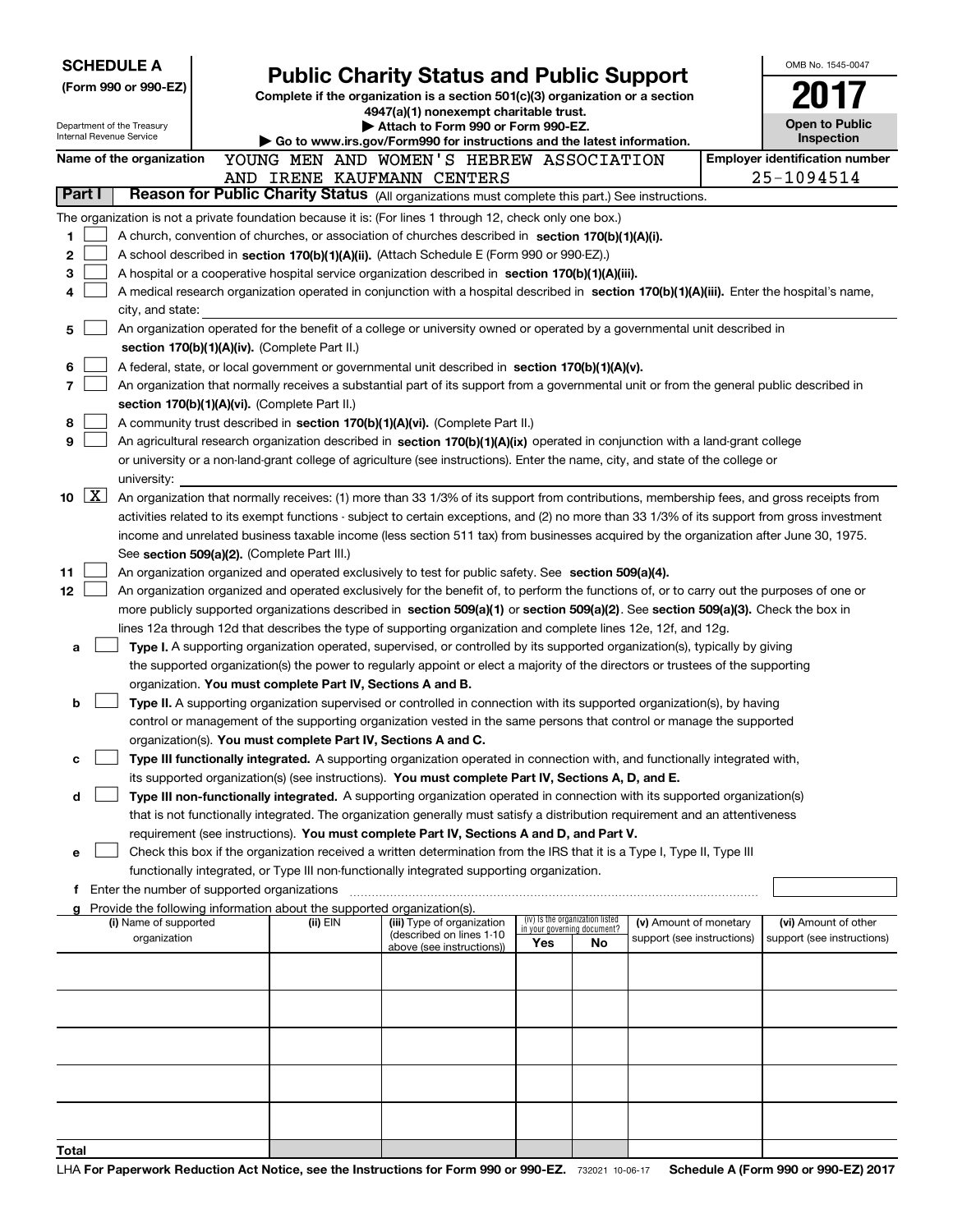**SCHEDULE A**
**(Form 990 or 990-EZ)**

Department of the Treasury
Internal Revenue Service

# Public Charity Status and Public Support

**Complete if the organization is a section 501(c)(3) organization or a section 4947(a)(1) nonexempt charitable trust.**
**▶ Attach to Form 990 or Form 990-EZ.**
**▶ Go to www.irs.gov/Form990 for instructions and the latest information.**

OMB No. 1545-0047
**2017**
**Open to Public Inspection**

**Name of the organization** YOUNG MEN AND WOMEN'S HEBREW ASSOCIATION AND IRENE KAUFMANN CENTERS

**Employer identification number** 25-1094514

## Part I Reason for Public Charity Status (All organizations must complete this part.) See instructions.

The organization is not a private foundation because it is: (For lines 1 through 12, check only one box.)

1. ☐ A church, convention of churches, or association of churches described in **section 170(b)(1)(A)(i).**
2. ☐ A school described in **section 170(b)(1)(A)(ii).** (Attach Schedule E (Form 990 or 990-EZ).)
3. ☐ A hospital or a cooperative hospital service organization described in **section 170(b)(1)(A)(iii).**
4. ☐ A medical research organization operated in conjunction with a hospital described in **section 170(b)(1)(A)(iii).** Enter the hospital's name, city, and state:
5. ☐ An organization operated for the benefit of a college or university owned or operated by a governmental unit described in **section 170(b)(1)(A)(iv).** (Complete Part II.)
6. ☐ A federal, state, or local government or governmental unit described in **section 170(b)(1)(A)(v).**
7. ☐ An organization that normally receives a substantial part of its support from a governmental unit or from the general public described in **section 170(b)(1)(A)(vi).** (Complete Part II.)
8. ☐ A community trust described in **section 170(b)(1)(A)(vi).** (Complete Part II.)
9. ☐ An agricultural research organization described in **section 170(b)(1)(A)(ix)** operated in conjunction with a land-grant college or university or a non-land-grant college of agriculture (see instructions). Enter the name, city, and state of the college or university:
10. ☒ An organization that normally receives: (1) more than 33 1/3% of its support from contributions, membership fees, and gross receipts from activities related to its exempt functions - subject to certain exceptions, and (2) no more than 33 1/3% of its support from gross investment income and unrelated business taxable income (less section 511 tax) from businesses acquired by the organization after June 30, 1975. See **section 509(a)(2).** (Complete Part III.)
11. ☐ An organization organized and operated exclusively to test for public safety. See **section 509(a)(4).**
12. ☐ An organization organized and operated exclusively for the benefit of, to perform the functions of, or to carry out the purposes of one or more publicly supported organizations described in **section 509(a)(1)** or **section 509(a)(2).** See **section 509(a)(3).** Check the box in lines 12a through 12d that describes the type of supporting organization and complete lines 12e, 12f, and 12g.
   - **a** ☐ **Type I.** A supporting organization operated, supervised, or controlled by its supported organization(s), typically by giving the supported organization(s) the power to regularly appoint or elect a majority of the directors or trustees of the supporting organization. **You must complete Part IV, Sections A and B.**
   - **b** ☐ **Type II.** A supporting organization supervised or controlled in connection with its supported organization(s), by having control or management of the supporting organization vested in the same persons that control or manage the supported organization(s). **You must complete Part IV, Sections A and C.**
   - **c** ☐ **Type III functionally integrated.** A supporting organization operated in connection with, and functionally integrated with, its supported organization(s) (see instructions). **You must complete Part IV, Sections A, D, and E.**
   - **d** ☐ **Type III non-functionally integrated.** A supporting organization operated in connection with its supported organization(s) that is not functionally integrated. The organization generally must satisfy a distribution requirement and an attentiveness requirement (see instructions). **You must complete Part IV, Sections A and D, and Part V.**
   - **e** ☐ Check this box if the organization received a written determination from the IRS that it is a Type I, Type II, Type III functionally integrated, or Type III non-functionally integrated supporting organization.
   - **f** Enter the number of supported organizations
   - **g** Provide the following information about the supported organization(s).

| (i) Name of supported organization | (ii) EIN | (iii) Type of organization (described on lines 1-10 above (see instructions)) | (iv) Is the organization listed in your governing document? Yes | No | (v) Amount of monetary support (see instructions) | (vi) Amount of other support (see instructions) |
|---|---|---|---|---|---|---|
| | | | | | | |
| | | | | | | |
| | | | | | | |
| | | | | | | |
| | | | | | | |
| **Total** | | | | | | |

LHA **For Paperwork Reduction Act Notice, see the Instructions for Form 990 or 990-EZ.** 732021 10-06-17 **Schedule A (Form 990 or 990-EZ) 2017**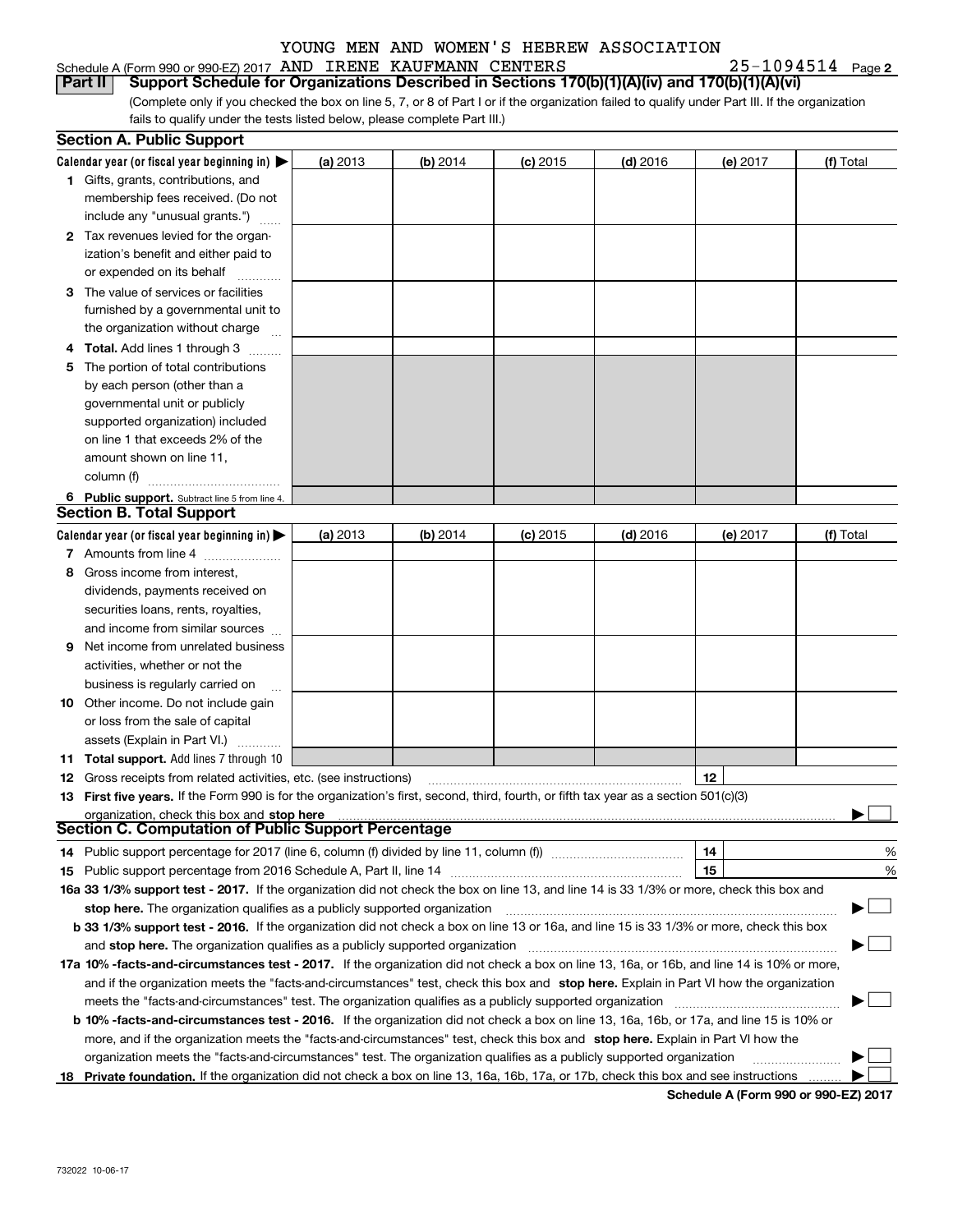YOUNG MEN AND WOMEN'S HEBREW ASSOCIATION AND IRENE KAUFMANN CENTERS 25-1094514

Schedule A (Form 990 or 990-EZ) 2017

## Part II Support Schedule for Organizations Described in Sections 170(b)(1)(A)(iv) and 170(b)(1)(A)(vi)

(Complete only if you checked the box on line 5, 7, or 8 of Part I or if the organization failed to qualify under Part III. If the organization fails to qualify under the tests listed below, please complete Part III.)

### Section A. Public Support

| Calendar year (or fiscal year beginning in) ▶ | (a) 2013 | (b) 2014 | (c) 2015 | (d) 2016 | (e) 2017 | (f) Total |
|---|---|---|---|---|---|---|
| 1 Gifts, grants, contributions, and membership fees received. (Do not include any "unusual grants.") | | | | | | |
| 2 Tax revenues levied for the organization's benefit and either paid to or expended on its behalf | | | | | | |
| 3 The value of services or facilities furnished by a governmental unit to the organization without charge | | | | | | |
| 4 Total. Add lines 1 through 3 | | | | | | |
| 5 The portion of total contributions by each person (other than a governmental unit or publicly supported organization) included on line 1 that exceeds 2% of the amount shown on line 11, column (f) | | | | | | |
| 6 Public support. Subtract line 5 from line 4. | | | | | | |

### Section B. Total Support

| Calendar year (or fiscal year beginning in) ▶ | (a) 2013 | (b) 2014 | (c) 2015 | (d) 2016 | (e) 2017 | (f) Total |
|---|---|---|---|---|---|---|
| 7 Amounts from line 4 | | | | | | |
| 8 Gross income from interest, dividends, payments received on securities loans, rents, royalties, and income from similar sources | | | | | | |
| 9 Net income from unrelated business activities, whether or not the business is regularly carried on | | | | | | |
| 10 Other income. Do not include gain or loss from the sale of capital assets (Explain in Part VI.) | | | | | | |
| 11 Total support. Add lines 7 through 10 | | | | | | |

12 Gross receipts from related activities, etc. (see instructions) 12

13 First five years. If the Form 990 is for the organization's first, second, third, fourth, or fifth tax year as a section 501(c)(3) organization, check this box and stop here ▶ ☐

### Section C. Computation of Public Support Percentage

14 Public support percentage for 2017 (line 6, column (f) divided by line 11, column (f)) 14 %

15 Public support percentage from 2016 Schedule A, Part II, line 14 15 %

16a 33 1/3% support test - 2017. If the organization did not check the box on line 13, and line 14 is 33 1/3% or more, check this box and stop here. The organization qualifies as a publicly supported organization ▶ ☐

b 33 1/3% support test - 2016. If the organization did not check a box on line 13 or 16a, and line 15 is 33 1/3% or more, check this box and stop here. The organization qualifies as a publicly supported organization ▶ ☐

17a 10% -facts-and-circumstances test - 2017. If the organization did not check a box on line 13, 16a, or 16b, and line 14 is 10% or more, and if the organization meets the "facts-and-circumstances" test, check this box and stop here. Explain in Part VI how the organization meets the "facts-and-circumstances" test. The organization qualifies as a publicly supported organization ▶ ☐

b 10% -facts-and-circumstances test - 2016. If the organization did not check a box on line 13, 16a, 16b, or 17a, and line 15 is 10% or more, and if the organization meets the "facts-and-circumstances" test, check this box and stop here. Explain in Part VI how the organization meets the "facts-and-circumstances" test. The organization qualifies as a publicly supported organization ▶ ☐

18 Private foundation. If the organization did not check a box on line 13, 16a, 16b, 17a, or 17b, check this box and see instructions ▶ ☐

Schedule A (Form 990 or 990-EZ) 2017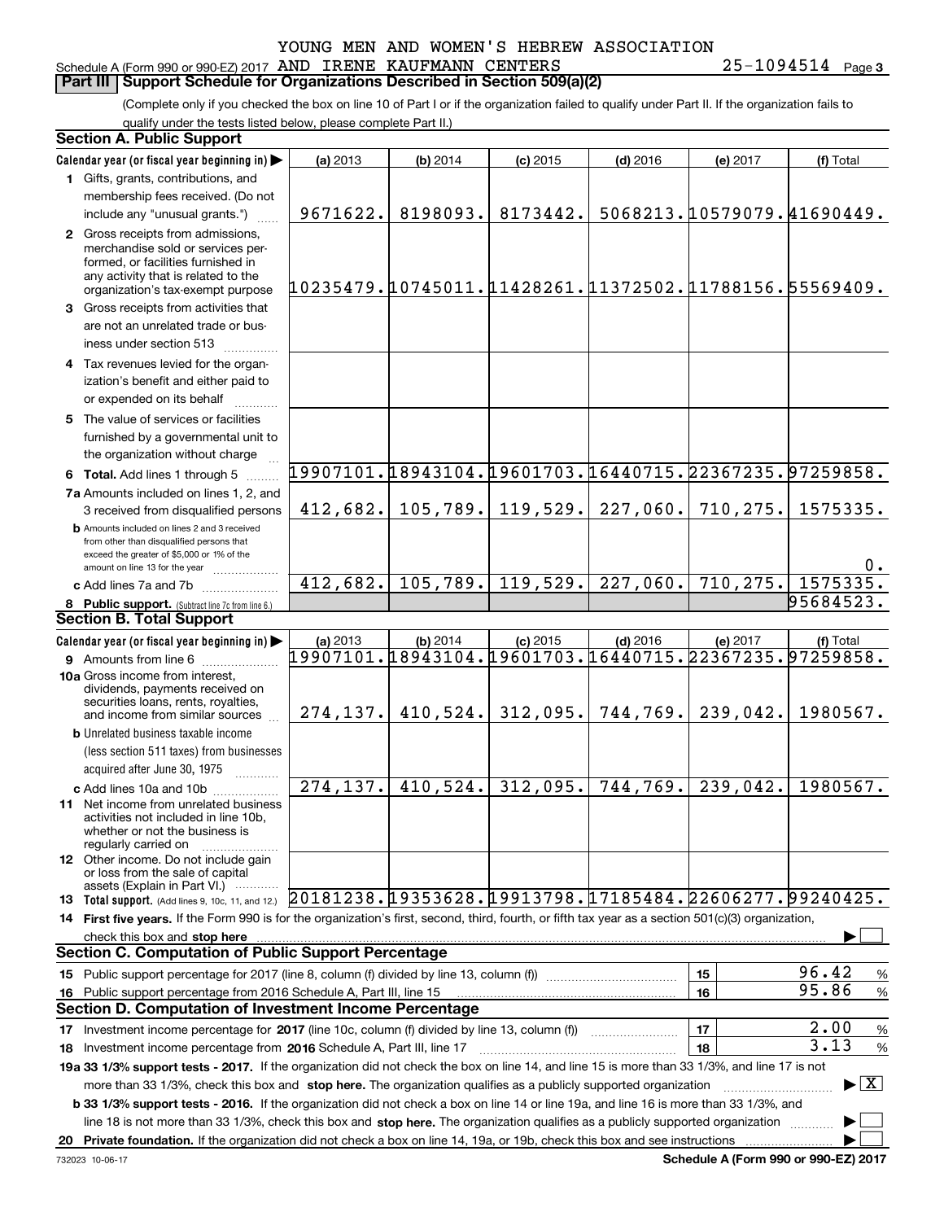YOUNG MEN AND WOMEN'S HEBREW ASSOCIATION

Schedule A (Form 990 or 990-EZ) 2017 AND IRENE KAUFMANN CENTERS 25-1094514 Page 3

## Part III | Support Schedule for Organizations Described in Section 509(a)(2)

(Complete only if you checked the box on line 10 of Part I or if the organization failed to qualify under Part II. If the organization fails to qualify under the tests listed below, please complete Part II.)

### Section A. Public Support

| Calendar year (or fiscal year beginning in) ▶ | (a) 2013 | (b) 2014 | (c) 2015 | (d) 2016 | (e) 2017 | (f) Total |
|---|---|---|---|---|---|---|
| 1 Gifts, grants, contributions, and membership fees received. (Do not include any "unusual grants.") | 9671622. | 8198093. | 8173442. | 5068213. | 10579079. | 41690449. |
| 2 Gross receipts from admissions, merchandise sold or services performed, or facilities furnished in any activity that is related to the organization's tax-exempt purpose | 10235479. | 10745011. | 11428261. | 11372502. | 11788156. | 55569409. |
| 3 Gross receipts from activities that are not an unrelated trade or business under section 513 | | | | | | |
| 4 Tax revenues levied for the organization's benefit and either paid to or expended on its behalf | | | | | | |
| 5 The value of services or facilities furnished by a governmental unit to the organization without charge | | | | | | |
| 6 Total. Add lines 1 through 5 | 19907101. | 18943104. | 19601703. | 16440715. | 22367235. | 97259858. |
| 7a Amounts included on lines 1, 2, and 3 received from disqualified persons | 412,682. | 105,789. | 119,529. | 227,060. | 710,275. | 1575335. |
| b Amounts included on lines 2 and 3 received from other than disqualified persons that exceed the greater of $5,000 or 1% of the amount on line 13 for the year | | | | | | 0. |
| c Add lines 7a and 7b | 412,682. | 105,789. | 119,529. | 227,060. | 710,275. | 1575335. |
| 8 Public support. (Subtract line 7c from line 6.) | | | | | | 95684523. |

### Section B. Total Support

| Calendar year (or fiscal year beginning in) ▶ | (a) 2013 | (b) 2014 | (c) 2015 | (d) 2016 | (e) 2017 | (f) Total |
|---|---|---|---|---|---|---|
| 9 Amounts from line 6 | 19907101. | 18943104. | 19601703. | 16440715. | 22367235. | 97259858. |
| 10a Gross income from interest, dividends, payments received on securities loans, rents, royalties, and income from similar sources | 274,137. | 410,524. | 312,095. | 744,769. | 239,042. | 1980567. |
| b Unrelated business taxable income (less section 511 taxes) from businesses acquired after June 30, 1975 | | | | | | |
| c Add lines 10a and 10b | 274,137. | 410,524. | 312,095. | 744,769. | 239,042. | 1980567. |
| 11 Net income from unrelated business activities not included in line 10b, whether or not the business is regularly carried on | | | | | | |
| 12 Other income. Do not include gain or loss from the sale of capital assets (Explain in Part VI.) | | | | | | |
| 13 Total support. (Add lines 9, 10c, 11, and 12.) | 20181238. | 19353628. | 19913798. | 17185484. | 22606277. | 99240425. |

14 First five years. If the Form 990 is for the organization's first, second, third, fourth, or fifth tax year as a section 501(c)(3) organization, check this box and stop here ▶ ☐

### Section C. Computation of Public Support Percentage

| | | |
|---|---|---|
| 15 Public support percentage for 2017 (line 8, column (f) divided by line 13, column (f)) | 15 | 96.42 % |
| 16 Public support percentage from 2016 Schedule A, Part III, line 15 | 16 | 95.86 % |

### Section D. Computation of Investment Income Percentage

| | | |
|---|---|---|
| 17 Investment income percentage for 2017 (line 10c, column (f) divided by line 13, column (f)) | 17 | 2.00 % |
| 18 Investment income percentage from 2016 Schedule A, Part III, line 17 | 18 | 3.13 % |

19a 33 1/3% support tests - 2017. If the organization did not check the box on line 14, and line 15 is more than 33 1/3%, and line 17 is not more than 33 1/3%, check this box and stop here. The organization qualifies as a publicly supported organization ▶ ☒

b 33 1/3% support tests - 2016. If the organization did not check a box on line 14 or line 19a, and line 16 is more than 33 1/3%, and line 18 is not more than 33 1/3%, check this box and stop here. The organization qualifies as a publicly supported organization ▶ ☐

20 Private foundation. If the organization did not check a box on line 14, 19a, or 19b, check this box and see instructions ▶ ☐

732023 10-06-17 Schedule A (Form 990 or 990-EZ) 2017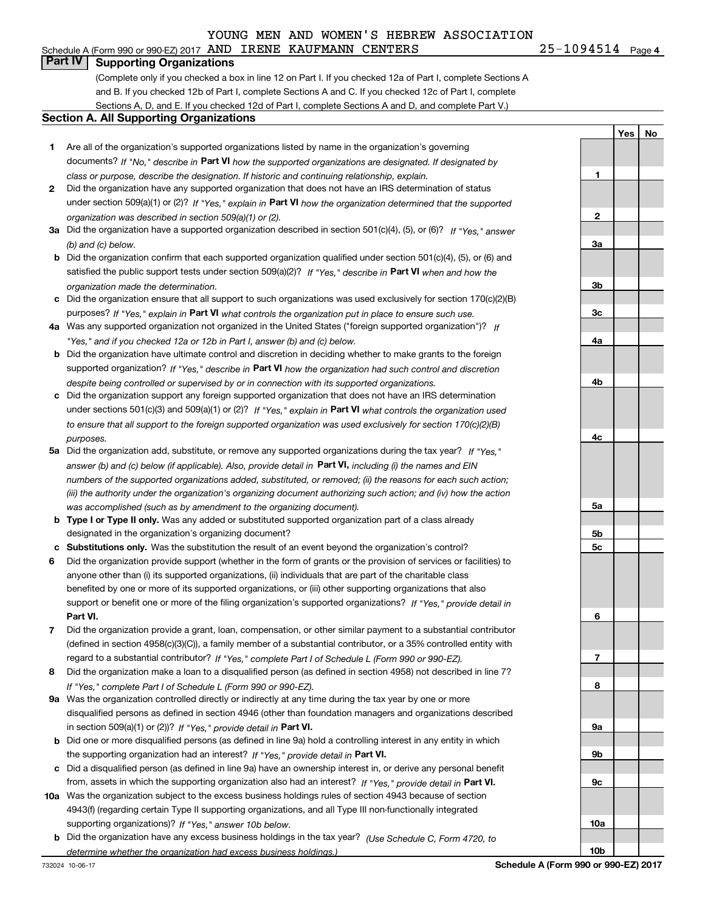YOUNG MEN AND WOMEN'S HEBREW ASSOCIATION AND IRENE KAUFMANN CENTERS 25-1094514

## Part IV Supporting Organizations

(Complete only if you checked a box in line 12 on Part I. If you checked 12a of Part I, complete Sections A and B. If you checked 12b of Part I, complete Sections A and C. If you checked 12c of Part I, complete Sections A, D, and E. If you checked 12d of Part I, complete Sections A and D, and complete Part V.)

### Section A. All Supporting Organizations

| | | | Yes | No |
|---|---|---|---|---|
| **1** | Are all of the organization's supported organizations listed by name in the organization's governing documents? *If "No," describe in* **Part VI** *how the supported organizations are designated. If designated by class or purpose, describe the designation. If historic and continuing relationship, explain.* | 1 | | |
| **2** | Did the organization have any supported organization that does not have an IRS determination of status under section 509(a)(1) or (2)? *If "Yes," explain in* **Part VI** *how the organization determined that the supported organization was described in section 509(a)(1) or (2).* | 2 | | |
| **3a** | Did the organization have a supported organization described in section 501(c)(4), (5), or (6)? *If "Yes," answer (b) and (c) below.* | 3a | | |
| **b** | Did the organization confirm that each supported organization qualified under section 501(c)(4), (5), or (6) and satisfied the public support tests under section 509(a)(2)? *If "Yes," describe in* **Part VI** *when and how the organization made the determination.* | 3b | | |
| **c** | Did the organization ensure that all support to such organizations was used exclusively for section 170(c)(2)(B) purposes? *If "Yes," explain in* **Part VI** *what controls the organization put in place to ensure such use.* | 3c | | |
| **4a** | Was any supported organization not organized in the United States ("foreign supported organization")? *If "Yes," and if you checked 12a or 12b in Part I, answer (b) and (c) below.* | 4a | | |
| **b** | Did the organization have ultimate control and discretion in deciding whether to make grants to the foreign supported organization? *If "Yes," describe in* **Part VI** *how the organization had such control and discretion despite being controlled or supervised by or in connection with its supported organizations.* | 4b | | |
| **c** | Did the organization support any foreign supported organization that does not have an IRS determination under sections 501(c)(3) and 509(a)(1) or (2)? *If "Yes," explain in* **Part VI** *what controls the organization used to ensure that all support to the foreign supported organization was used exclusively for section 170(c)(2)(B) purposes.* | 4c | | |
| **5a** | Did the organization add, substitute, or remove any supported organizations during the tax year? *If "Yes," answer (b) and (c) below (if applicable). Also, provide detail in* **Part VI,** *including (i) the names and EIN numbers of the supported organizations added, substituted, or removed; (ii) the reasons for each such action; (iii) the authority under the organization's organizing document authorizing such action; and (iv) how the action was accomplished (such as by amendment to the organizing document).* | 5a | | |
| **b** | **Type I or Type II only.** Was any added or substituted supported organization part of a class already designated in the organization's organizing document? | 5b | | |
| **c** | **Substitutions only.** Was the substitution the result of an event beyond the organization's control? | 5c | | |
| **6** | Did the organization provide support (whether in the form of grants or the provision of services or facilities) to anyone other than (i) its supported organizations, (ii) individuals that are part of the charitable class benefited by one or more of its supported organizations, or (iii) other supporting organizations that also support or benefit one or more of the filing organization's supported organizations? *If "Yes," provide detail in* **Part VI.** | 6 | | |
| **7** | Did the organization provide a grant, loan, compensation, or other similar payment to a substantial contributor (defined in section 4958(c)(3)(C)), a family member of a substantial contributor, or a 35% controlled entity with regard to a substantial contributor? *If "Yes," complete Part I of Schedule L (Form 990 or 990-EZ).* | 7 | | |
| **8** | Did the organization make a loan to a disqualified person (as defined in section 4958) not described in line 7? *If "Yes," complete Part I of Schedule L (Form 990 or 990-EZ).* | 8 | | |
| **9a** | Was the organization controlled directly or indirectly at any time during the tax year by one or more disqualified persons as defined in section 4946 (other than foundation managers and organizations described in section 509(a)(1) or (2))? *If "Yes," provide detail in* **Part VI.** | 9a | | |
| **b** | Did one or more disqualified persons (as defined in line 9a) hold a controlling interest in any entity in which the supporting organization had an interest? *If "Yes," provide detail in* **Part VI.** | 9b | | |
| **c** | Did a disqualified person (as defined in line 9a) have an ownership interest in, or derive any personal benefit from, assets in which the supporting organization also had an interest? *If "Yes," provide detail in* **Part VI.** | 9c | | |
| **10a** | Was the organization subject to the excess business holdings rules of section 4943 because of section 4943(f) (regarding certain Type II supporting organizations, and all Type III non-functionally integrated supporting organizations)? *If "Yes," answer 10b below.* | 10a | | |
| **b** | Did the organization have any excess business holdings in the tax year? *(Use Schedule C, Form 4720, to determine whether the organization had excess business holdings.)* | 10b | | |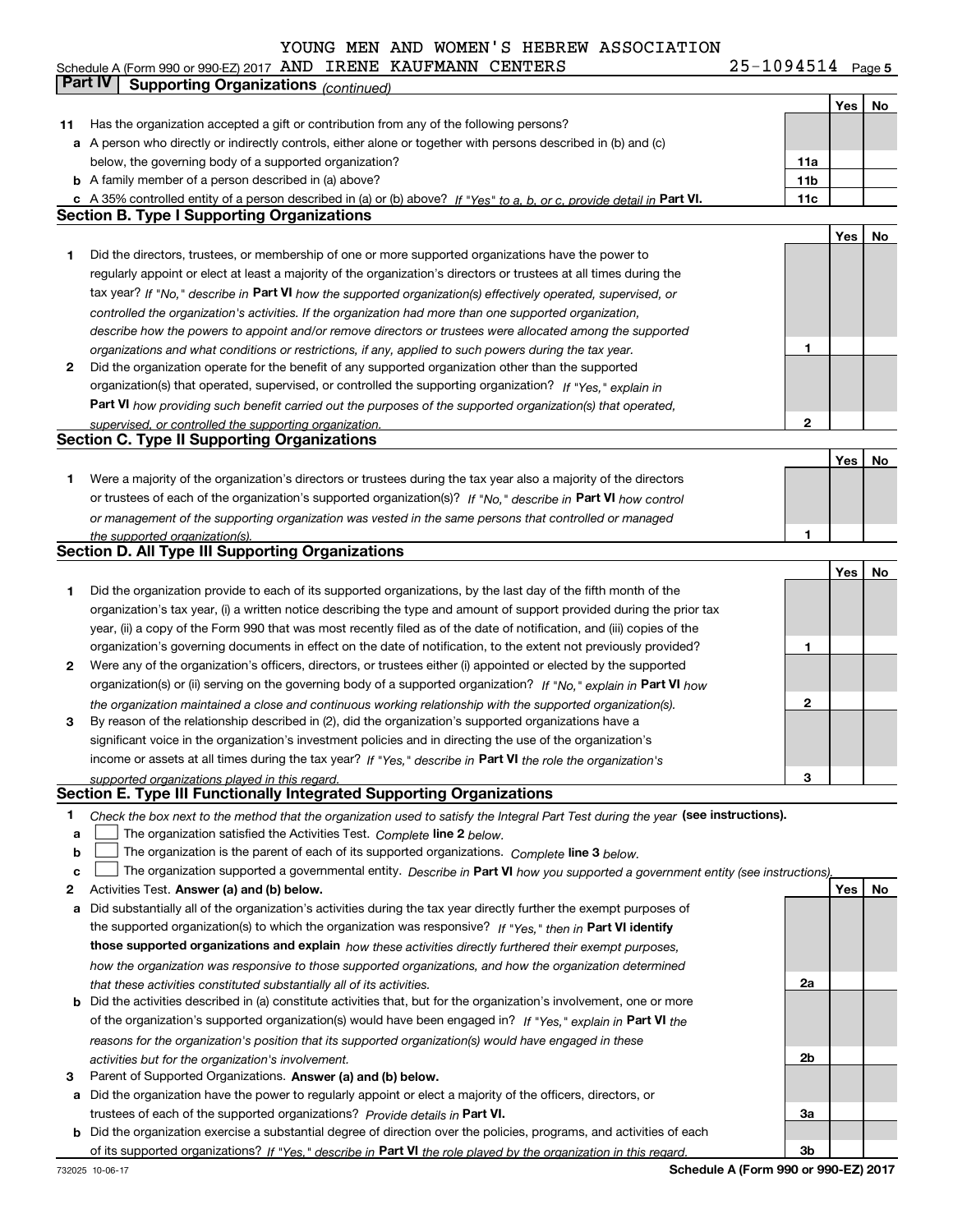YOUNG MEN AND WOMEN'S HEBREW ASSOCIATION

Schedule A (Form 990 or 990-EZ) 2017 AND IRENE KAUFMANN CENTERS 25-1094514

## Part IV Supporting Organizations *(continued)*

| | | | Yes | No |
|---|---|---|---|---|
| **11** | Has the organization accepted a gift or contribution from any of the following persons? | | | |
| **a** | A person who directly or indirectly controls, either alone or together with persons described in (b) and (c) below, the governing body of a supported organization? | **11a** | | |
| **b** | A family member of a person described in (a) above? | **11b** | | |
| **c** | A 35% controlled entity of a person described in (a) or (b) above? *If "Yes" to a, b, or c, provide detail in* **Part VI.** | **11c** | | |

### Section B. Type I Supporting Organizations

| | | | Yes | No |
|---|---|---|---|---|
| **1** | Did the directors, trustees, or membership of one or more supported organizations have the power to regularly appoint or elect at least a majority of the organization's directors or trustees at all times during the tax year? *If "No," describe in* **Part VI** *how the supported organization(s) effectively operated, supervised, or controlled the organization's activities. If the organization had more than one supported organization, describe how the powers to appoint and/or remove directors or trustees were allocated among the supported organizations and what conditions or restrictions, if any, applied to such powers during the tax year.* | **1** | | |
| **2** | Did the organization operate for the benefit of any supported organization other than the supported organization(s) that operated, supervised, or controlled the supporting organization? *If "Yes," explain in* **Part VI** *how providing such benefit carried out the purposes of the supported organization(s) that operated, supervised, or controlled the supporting organization.* | **2** | | |

### Section C. Type II Supporting Organizations

| | | | Yes | No |
|---|---|---|---|---|
| **1** | Were a majority of the organization's directors or trustees during the tax year also a majority of the directors or trustees of each of the organization's supported organization(s)? *If "No," describe in* **Part VI** *how control or management of the supporting organization was vested in the same persons that controlled or managed the supported organization(s).* | **1** | | |

### Section D. All Type III Supporting Organizations

| | | | Yes | No |
|---|---|---|---|---|
| **1** | Did the organization provide to each of its supported organizations, by the last day of the fifth month of the organization's tax year, (i) a written notice describing the type and amount of support provided during the prior tax year, (ii) a copy of the Form 990 that was most recently filed as of the date of notification, and (iii) copies of the organization's governing documents in effect on the date of notification, to the extent not previously provided? | **1** | | |
| **2** | Were any of the organization's officers, directors, or trustees either (i) appointed or elected by the supported organization(s) or (ii) serving on the governing body of a supported organization? *If "No," explain in* **Part VI** *how the organization maintained a close and continuous working relationship with the supported organization(s).* | **2** | | |
| **3** | By reason of the relationship described in (2), did the organization's supported organizations have a significant voice in the organization's investment policies and in directing the use of the organization's income or assets at all times during the tax year? *If "Yes," describe in* **Part VI** *the role the organization's supported organizations played in this regard.* | **3** | | |

### Section E. Type III Functionally Integrated Supporting Organizations

**1** *Check the box next to the method that the organization used to satisfy the Integral Part Test during the year* **(see instructions).**

- **a** ☐ The organization satisfied the Activities Test. *Complete* **line 2** *below.*
- **b** ☐ The organization is the parent of each of its supported organizations. *Complete* **line 3** *below.*
- **c** ☐ The organization supported a governmental entity. *Describe in* **Part VI** *how you supported a government entity (see instructions).*

| | | | Yes | No |
|---|---|---|---|---|
| **2** | Activities Test. **Answer (a) and (b) below.** | | | |
| **a** | Did substantially all of the organization's activities during the tax year directly further the exempt purposes of the supported organization(s) to which the organization was responsive? *If "Yes," then in* **Part VI identify those supported organizations and explain** *how these activities directly furthered their exempt purposes, how the organization was responsive to those supported organizations, and how the organization determined that these activities constituted substantially all of its activities.* | **2a** | | |
| **b** | Did the activities described in (a) constitute activities that, but for the organization's involvement, one or more of the organization's supported organization(s) would have been engaged in? *If "Yes," explain in* **Part VI** *the reasons for the organization's position that its supported organization(s) would have engaged in these activities but for the organization's involvement.* | **2b** | | |
| **3** | Parent of Supported Organizations. **Answer (a) and (b) below.** | | | |
| **a** | Did the organization have the power to regularly appoint or elect a majority of the officers, directors, or trustees of each of the supported organizations? *Provide details in* **Part VI.** | **3a** | | |
| **b** | Did the organization exercise a substantial degree of direction over the policies, programs, and activities of each of its supported organizations? *If "Yes," describe in* **Part VI** *the role played by the organization in this regard.* | **3b** | | |

732025 10-06-17 **Schedule A (Form 990 or 990-EZ) 2017**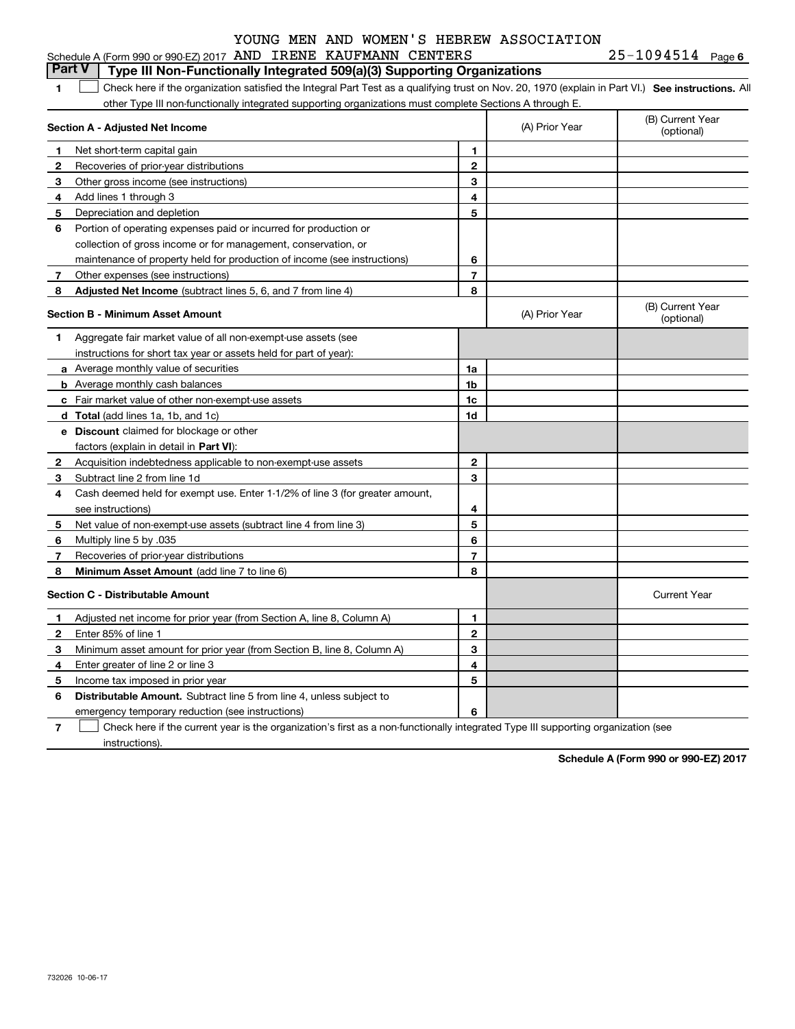YOUNG MEN AND WOMEN'S HEBREW ASSOCIATION

Schedule A (Form 990 or 990-EZ) 2017 AND IRENE KAUFMANN CENTERS 25-1094514 Page 6

**Part V | Type III Non-Functionally Integrated 509(a)(3) Supporting Organizations**

1 ☐ Check here if the organization satisfied the Integral Part Test as a qualifying trust on Nov. 20, 1970 (explain in Part VI.) **See instructions.** All other Type III non-functionally integrated supporting organizations must complete Sections A through E.

| **Section A - Adjusted Net Income** | | | (A) Prior Year | (B) Current Year (optional) |
|---|---|---|---|---|
| 1 | Net short-term capital gain | 1 | | |
| 2 | Recoveries of prior-year distributions | 2 | | |
| 3 | Other gross income (see instructions) | 3 | | |
| 4 | Add lines 1 through 3 | 4 | | |
| 5 | Depreciation and depletion | 5 | | |
| 6 | Portion of operating expenses paid or incurred for production or collection of gross income or for management, conservation, or maintenance of property held for production of income (see instructions) | 6 | | |
| 7 | Other expenses (see instructions) | 7 | | |
| 8 | **Adjusted Net Income** (subtract lines 5, 6, and 7 from line 4) | 8 | | |

| **Section B - Minimum Asset Amount** | | | (A) Prior Year | (B) Current Year (optional) |
|---|---|---|---|---|
| 1 | Aggregate fair market value of all non-exempt-use assets (see instructions for short tax year or assets held for part of year): | | | |
| a | Average monthly value of securities | 1a | | |
| b | Average monthly cash balances | 1b | | |
| c | Fair market value of other non-exempt-use assets | 1c | | |
| d | **Total** (add lines 1a, 1b, and 1c) | 1d | | |
| e | **Discount** claimed for blockage or other factors (explain in detail in **Part VI**): | | | |
| 2 | Acquisition indebtedness applicable to non-exempt-use assets | 2 | | |
| 3 | Subtract line 2 from line 1d | 3 | | |
| 4 | Cash deemed held for exempt use. Enter 1-1/2% of line 3 (for greater amount, see instructions) | 4 | | |
| 5 | Net value of non-exempt-use assets (subtract line 4 from line 3) | 5 | | |
| 6 | Multiply line 5 by .035 | 6 | | |
| 7 | Recoveries of prior-year distributions | 7 | | |
| 8 | **Minimum Asset Amount** (add line 7 to line 6) | 8 | | |

| **Section C - Distributable Amount** | | | | Current Year |
|---|---|---|---|---|
| 1 | Adjusted net income for prior year (from Section A, line 8, Column A) | 1 | | |
| 2 | Enter 85% of line 1 | 2 | | |
| 3 | Minimum asset amount for prior year (from Section B, line 8, Column A) | 3 | | |
| 4 | Enter greater of line 2 or line 3 | 4 | | |
| 5 | Income tax imposed in prior year | 5 | | |
| 6 | **Distributable Amount.** Subtract line 5 from line 4, unless subject to emergency temporary reduction (see instructions) | 6 | | |

7 ☐ Check here if the current year is the organization's first as a non-functionally integrated Type III supporting organization (see instructions).

**Schedule A (Form 990 or 990-EZ) 2017**

732026 10-06-17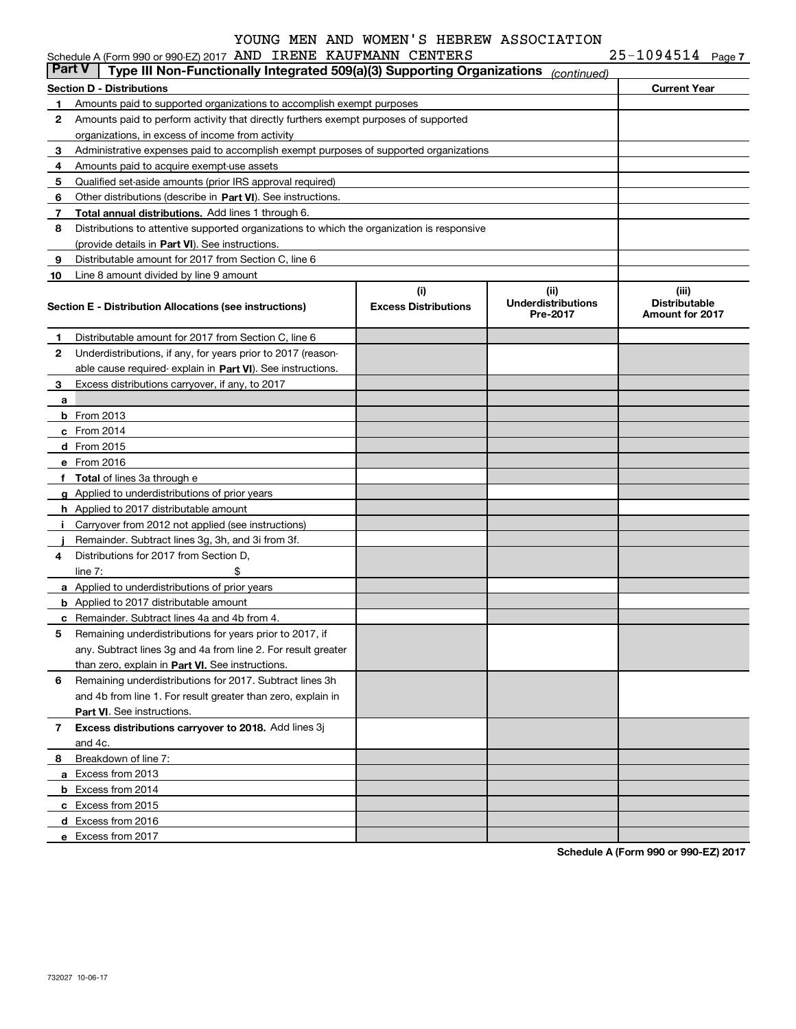YOUNG MEN AND WOMEN'S HEBREW ASSOCIATION

Schedule A (Form 990 or 990-EZ) 2017 AND IRENE KAUFMANN CENTERS 25-1094514 Page 7

**Part V | Type III Non-Functionally Integrated 509(a)(3) Supporting Organizations** *(continued)*

| Section D - Distributions | | Current Year |
|---|---|---|
| 1 | Amounts paid to supported organizations to accomplish exempt purposes | |
| 2 | Amounts paid to perform activity that directly furthers exempt purposes of supported organizations, in excess of income from activity | |
| 3 | Administrative expenses paid to accomplish exempt purposes of supported organizations | |
| 4 | Amounts paid to acquire exempt-use assets | |
| 5 | Qualified set-aside amounts (prior IRS approval required) | |
| 6 | Other distributions (describe in **Part VI**). See instructions. | |
| 7 | **Total annual distributions.** Add lines 1 through 6. | |
| 8 | Distributions to attentive supported organizations to which the organization is responsive (provide details in **Part VI**). See instructions. | |
| 9 | Distributable amount for 2017 from Section C, line 6 | |
| 10 | Line 8 amount divided by line 9 amount | |

| | Section E - Distribution Allocations (see instructions) | (i) Excess Distributions | (ii) Underdistributions Pre-2017 | (iii) Distributable Amount for 2017 |
|---|---|---|---|---|
| 1 | Distributable amount for 2017 from Section C, line 6 | | | |
| 2 | Underdistributions, if any, for years prior to 2017 (reasonable cause required- explain in **Part VI**). See instructions. | | | |
| 3 | Excess distributions carryover, if any, to 2017 | | | |
| a | | | | |
| b | From 2013 | | | |
| c | From 2014 | | | |
| d | From 2015 | | | |
| e | From 2016 | | | |
| f | **Total** of lines 3a through e | | | |
| g | Applied to underdistributions of prior years | | | |
| h | Applied to 2017 distributable amount | | | |
| i | Carryover from 2012 not applied (see instructions) | | | |
| j | Remainder. Subtract lines 3g, 3h, and 3i from 3f. | | | |
| 4 | Distributions for 2017 from Section D, line 7: $ | | | |
| a | Applied to underdistributions of prior years | | | |
| b | Applied to 2017 distributable amount | | | |
| c | Remainder. Subtract lines 4a and 4b from 4. | | | |
| 5 | Remaining underdistributions for years prior to 2017, if any. Subtract lines 3g and 4a from line 2. For result greater than zero, explain in **Part VI.** See instructions. | | | |
| 6 | Remaining underdistributions for 2017. Subtract lines 3h and 4b from line 1. For result greater than zero, explain in **Part VI**. See instructions. | | | |
| 7 | **Excess distributions carryover to 2018.** Add lines 3j and 4c. | | | |
| 8 | Breakdown of line 7: | | | |
| a | Excess from 2013 | | | |
| b | Excess from 2014 | | | |
| c | Excess from 2015 | | | |
| d | Excess from 2016 | | | |
| e | Excess from 2017 | | | |

**Schedule A (Form 990 or 990-EZ) 2017**

732027 10-06-17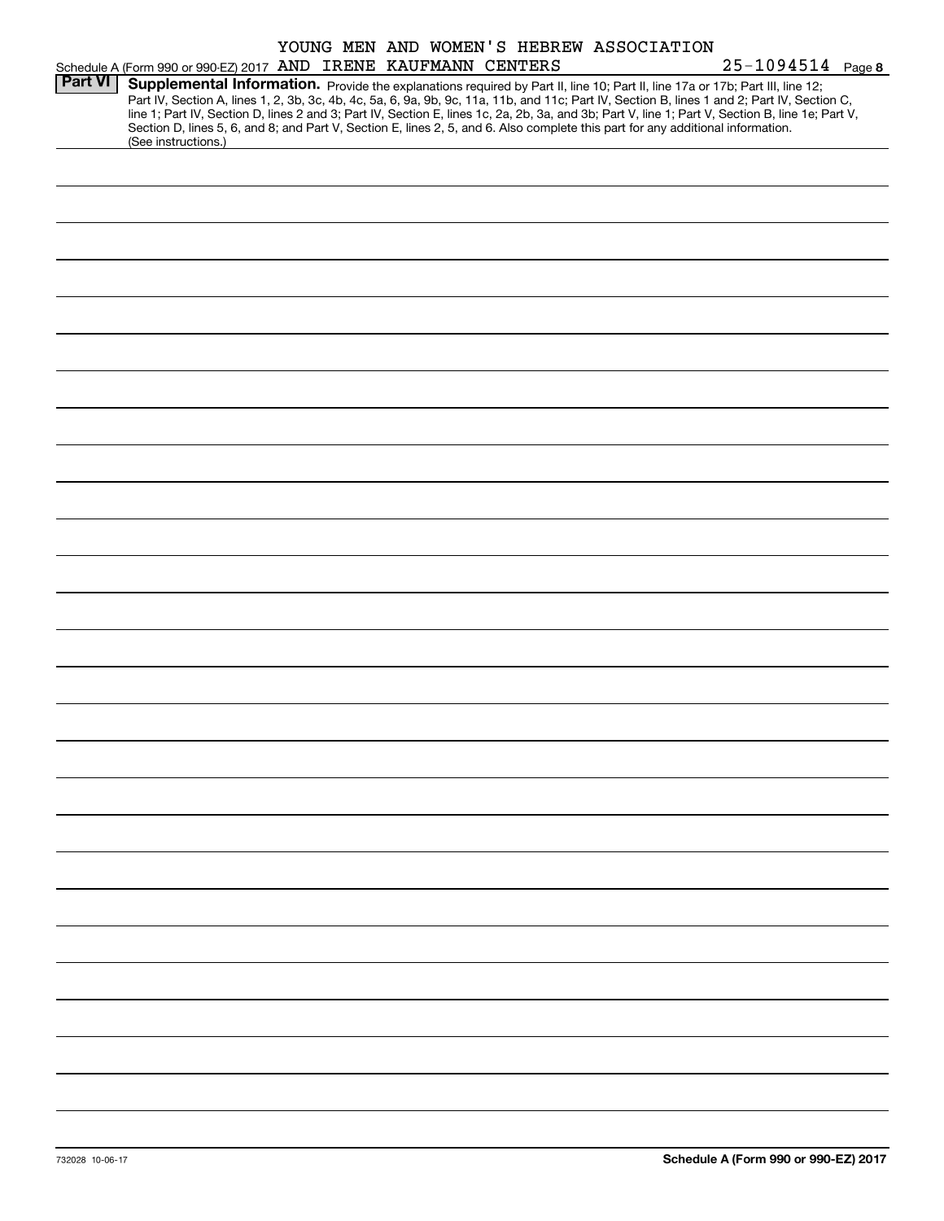YOUNG MEN AND WOMEN'S HEBREW ASSOCIATION AND IRENE KAUFMANN CENTERS 25-1094514

**Part VI** **Supplemental Information.** Provide the explanations required by Part II, line 10; Part II, line 17a or 17b; Part III, line 12; Part IV, Section A, lines 1, 2, 3b, 3c, 4b, 4c, 5a, 6, 9a, 9b, 9c, 11a, 11b, and 11c; Part IV, Section B, lines 1 and 2; Part IV, Section C, line 1; Part IV, Section D, lines 2 and 3; Part IV, Section E, lines 1c, 2a, 2b, 3a, and 3b; Part V, line 1; Part V, Section B, line 1e; Part V, Section D, lines 5, 6, and 8; and Part V, Section E, lines 2, 5, and 6. Also complete this part for any additional information. (See instructions.)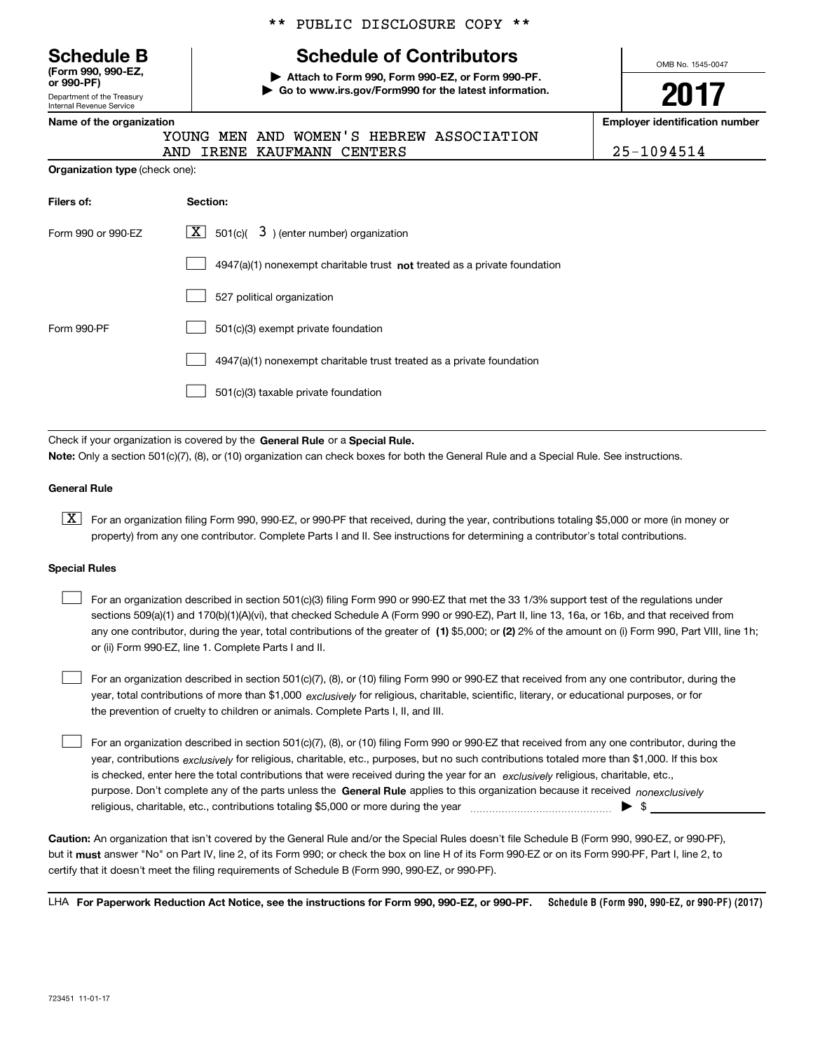** PUBLIC DISCLOSURE COPY **

# Schedule B

**(Form 990, 990-EZ, or 990-PF)**

Department of the Treasury
Internal Revenue Service

## Schedule of Contributors

▶ **Attach to Form 990, Form 990-EZ, or Form 990-PF.**
▶ **Go to www.irs.gov/Form990 for the latest information.**

OMB No. 1545-0047

**2017**

**Name of the organization**

YOUNG MEN AND WOMEN'S HEBREW ASSOCIATION
AND IRENE KAUFMANN CENTERS

**Employer identification number**

25-1094514

**Organization type** (check one):

| **Filers of:** | **Section:** |
|---|---|
| Form 990 or 990-EZ | [X] 501(c)( 3 ) (enter number) organization |
| | [ ] 4947(a)(1) nonexempt charitable trust **not** treated as a private foundation |
| | [ ] 527 political organization |
| Form 990-PF | [ ] 501(c)(3) exempt private foundation |
| | [ ] 4947(a)(1) nonexempt charitable trust treated as a private foundation |
| | [ ] 501(c)(3) taxable private foundation |

Check if your organization is covered by the **General Rule** or a **Special Rule.**

**Note:** Only a section 501(c)(7), (8), or (10) organization can check boxes for both the General Rule and a Special Rule. See instructions.

**General Rule**

[X] For an organization filing Form 990, 990-EZ, or 990-PF that received, during the year, contributions totaling $5,000 or more (in money or property) from any one contributor. Complete Parts I and II. See instructions for determining a contributor's total contributions.

**Special Rules**

[ ] For an organization described in section 501(c)(3) filing Form 990 or 990-EZ that met the 33 1/3% support test of the regulations under sections 509(a)(1) and 170(b)(1)(A)(vi), that checked Schedule A (Form 990 or 990-EZ), Part II, line 13, 16a, or 16b, and that received from any one contributor, during the year, total contributions of the greater of **(1)** $5,000; or **(2)** 2% of the amount on (i) Form 990, Part VIII, line 1h; or (ii) Form 990-EZ, line 1. Complete Parts I and II.

[ ] For an organization described in section 501(c)(7), (8), or (10) filing Form 990 or 990-EZ that received from any one contributor, during the year, total contributions of more than $1,000 *exclusively* for religious, charitable, scientific, literary, or educational purposes, or for the prevention of cruelty to children or animals. Complete Parts I, II, and III.

[ ] For an organization described in section 501(c)(7), (8), or (10) filing Form 990 or 990-EZ that received from any one contributor, during the year, contributions *exclusively* for religious, charitable, etc., purposes, but no such contributions totaled more than $1,000. If this box is checked, enter here the total contributions that were received during the year for an *exclusively* religious, charitable, etc., purpose. Don't complete any of the parts unless the **General Rule** applies to this organization because it received *nonexclusively* religious, charitable, etc., contributions totaling $5,000 or more during the year ▶ $

**Caution:** An organization that isn't covered by the General Rule and/or the Special Rules doesn't file Schedule B (Form 990, 990-EZ, or 990-PF), but it **must** answer "No" on Part IV, line 2, of its Form 990; or check the box on line H of its Form 990-EZ or on its Form 990-PF, Part I, line 2, to certify that it doesn't meet the filing requirements of Schedule B (Form 990, 990-EZ, or 990-PF).

LHA **For Paperwork Reduction Act Notice, see the instructions for Form 990, 990-EZ, or 990-PF.** **Schedule B (Form 990, 990-EZ, or 990-PF) (2017)**

723451 11-01-17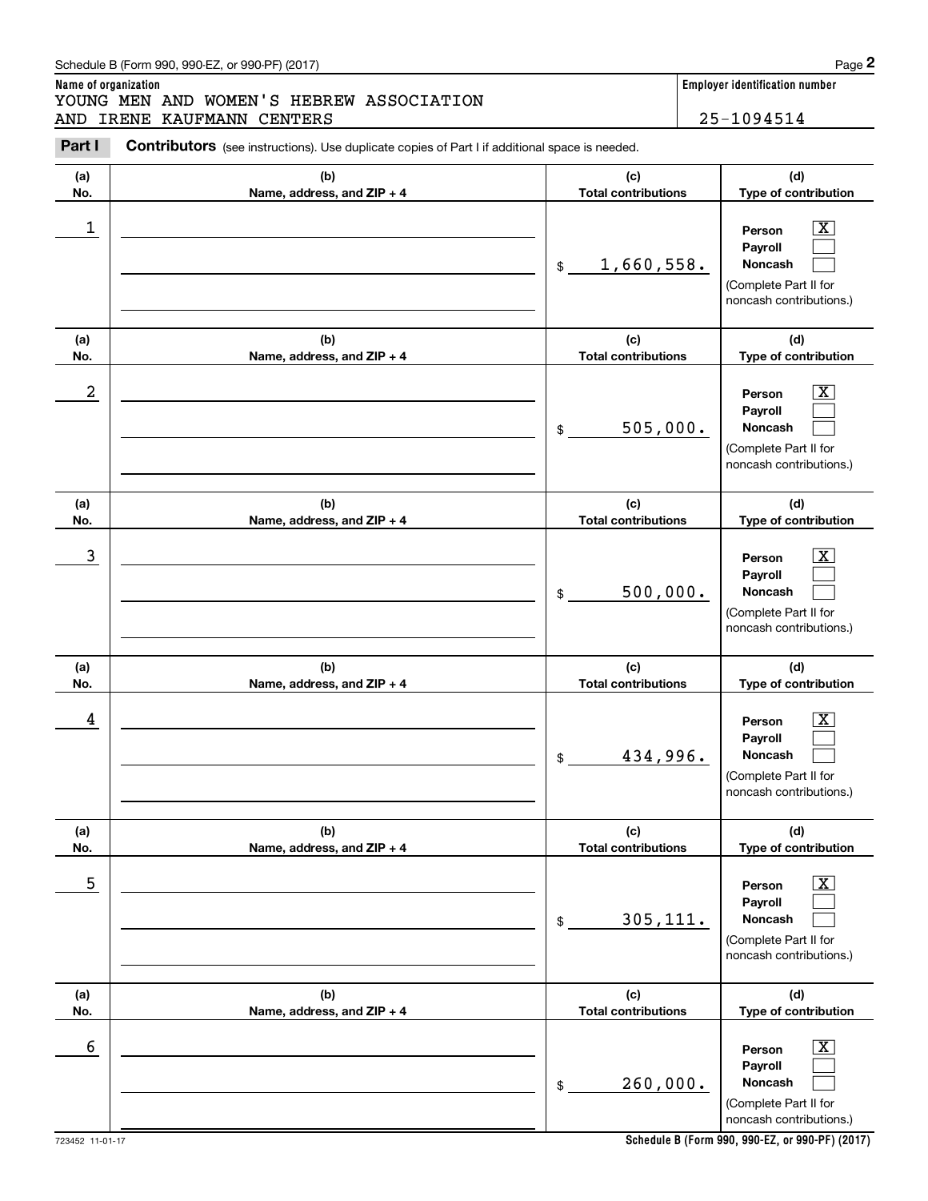Schedule B (Form 990, 990-EZ, or 990-PF) (2017)

**Name of organization**

YOUNG MEN AND WOMEN'S HEBREW ASSOCIATION AND IRENE KAUFMANN CENTERS

**Employer identification number**

25-1094514

**Part I** **Contributors** (see instructions). Use duplicate copies of Part I if additional space is needed.

| (a) No. | (b) Name, address, and ZIP + 4 | (c) Total contributions | (d) Type of contribution |
|---|---|---|---|
| 1 | | $ 1,660,558. | Person [X] Payroll [ ] Noncash [ ] (Complete Part II for noncash contributions.) |
| 2 | | $ 505,000. | Person [X] Payroll [ ] Noncash [ ] (Complete Part II for noncash contributions.) |
| 3 | | $ 500,000. | Person [X] Payroll [ ] Noncash [ ] (Complete Part II for noncash contributions.) |
| 4 | | $ 434,996. | Person [X] Payroll [ ] Noncash [ ] (Complete Part II for noncash contributions.) |
| 5 | | $ 305,111. | Person [X] Payroll [ ] Noncash [ ] (Complete Part II for noncash contributions.) |
| 6 | | $ 260,000. | Person [X] Payroll [ ] Noncash [ ] (Complete Part II for noncash contributions.) |

723452 11-01-17

**Schedule B (Form 990, 990-EZ, or 990-PF) (2017)**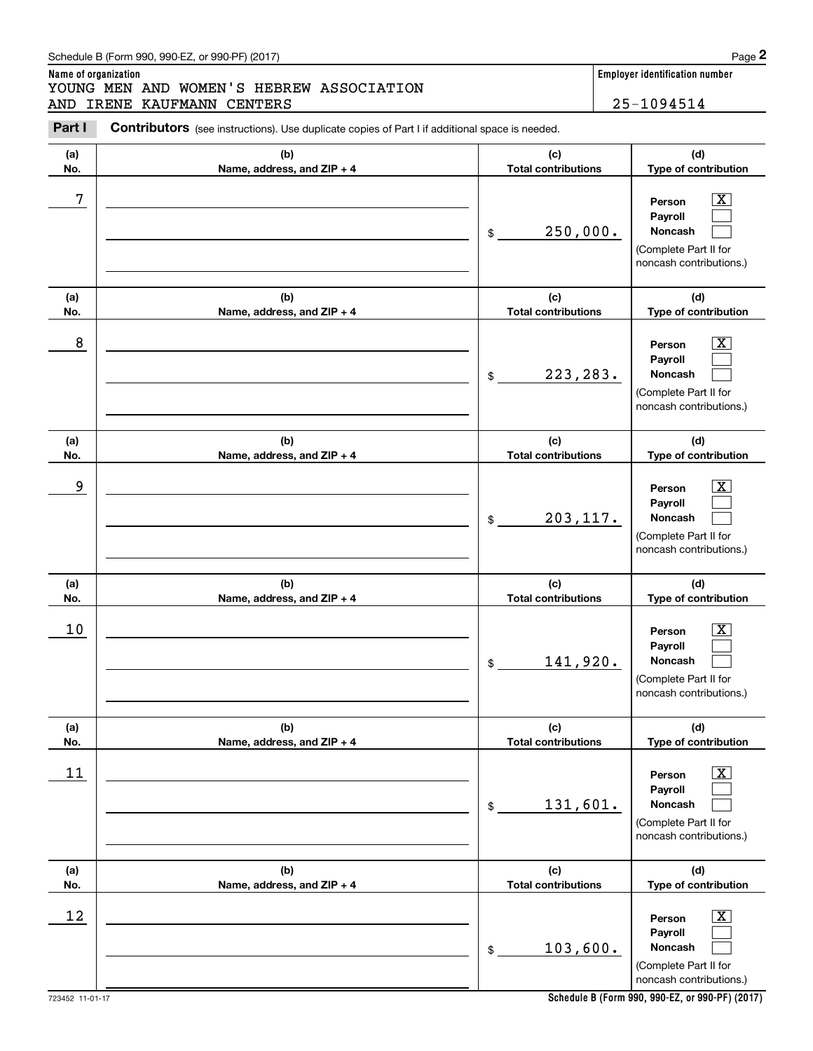Schedule B (Form 990, 990-EZ, or 990-PF) (2017)

**Name of organization**
YOUNG MEN AND WOMEN'S HEBREW ASSOCIATION
AND IRENE KAUFMANN CENTERS

**Employer identification number**
25-1094514

**Part I** **Contributors** (see instructions). Use duplicate copies of Part I if additional space is needed.

| (a) No. | (b) Name, address, and ZIP + 4 | (c) Total contributions | (d) Type of contribution |
|---|---|---|---|
| 7 | | $ 250,000. | Person [X] Payroll [ ] Noncash [ ] (Complete Part II for noncash contributions.) |
| 8 | | $ 223,283. | Person [X] Payroll [ ] Noncash [ ] (Complete Part II for noncash contributions.) |
| 9 | | $ 203,117. | Person [X] Payroll [ ] Noncash [ ] (Complete Part II for noncash contributions.) |
| 10 | | $ 141,920. | Person [X] Payroll [ ] Noncash [ ] (Complete Part II for noncash contributions.) |
| 11 | | $ 131,601. | Person [X] Payroll [ ] Noncash [ ] (Complete Part II for noncash contributions.) |
| 12 | | $ 103,600. | Person [X] Payroll [ ] Noncash [ ] (Complete Part II for noncash contributions.) |

723452 11-01-17

**Schedule B (Form 990, 990-EZ, or 990-PF) (2017)**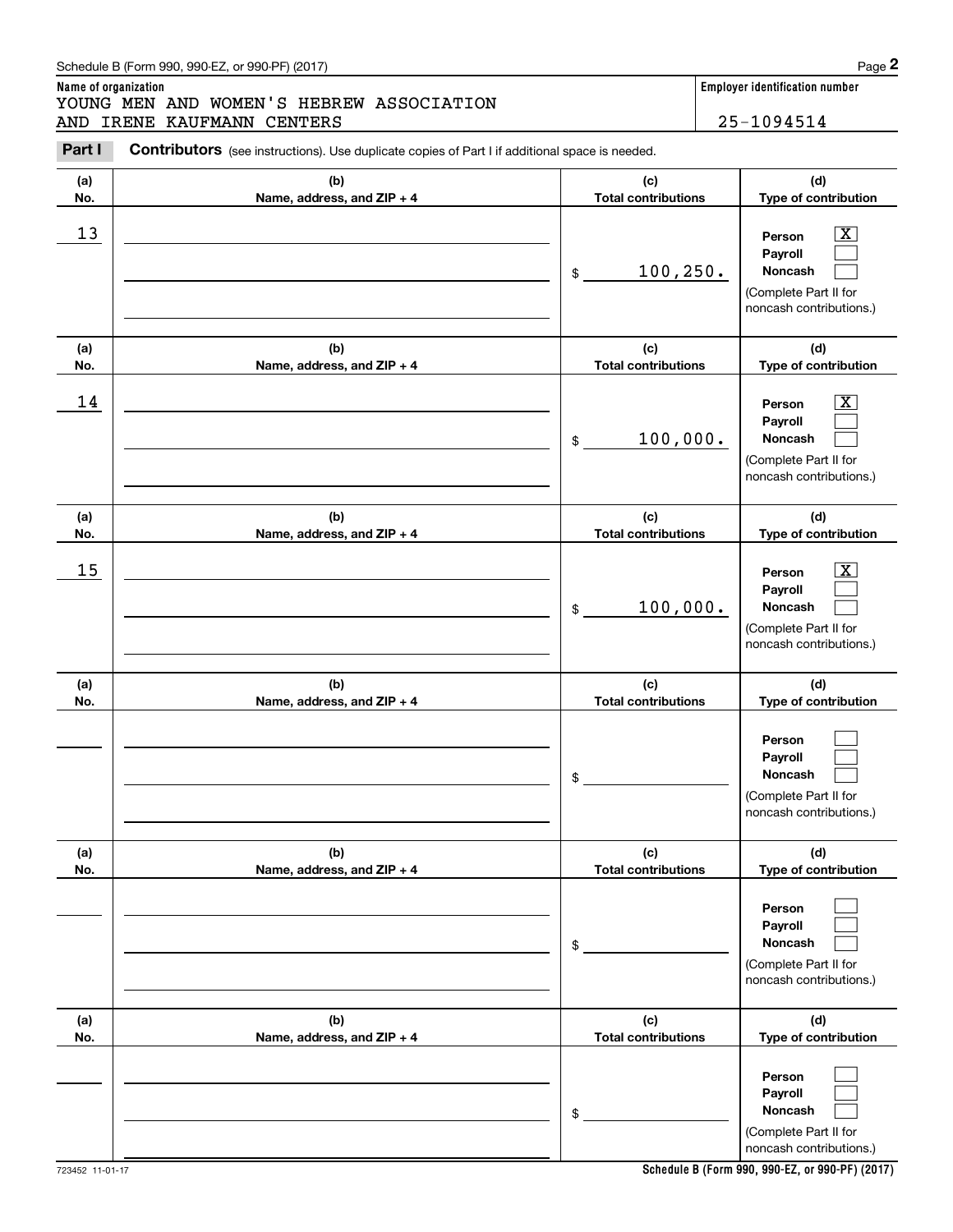Schedule B (Form 990, 990-EZ, or 990-PF) (2017)

**Name of organization**
YOUNG MEN AND WOMEN'S HEBREW ASSOCIATION AND IRENE KAUFMANN CENTERS

**Employer identification number**
25-1094514

**Part I** **Contributors** (see instructions). Use duplicate copies of Part I if additional space is needed.

| (a) No. | (b) Name, address, and ZIP + 4 | (c) Total contributions | (d) Type of contribution |
|---|---|---|---|
| 13 | | $ 100,250. | Person [X] Payroll [ ] Noncash [ ] (Complete Part II for noncash contributions.) |
| 14 | | $ 100,000. | Person [X] Payroll [ ] Noncash [ ] (Complete Part II for noncash contributions.) |
| 15 | | $ 100,000. | Person [X] Payroll [ ] Noncash [ ] (Complete Part II for noncash contributions.) |
| | | $ | Person [ ] Payroll [ ] Noncash [ ] (Complete Part II for noncash contributions.) |
| | | $ | Person [ ] Payroll [ ] Noncash [ ] (Complete Part II for noncash contributions.) |
| | | $ | Person [ ] Payroll [ ] Noncash [ ] (Complete Part II for noncash contributions.) |

723452 11-01-17

**Schedule B (Form 990, 990-EZ, or 990-PF) (2017)**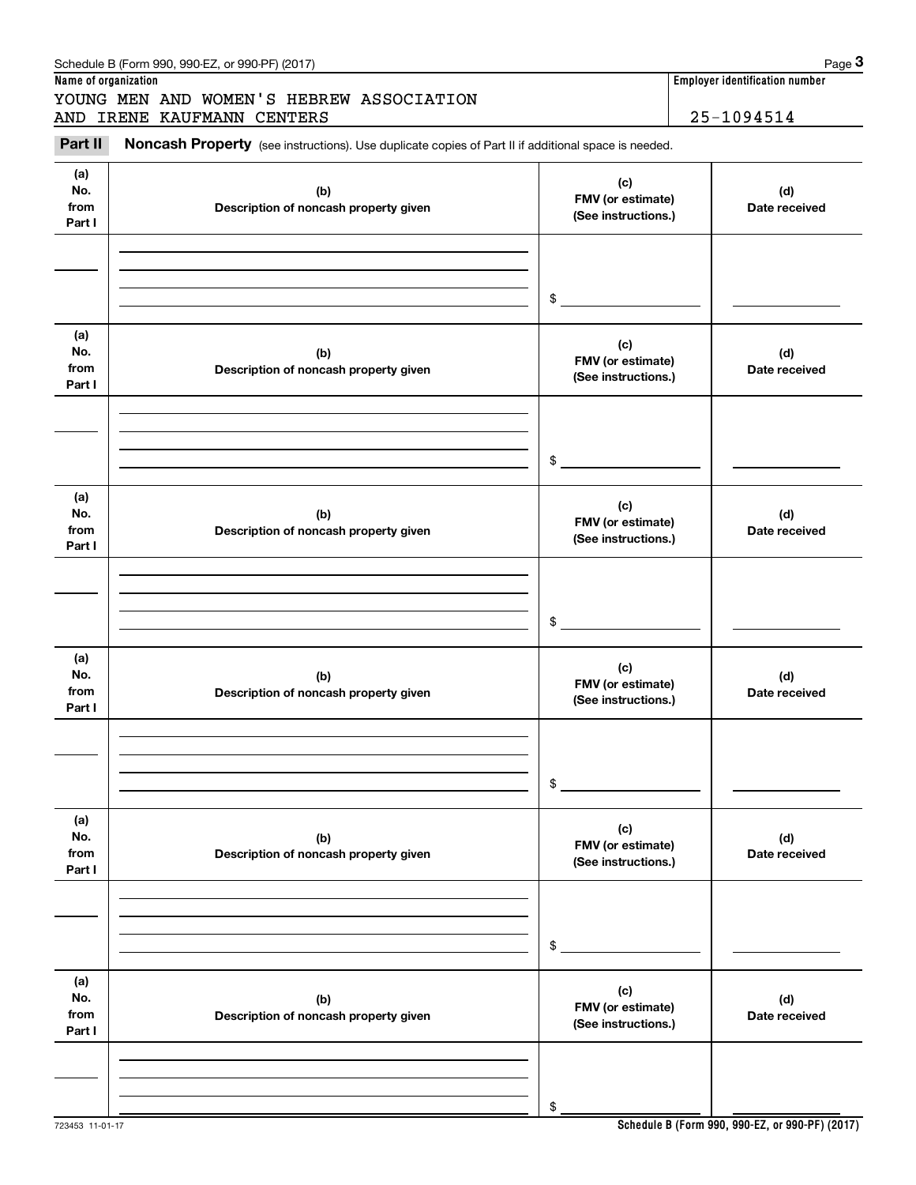Schedule B (Form 990, 990-EZ, or 990-PF) (2017)

**Name of organization**

YOUNG MEN AND WOMEN'S HEBREW ASSOCIATION AND IRENE KAUFMANN CENTERS

**Employer identification number**

25-1094514

**Part II** **Noncash Property** (see instructions). Use duplicate copies of Part II if additional space is needed.

| (a) No. from Part I | (b) Description of noncash property given | (c) FMV (or estimate) (See instructions.) | (d) Date received |
|---|---|---|---|
| | | $ | |

| (a) No. from Part I | (b) Description of noncash property given | (c) FMV (or estimate) (See instructions.) | (d) Date received |
|---|---|---|---|
| | | $ | |

| (a) No. from Part I | (b) Description of noncash property given | (c) FMV (or estimate) (See instructions.) | (d) Date received |
|---|---|---|---|
| | | $ | |

| (a) No. from Part I | (b) Description of noncash property given | (c) FMV (or estimate) (See instructions.) | (d) Date received |
|---|---|---|---|
| | | $ | |

| (a) No. from Part I | (b) Description of noncash property given | (c) FMV (or estimate) (See instructions.) | (d) Date received |
|---|---|---|---|
| | | $ | |

| (a) No. from Part I | (b) Description of noncash property given | (c) FMV (or estimate) (See instructions.) | (d) Date received |
|---|---|---|---|
| | | $ | |

723453 11-01-17

**Schedule B (Form 990, 990-EZ, or 990-PF) (2017)**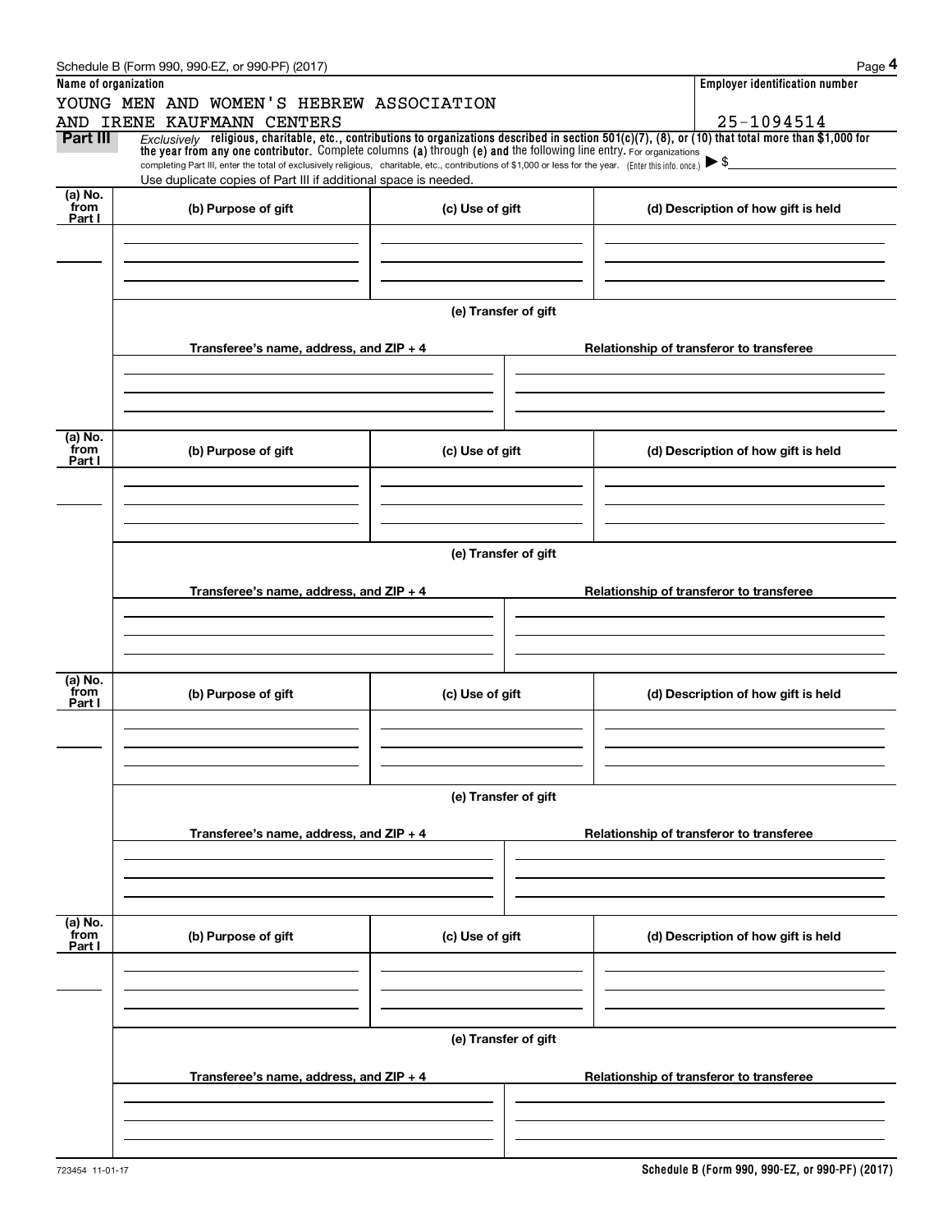Schedule B (Form 990, 990-EZ, or 990-PF) (2017)

**Name of organization**

YOUNG MEN AND WOMEN'S HEBREW ASSOCIATION
AND IRENE KAUFMANN CENTERS

**Employer identification number**

25-1094514

**Part III** *Exclusively* **religious, charitable, etc., contributions to organizations described in section 501(c)(7), (8), or (10) that total more than $1,000 for the year from any one contributor.** Complete columns **(a)** through **(e) and** the following line entry. For organizations completing Part III, enter the total of exclusively religious, charitable, etc., contributions of $1,000 or less for the year. (Enter this info. once.) ▶ $

Use duplicate copies of Part III if additional space is needed.

| (a) No. from Part I | (b) Purpose of gift | (c) Use of gift | (d) Description of how gift is held |
|---|---|---|---|
| | | | |

(e) Transfer of gift

| Transferee's name, address, and ZIP + 4 | Relationship of transferor to transferee |
|---|---|
| | |

| (a) No. from Part I | (b) Purpose of gift | (c) Use of gift | (d) Description of how gift is held |
|---|---|---|---|
| | | | |

(e) Transfer of gift

| Transferee's name, address, and ZIP + 4 | Relationship of transferor to transferee |
|---|---|
| | |

| (a) No. from Part I | (b) Purpose of gift | (c) Use of gift | (d) Description of how gift is held |
|---|---|---|---|
| | | | |

(e) Transfer of gift

| Transferee's name, address, and ZIP + 4 | Relationship of transferor to transferee |
|---|---|
| | |

| (a) No. from Part I | (b) Purpose of gift | (c) Use of gift | (d) Description of how gift is held |
|---|---|---|---|
| | | | |

(e) Transfer of gift

| Transferee's name, address, and ZIP + 4 | Relationship of transferor to transferee |
|---|---|
| | |

723454 11-01-17

**Schedule B (Form 990, 990-EZ, or 990-PF) (2017)**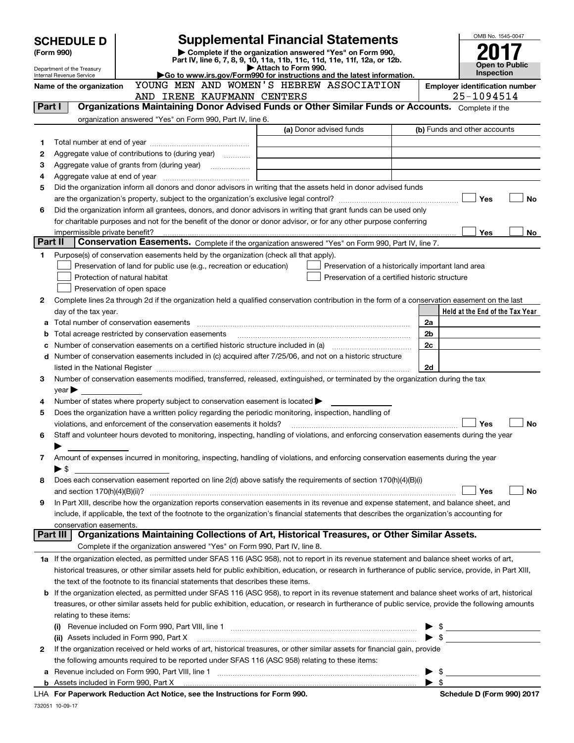# SCHEDULE D (Form 990)

Department of the Treasury
Internal Revenue Service

## Supplemental Financial Statements

▶ Complete if the organization answered "Yes" on Form 990, Part IV, line 6, 7, 8, 9, 10, 11a, 11b, 11c, 11d, 11e, 11f, 12a, or 12b.
▶ Attach to Form 990.
▶Go to www.irs.gov/Form990 for instructions and the latest information.

OMB No. 1545-0047

**2017**

**Open to Public Inspection**

Name of the organization: YOUNG MEN AND WOMEN'S HEBREW ASSOCIATION AND IRENE KAUFMANN CENTERS

Employer identification number: 25-1094514

### Part I — Organizations Maintaining Donor Advised Funds or Other Similar Funds or Accounts. Complete if the organization answered "Yes" on Form 990, Part IV, line 6.

| | | (a) Donor advised funds | (b) Funds and other accounts |
|---|---|---|---|
| 1 | Total number at end of year | | |
| 2 | Aggregate value of contributions to (during year) | | |
| 3 | Aggregate value of grants from (during year) | | |
| 4 | Aggregate value at end of year | | |

5. Did the organization inform all donors and donor advisors in writing that the assets held in donor advised funds are the organization's property, subject to the organization's exclusive legal control? ☐ Yes ☐ No

6. Did the organization inform all grantees, donors, and donor advisors in writing that grant funds can be used only for charitable purposes and not for the benefit of the donor or donor advisor, or for any other purpose conferring impermissible private benefit? ☐ Yes ☐ No

### Part II — Conservation Easements. Complete if the organization answered "Yes" on Form 990, Part IV, line 7.

1. Purpose(s) of conservation easements held by the organization (check all that apply).
   - ☐ Preservation of land for public use (e.g., recreation or education)
   - ☐ Preservation of a historically important land area
   - ☐ Protection of natural habitat
   - ☐ Preservation of a certified historic structure
   - ☐ Preservation of open space

2. Complete lines 2a through 2d if the organization held a qualified conservation contribution in the form of a conservation easement on the last day of the tax year.

| | | | Held at the End of the Tax Year |
|---|---|---|---|
| a | Total number of conservation easements | 2a | |
| b | Total acreage restricted by conservation easements | 2b | |
| c | Number of conservation easements on a certified historic structure included in (a) | 2c | |
| d | Number of conservation easements included in (c) acquired after 7/25/06, and not on a historic structure listed in the National Register | 2d | |

3. Number of conservation easements modified, transferred, released, extinguished, or terminated by the organization during the tax year ▶
4. Number of states where property subject to conservation easement is located ▶
5. Does the organization have a written policy regarding the periodic monitoring, inspection, handling of violations, and enforcement of the conservation easements it holds? ☐ Yes ☐ No
6. Staff and volunteer hours devoted to monitoring, inspecting, handling of violations, and enforcing conservation easements during the year ▶
7. Amount of expenses incurred in monitoring, inspecting, handling of violations, and enforcing conservation easements during the year ▶ $
8. Does each conservation easement reported on line 2(d) above satisfy the requirements of section 170(h)(4)(B)(i) and section 170(h)(4)(B)(ii)? ☐ Yes ☐ No
9. In Part XIII, describe how the organization reports conservation easements in its revenue and expense statement, and balance sheet, and include, if applicable, the text of the footnote to the organization's financial statements that describes the organization's accounting for conservation easements.

### Part III — Organizations Maintaining Collections of Art, Historical Treasures, or Other Similar Assets. Complete if the organization answered "Yes" on Form 990, Part IV, line 8.

1a. If the organization elected, as permitted under SFAS 116 (ASC 958), not to report in its revenue statement and balance sheet works of art, historical treasures, or other similar assets held for public exhibition, education, or research in furtherance of public service, provide, in Part XIII, the text of the footnote to its financial statements that describes these items.

b. If the organization elected, as permitted under SFAS 116 (ASC 958), to report in its revenue statement and balance sheet works of art, historical treasures, or other similar assets held for public exhibition, education, or research in furtherance of public service, provide the following amounts relating to these items:
   - (i) Revenue included on Form 990, Part VIII, line 1 ▶ $
   - (ii) Assets included in Form 990, Part X ▶ $

2. If the organization received or held works of art, historical treasures, or other similar assets for financial gain, provide the following amounts required to be reported under SFAS 116 (ASC 958) relating to these items:
   - a. Revenue included on Form 990, Part VIII, line 1 ▶ $
   - b. Assets included in Form 990, Part X ▶ $

LHA For Paperwork Reduction Act Notice, see the Instructions for Form 990. Schedule D (Form 990) 2017

732051 10-09-17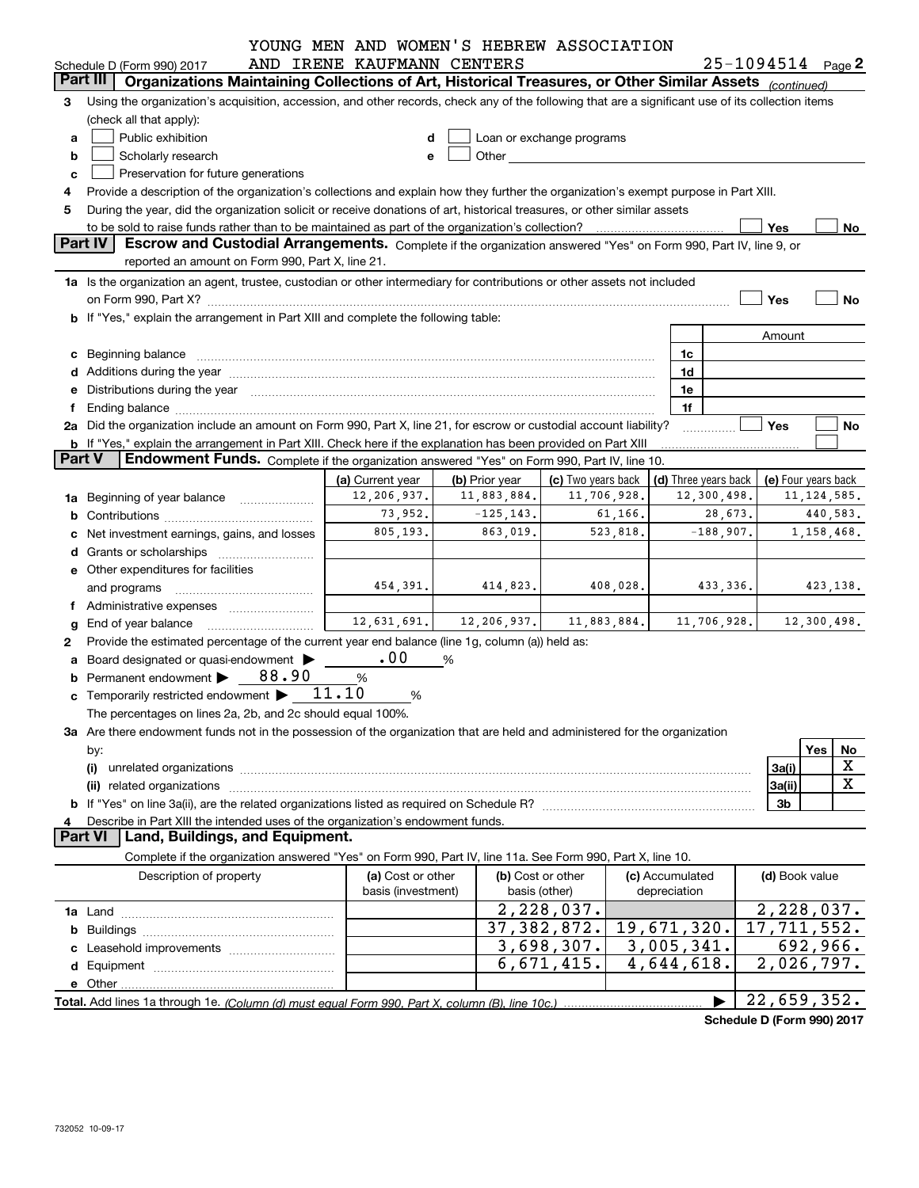YOUNG MEN AND WOMEN'S HEBREW ASSOCIATION AND IRENE KAUFMANN CENTERS 25-1094514

Schedule D (Form 990) 2017 Page 2

## Part III Organizations Maintaining Collections of Art, Historical Treasures, or Other Similar Assets *(continued)*

3 Using the organization's acquisition, accession, and other records, check any of the following that are a significant use of its collection items (check all that apply):

- a ☐ Public exhibition
- b ☐ Scholarly research
- c ☐ Preservation for future generations
- d ☐ Loan or exchange programs
- e ☐ Other

4 Provide a description of the organization's collections and explain how they further the organization's exempt purpose in Part XIII.

5 During the year, did the organization solicit or receive donations of art, historical treasures, or other similar assets to be sold to raise funds rather than to be maintained as part of the organization's collection? ☐ Yes ☐ No

## Part IV Escrow and Custodial Arrangements.

Complete if the organization answered "Yes" on Form 990, Part IV, line 9, or reported an amount on Form 990, Part X, line 21.

1a Is the organization an agent, trustee, custodian or other intermediary for contributions or other assets not included on Form 990, Part X? ☐ Yes ☐ No

b If "Yes," explain the arrangement in Part XIII and complete the following table:

| | | Amount |
|---|---|---|
| c Beginning balance | 1c | |
| d Additions during the year | 1d | |
| e Distributions during the year | 1e | |
| f Ending balance | 1f | |

2a Did the organization include an amount on Form 990, Part X, line 21, for escrow or custodial account liability? ☐ Yes ☐ No

b If "Yes," explain the arrangement in Part XIII. Check here if the explanation has been provided on Part XIII ☐

## Part V Endowment Funds.

Complete if the organization answered "Yes" on Form 990, Part IV, line 10.

| | (a) Current year | (b) Prior year | (c) Two years back | (d) Three years back | (e) Four years back |
|---|---|---|---|---|---|
| 1a Beginning of year balance | 12,206,937. | 11,883,884. | 11,706,928. | 12,300,498. | 11,124,585. |
| b Contributions | 73,952. | -125,143. | 61,166. | 28,673. | 440,583. |
| c Net investment earnings, gains, and losses | 805,193. | 863,019. | 523,818. | -188,907. | 1,158,468. |
| d Grants or scholarships | | | | | |
| e Other expenditures for facilities and programs | 454,391. | 414,823. | 408,028. | 433,336. | 423,138. |
| f Administrative expenses | | | | | |
| g End of year balance | 12,631,691. | 12,206,937. | 11,883,884. | 11,706,928. | 12,300,498. |

2 Provide the estimated percentage of the current year end balance (line 1g, column (a)) held as:

- a Board designated or quasi-endowment ▶ .00 %
- b Permanent endowment ▶ 88.90 %
- c Temporarily restricted endowment ▶ 11.10 %

The percentages on lines 2a, 2b, and 2c should equal 100%.

3a Are there endowment funds not in the possession of the organization that are held and administered for the organization by:

| | | Yes | No |
|---|---|---|---|
| (i) unrelated organizations | 3a(i) | | X |
| (ii) related organizations | 3a(ii) | | X |
| b If "Yes" on line 3a(ii), are the related organizations listed as required on Schedule R? | 3b | | |

4 Describe in Part XIII the intended uses of the organization's endowment funds.

## Part VI Land, Buildings, and Equipment.

Complete if the organization answered "Yes" on Form 990, Part IV, line 11a. See Form 990, Part X, line 10.

| Description of property | (a) Cost or other basis (investment) | (b) Cost or other basis (other) | (c) Accumulated depreciation | (d) Book value |
|---|---|---|---|---|
| 1a Land | | 2,228,037. | | 2,228,037. |
| b Buildings | | 37,382,872. | 19,671,320. | 17,711,552. |
| c Leasehold improvements | | 3,698,307. | 3,005,341. | 692,966. |
| d Equipment | | 6,671,415. | 4,644,618. | 2,026,797. |
| e Other | | | | |
| **Total.** Add lines 1a through 1e. *(Column (d) must equal Form 990, Part X, column (B), line 10c.)* ▶ | | | | 22,659,352. |

**Schedule D (Form 990) 2017**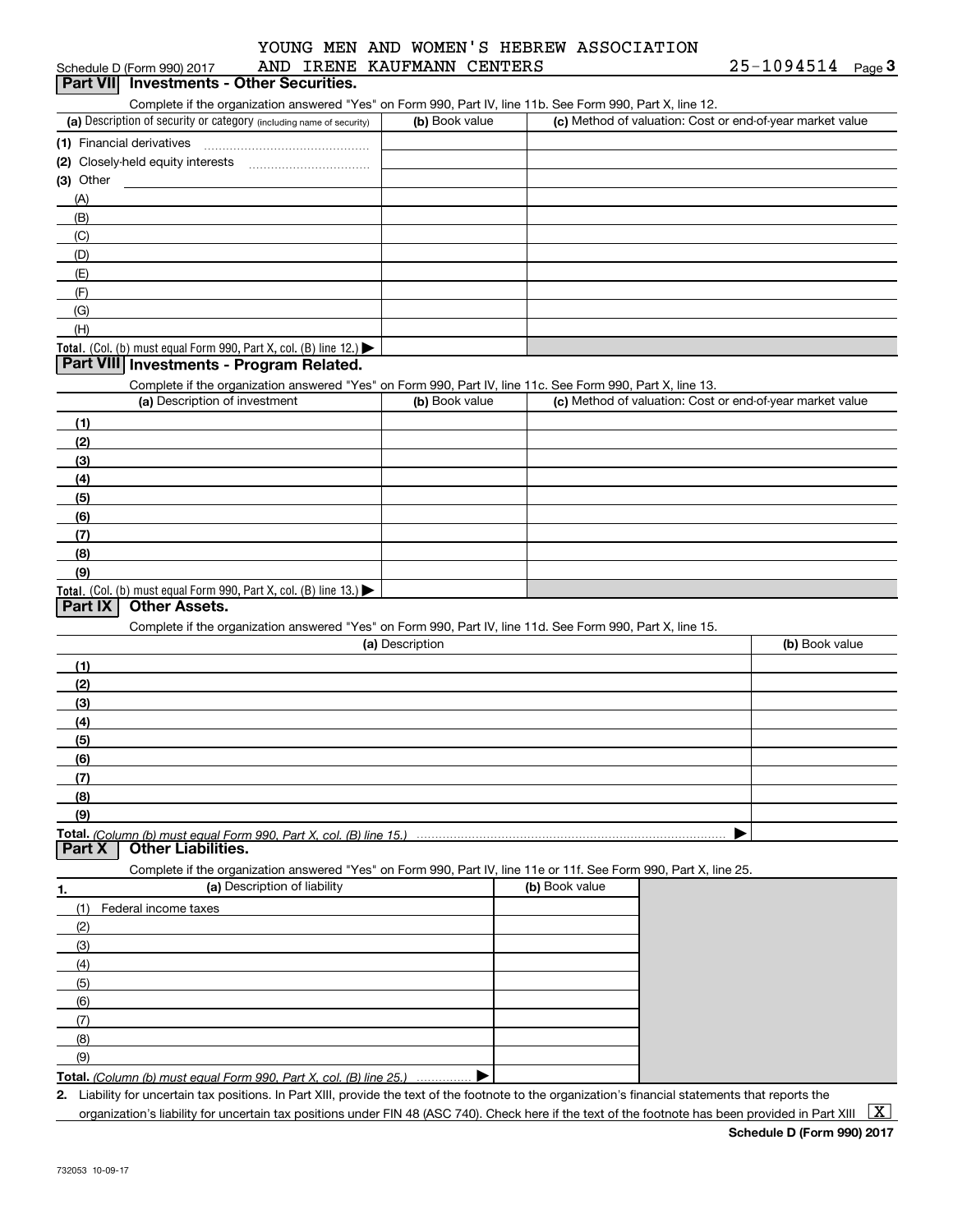YOUNG MEN AND WOMEN'S HEBREW ASSOCIATION AND IRENE KAUFMANN CENTERS 25-1094514

Schedule D (Form 990) 2017

## Part VII Investments - Other Securities.

Complete if the organization answered "Yes" on Form 990, Part IV, line 11b. See Form 990, Part X, line 12.

| (a) Description of security or category (including name of security) | (b) Book value | (c) Method of valuation: Cost or end-of-year market value |
|---|---|---|
| (1) Financial derivatives | | |
| (2) Closely-held equity interests | | |
| (3) Other | | |
| (A) | | |
| (B) | | |
| (C) | | |
| (D) | | |
| (E) | | |
| (F) | | |
| (G) | | |
| (H) | | |
| **Total.** (Col. (b) must equal Form 990, Part X, col. (B) line 12.) ▶ | | |

## Part VIII Investments - Program Related.

Complete if the organization answered "Yes" on Form 990, Part IV, line 11c. See Form 990, Part X, line 13.

| (a) Description of investment | (b) Book value | (c) Method of valuation: Cost or end-of-year market value |
|---|---|---|
| (1) | | |
| (2) | | |
| (3) | | |
| (4) | | |
| (5) | | |
| (6) | | |
| (7) | | |
| (8) | | |
| (9) | | |
| **Total.** (Col. (b) must equal Form 990, Part X, col. (B) line 13.) ▶ | | |

## Part IX Other Assets.

Complete if the organization answered "Yes" on Form 990, Part IV, line 11d. See Form 990, Part X, line 15.

| (a) Description | (b) Book value |
|---|---|
| (1) | |
| (2) | |
| (3) | |
| (4) | |
| (5) | |
| (6) | |
| (7) | |
| (8) | |
| (9) | |
| **Total.** *(Column (b) must equal Form 990, Part X, col. (B) line 15.)* ▶ | |

## Part X Other Liabilities.

Complete if the organization answered "Yes" on Form 990, Part IV, line 11e or 11f. See Form 990, Part X, line 25.

| 1. (a) Description of liability | (b) Book value |
|---|---|
| (1) Federal income taxes | |
| (2) | |
| (3) | |
| (4) | |
| (5) | |
| (6) | |
| (7) | |
| (8) | |
| (9) | |
| **Total.** *(Column (b) must equal Form 990, Part X, col. (B) line 25.)* ▶ | |

2. Liability for uncertain tax positions. In Part XIII, provide the text of the footnote to the organization's financial statements that reports the organization's liability for uncertain tax positions under FIN 48 (ASC 740). Check here if the text of the footnote has been provided in Part XIII [X]

**Schedule D (Form 990) 2017**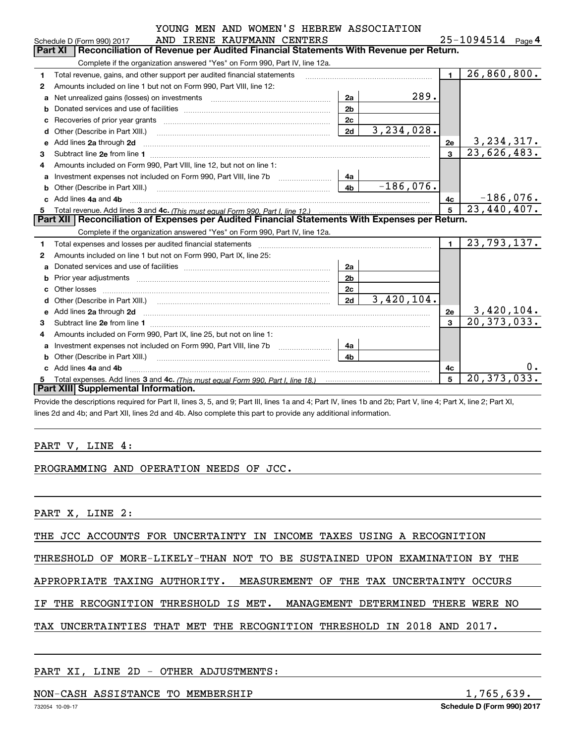YOUNG MEN AND WOMEN'S HEBREW ASSOCIATION AND IRENE KAUFMANN CENTERS 25-1094514

Schedule D (Form 990) 2017

## Part XI Reconciliation of Revenue per Audited Financial Statements With Revenue per Return.

Complete if the organization answered "Yes" on Form 990, Part IV, line 12a.

| | | | | | |
|---|---|---|---|---|---|
| 1 | Total revenue, gains, and other support per audited financial statements | | | 1 | 26,860,800. |
| 2 | Amounts included on line 1 but not on Form 990, Part VIII, line 12: | | | | |
| a | Net unrealized gains (losses) on investments | 2a | 289. | | |
| b | Donated services and use of facilities | 2b | | | |
| c | Recoveries of prior year grants | 2c | | | |
| d | Other (Describe in Part XIII.) | 2d | 3,234,028. | | |
| e | Add lines 2a through 2d | | | 2e | 3,234,317. |
| 3 | Subtract line 2e from line 1 | | | 3 | 23,626,483. |
| 4 | Amounts included on Form 990, Part VIII, line 12, but not on line 1: | | | | |
| a | Investment expenses not included on Form 990, Part VIII, line 7b | 4a | | | |
| b | Other (Describe in Part XIII.) | 4b | -186,076. | | |
| c | Add lines 4a and 4b | | | 4c | -186,076. |
| 5 | Total revenue. Add lines 3 and 4c. *(This must equal Form 990, Part I, line 12.)* | | | 5 | 23,440,407. |

## Part XII Reconciliation of Expenses per Audited Financial Statements With Expenses per Return.

Complete if the organization answered "Yes" on Form 990, Part IV, line 12a.

| | | | | | |
|---|---|---|---|---|---|
| 1 | Total expenses and losses per audited financial statements | | | 1 | 23,793,137. |
| 2 | Amounts included on line 1 but not on Form 990, Part IX, line 25: | | | | |
| a | Donated services and use of facilities | 2a | | | |
| b | Prior year adjustments | 2b | | | |
| c | Other losses | 2c | | | |
| d | Other (Describe in Part XIII.) | 2d | 3,420,104. | | |
| e | Add lines 2a through 2d | | | 2e | 3,420,104. |
| 3 | Subtract line 2e from line 1 | | | 3 | 20,373,033. |
| 4 | Amounts included on Form 990, Part IX, line 25, but not on line 1: | | | | |
| a | Investment expenses not included on Form 990, Part VIII, line 7b | 4a | | | |
| b | Other (Describe in Part XIII.) | 4b | | | |
| c | Add lines 4a and 4b | | | 4c | 0. |
| 5 | Total expenses. Add lines 3 and 4c. *(This must equal Form 990, Part I, line 18.)* | | | 5 | 20,373,033. |

## Part XIII Supplemental Information.

Provide the descriptions required for Part II, lines 3, 5, and 9; Part III, lines 1a and 4; Part IV, lines 1b and 2b; Part V, line 4; Part X, line 2; Part XI, lines 2d and 4b; and Part XII, lines 2d and 4b. Also complete this part to provide any additional information.

PART V, LINE 4:

PROGRAMMING AND OPERATION NEEDS OF JCC.

PART X, LINE 2:

THE JCC ACCOUNTS FOR UNCERTAINTY IN INCOME TAXES USING A RECOGNITION THRESHOLD OF MORE-LIKELY-THAN NOT TO BE SUSTAINED UPON EXAMINATION BY THE APPROPRIATE TAXING AUTHORITY. MEASUREMENT OF THE TAX UNCERTAINTY OCCURS IF THE RECOGNITION THRESHOLD IS MET. MANAGEMENT DETERMINED THERE WERE NO TAX UNCERTAINTIES THAT MET THE RECOGNITION THRESHOLD IN 2018 AND 2017.

PART XI, LINE 2D - OTHER ADJUSTMENTS:

NON-CASH ASSISTANCE TO MEMBERSHIP 1,765,639.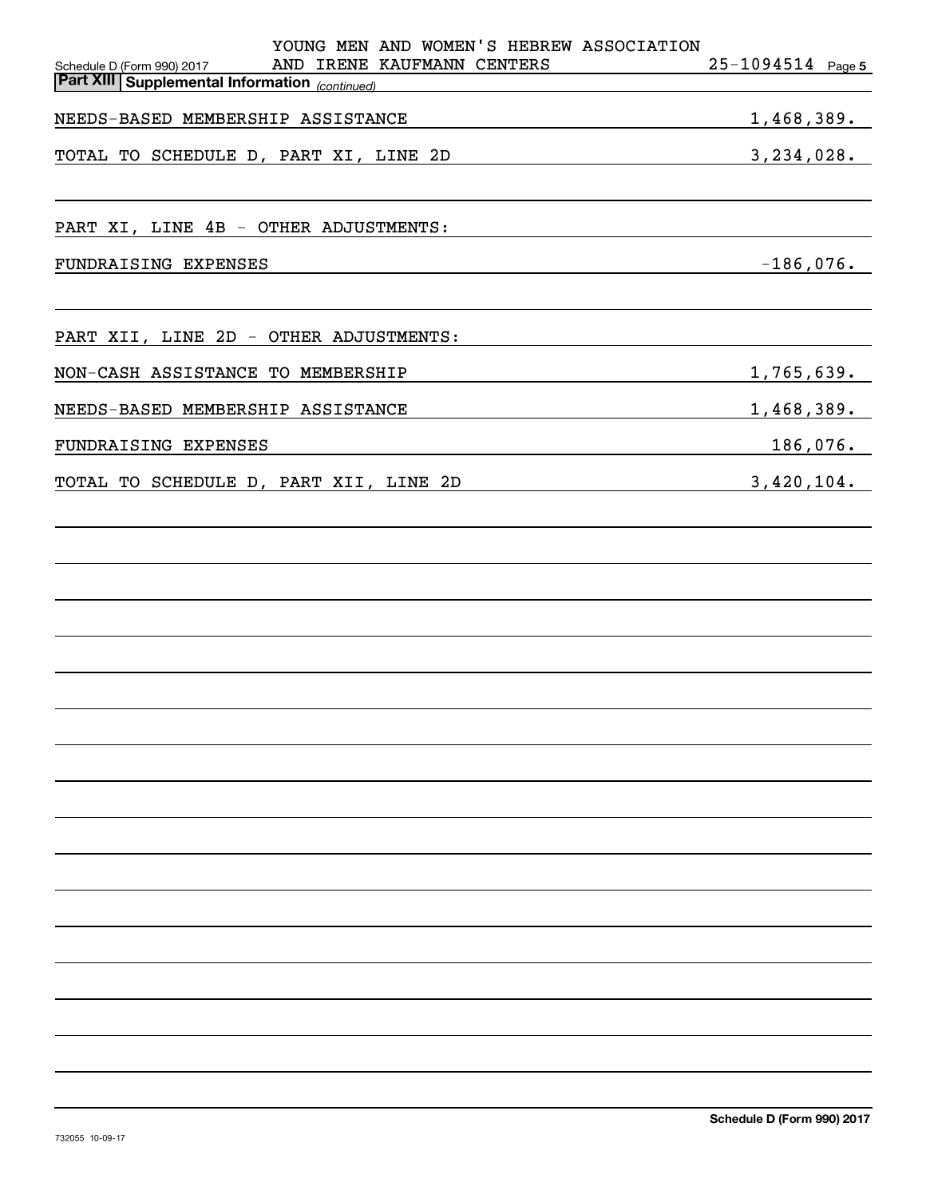YOUNG MEN AND WOMEN'S HEBREW ASSOCIATION AND IRENE KAUFMANN CENTERS 25-1094514

**Part XIII Supplemental Information** *(continued)*

| | |
|---|---|
| NEEDS-BASED MEMBERSHIP ASSISTANCE | 1,468,389. |
| TOTAL TO SCHEDULE D, PART XI, LINE 2D | 3,234,028. |

PART XI, LINE 4B - OTHER ADJUSTMENTS:

| | |
|---|---|
| FUNDRAISING EXPENSES | -186,076. |

PART XII, LINE 2D - OTHER ADJUSTMENTS:

| | |
|---|---|
| NON-CASH ASSISTANCE TO MEMBERSHIP | 1,765,639. |
| NEEDS-BASED MEMBERSHIP ASSISTANCE | 1,468,389. |
| FUNDRAISING EXPENSES | 186,076. |
| TOTAL TO SCHEDULE D, PART XII, LINE 2D | 3,420,104. |

Schedule D (Form 990) 2017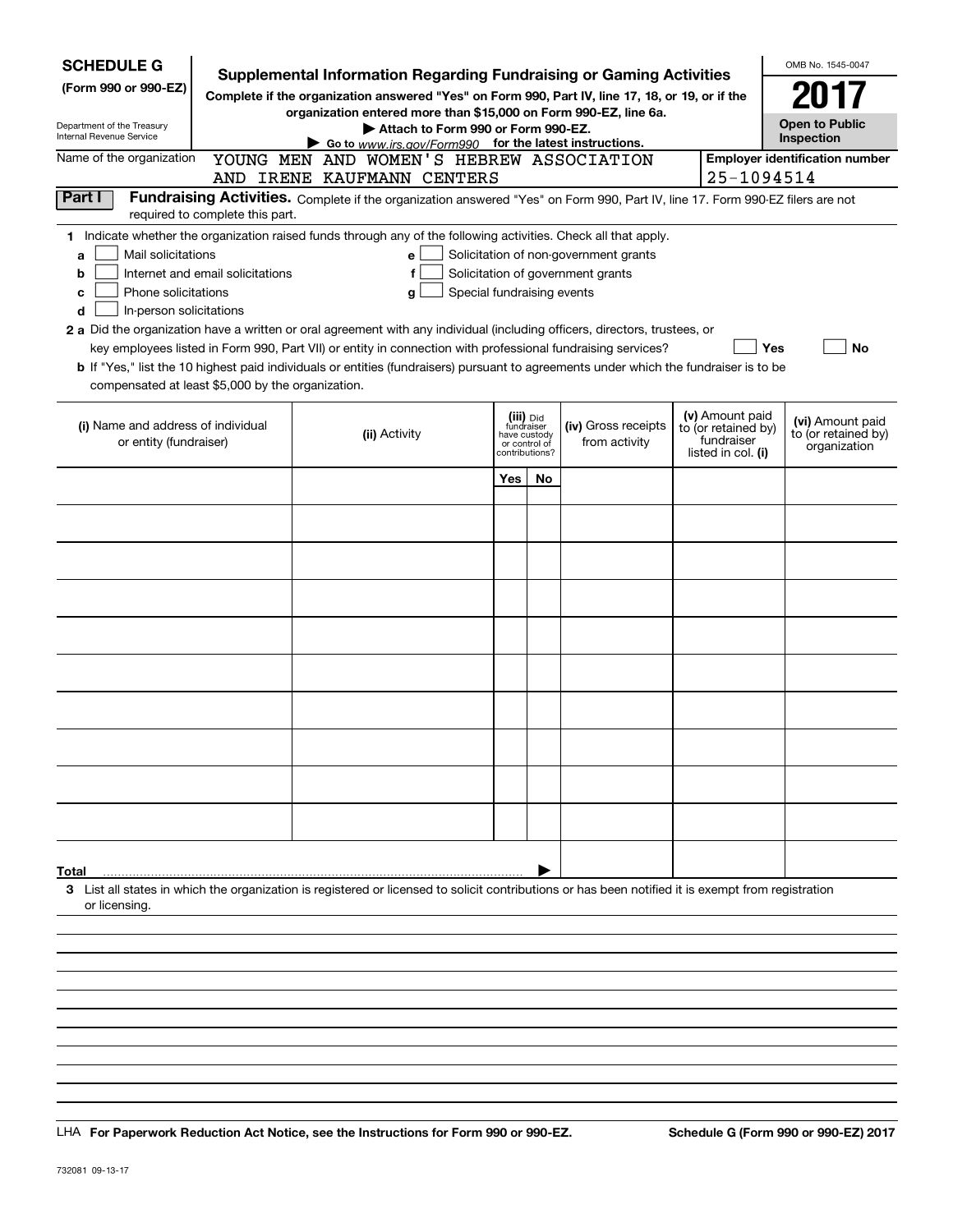**SCHEDULE G**
**(Form 990 or 990-EZ)**

Department of the Treasury
Internal Revenue Service

# Supplemental Information Regarding Fundraising or Gaming Activities

**Complete if the organization answered "Yes" on Form 990, Part IV, line 17, 18, or 19, or if the organization entered more than $15,000 on Form 990-EZ, line 6a.**

**▶ Attach to Form 990 or Form 990-EZ.**

**▶ Go to www.irs.gov/Form990 for the latest instructions.**

OMB No. 1545-0047

**2017**

**Open to Public Inspection**

Name of the organization: YOUNG MEN AND WOMEN'S HEBREW ASSOCIATION AND IRENE KAUFMANN CENTERS

**Employer identification number:** 25-1094514

**Part I** **Fundraising Activities.** Complete if the organization answered "Yes" on Form 990, Part IV, line 17. Form 990-EZ filers are not required to complete this part.

**1** Indicate whether the organization raised funds through any of the following activities. Check all that apply.

- **a** ☐ Mail solicitations
- **b** ☐ Internet and email solicitations
- **c** ☐ Phone solicitations
- **d** ☐ In-person solicitations
- **e** ☐ Solicitation of non-government grants
- **f** ☐ Solicitation of government grants
- **g** ☐ Special fundraising events

**2 a** Did the organization have a written or oral agreement with any individual (including officers, directors, trustees, or key employees listed in Form 990, Part VII) or entity in connection with professional fundraising services? ☐ **Yes** ☐ **No**

**b** If "Yes," list the 10 highest paid individuals or entities (fundraisers) pursuant to agreements under which the fundraiser is to be compensated at least $5,000 by the organization.

| (i) Name and address of individual or entity (fundraiser) | (ii) Activity | (iii) Did fundraiser have custody or control of contributions? Yes | No | (iv) Gross receipts from activity | (v) Amount paid to (or retained by) fundraiser listed in col. (i) | (vi) Amount paid to (or retained by) organization |
|---|---|---|---|---|---|---|
| | | | | | | |
| | | | | | | |
| | | | | | | |
| | | | | | | |
| | | | | | | |
| | | | | | | |
| | | | | | | |
| | | | | | | |
| | | | | | | |
| | | | | | | |
| **Total** ▶ | | | | | | |

**3** List all states in which the organization is registered or licensed to solicit contributions or has been notified it is exempt from registration or licensing.

LHA **For Paperwork Reduction Act Notice, see the Instructions for Form 990 or 990-EZ.** **Schedule G (Form 990 or 990-EZ) 2017**

732081 09-13-17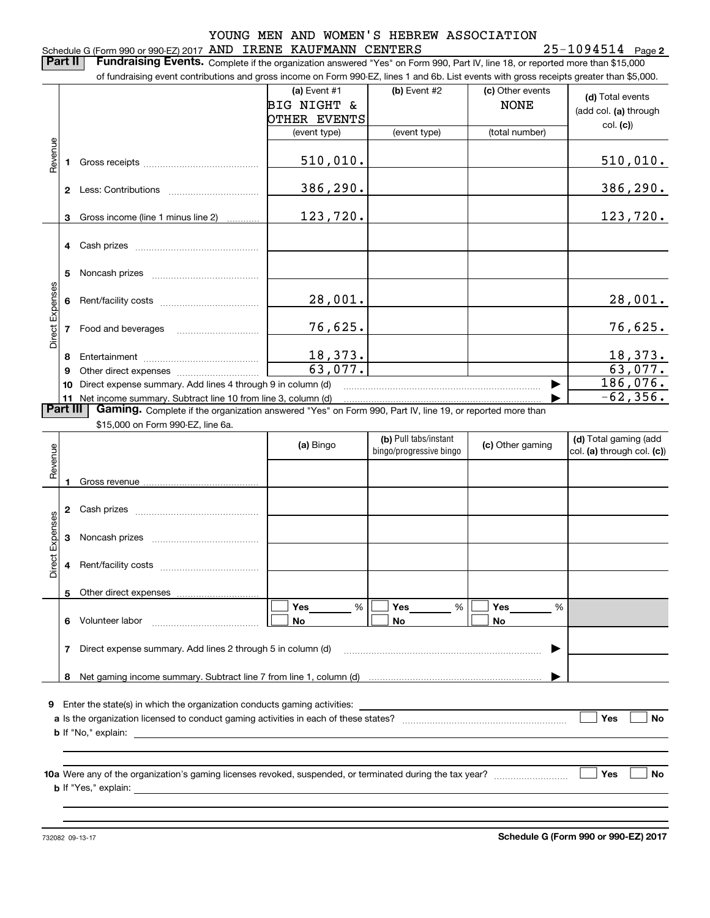Schedule G (Form 990 or 990-EZ) 2017 YOUNG MEN AND WOMEN'S HEBREW ASSOCIATION AND IRENE KAUFMANN CENTERS 25-1094514 Page 2

**Part II Fundraising Events.** Complete if the organization answered "Yes" on Form 990, Part IV, line 18, or reported more than $15,000 of fundraising event contributions and gross income on Form 990-EZ, lines 1 and 6b. List events with gross receipts greater than $5,000.

| | | | (a) Event #1 BIG NIGHT & OTHER EVENTS (event type) | (b) Event #2 (event type) | (c) Other events NONE (total number) | (d) Total events (add col. (a) through col. (c)) |
|---|---|---|---|---|---|---|
| Revenue | 1 | Gross receipts | 510,010. | | | 510,010. |
| | 2 | Less: Contributions | 386,290. | | | 386,290. |
| | 3 | Gross income (line 1 minus line 2) | 123,720. | | | 123,720. |
| Direct Expenses | 4 | Cash prizes | | | | |
| | 5 | Noncash prizes | | | | |
| | 6 | Rent/facility costs | 28,001. | | | 28,001. |
| | 7 | Food and beverages | 76,625. | | | 76,625. |
| | 8 | Entertainment | 18,373. | | | 18,373. |
| | 9 | Other direct expenses | 63,077. | | | 63,077. |
| | 10 | Direct expense summary. Add lines 4 through 9 in column (d) | | | | 186,076. |
| | 11 | Net income summary. Subtract line 10 from line 3, column (d) | | | | -62,356. |

**Part III Gaming.** Complete if the organization answered "Yes" on Form 990, Part IV, line 19, or reported more than $15,000 on Form 990-EZ, line 6a.

| | | | (a) Bingo | (b) Pull tabs/instant bingo/progressive bingo | (c) Other gaming | (d) Total gaming (add col. (a) through col. (c)) |
|---|---|---|---|---|---|---|
| Revenue | 1 | Gross revenue | | | | |
| Direct Expenses | 2 | Cash prizes | | | | |
| | 3 | Noncash prizes | | | | |
| | 4 | Rent/facility costs | | | | |
| | 5 | Other direct expenses | | | | |
| | 6 | Volunteer labor | ☐ Yes ___ % ☐ No | ☐ Yes ___ % ☐ No | ☐ Yes ___ % ☐ No | |
| | 7 | Direct expense summary. Add lines 2 through 5 in column (d) | | | | |
| | 8 | Net gaming income summary. Subtract line 7 from line 1, column (d) | | | | |

9 Enter the state(s) in which the organization conducts gaming activities:

a Is the organization licensed to conduct gaming activities in each of these states? ☐ Yes ☐ No

b If "No," explain:

10a Were any of the organization's gaming licenses revoked, suspended, or terminated during the tax year? ☐ Yes ☐ No

b If "Yes," explain:

732082 09-13-17 **Schedule G (Form 990 or 990-EZ) 2017**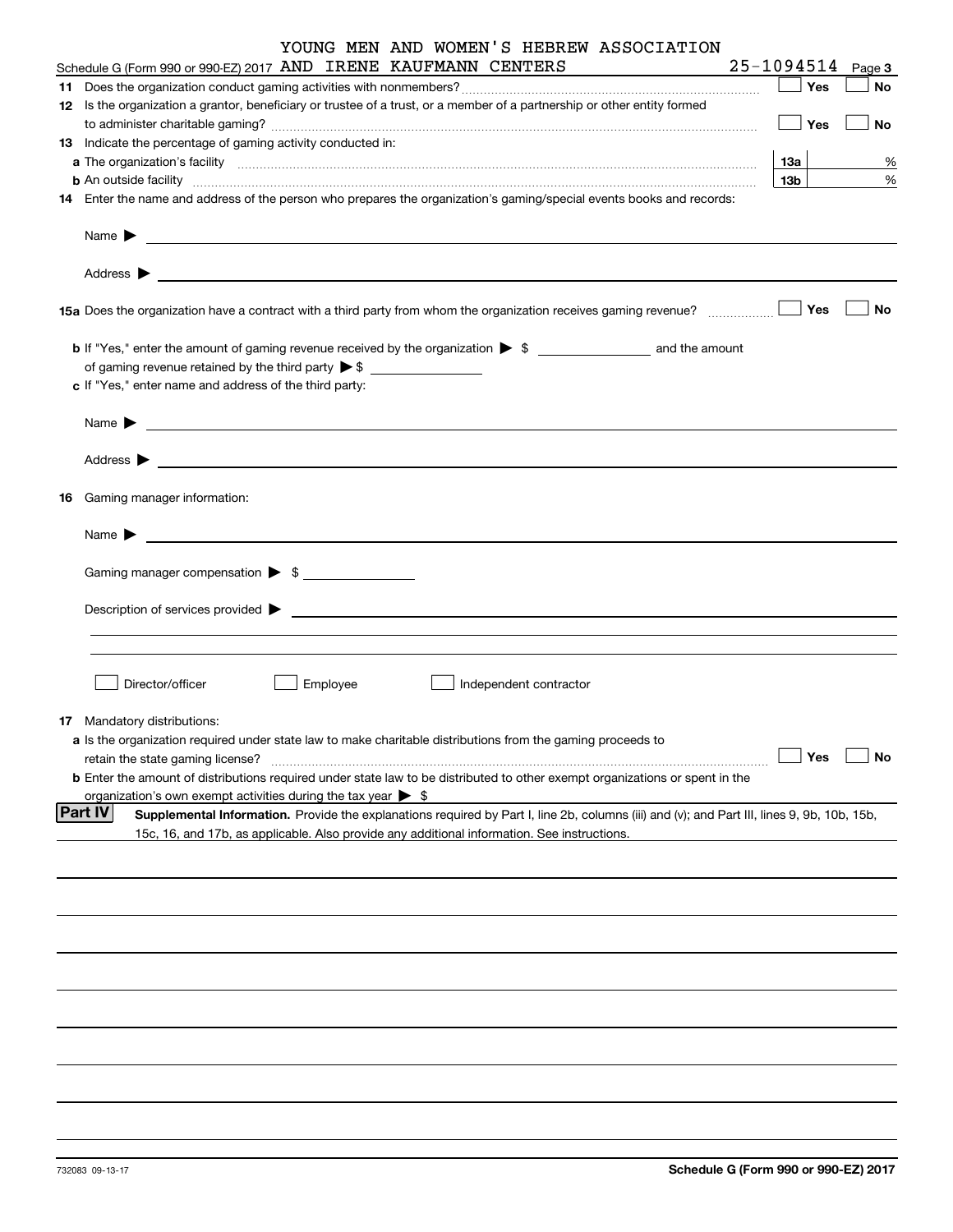Schedule G (Form 990 or 990-EZ) 2017 YOUNG MEN AND WOMEN'S HEBREW ASSOCIATION AND IRENE KAUFMANN CENTERS 25-1094514 Page 3

**11** Does the organization conduct gaming activities with nonmembers? ☐ Yes ☐ No

**12** Is the organization a grantor, beneficiary or trustee of a trust, or a member of a partnership or other entity formed to administer charitable gaming? ☐ Yes ☐ No

**13** Indicate the percentage of gaming activity conducted in:

**a** The organization's facility **13a** %

**b** An outside facility **13b** %

**14** Enter the name and address of the person who prepares the organization's gaming/special events books and records:

Name ▶

Address ▶

**15a** Does the organization have a contract with a third party from whom the organization receives gaming revenue? ☐ Yes ☐ No

**b** If "Yes," enter the amount of gaming revenue received by the organization ▶ $ __________ and the amount of gaming revenue retained by the third party ▶ $ __________

**c** If "Yes," enter name and address of the third party:

Name ▶

Address ▶

**16** Gaming manager information:

Name ▶

Gaming manager compensation ▶ $

Description of services provided ▶

☐ Director/officer ☐ Employee ☐ Independent contractor

**17** Mandatory distributions:

**a** Is the organization required under state law to make charitable distributions from the gaming proceeds to retain the state gaming license? ☐ Yes ☐ No

**b** Enter the amount of distributions required under state law to be distributed to other exempt organizations or spent in the organization's own exempt activities during the tax year ▶ $

## Part IV Supplemental Information.

Provide the explanations required by Part I, line 2b, columns (iii) and (v); and Part III, lines 9, 9b, 10b, 15b, 15c, 16, and 17b, as applicable. Also provide any additional information. See instructions.

732083 09-13-17 **Schedule G (Form 990 or 990-EZ) 2017**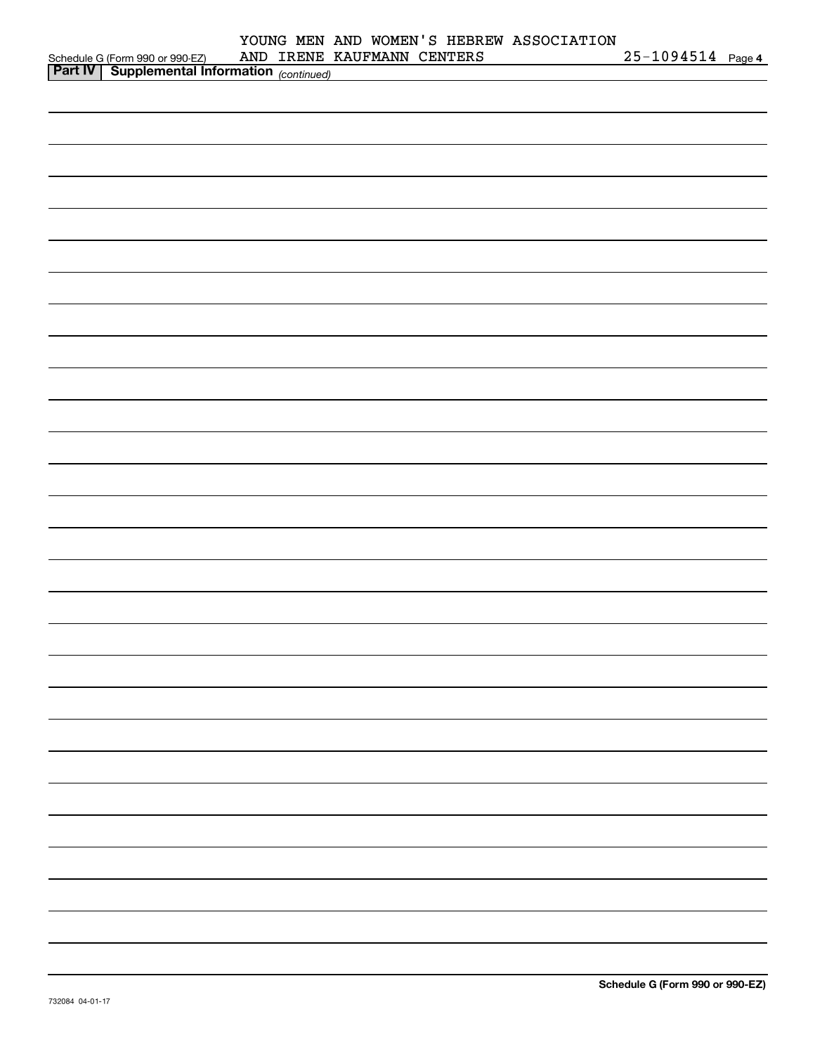Schedule G (Form 990 or 990-EZ) YOUNG MEN AND WOMEN'S HEBREW ASSOCIATION AND IRENE KAUFMANN CENTERS 25-1094514 Page 4

**Part IV | Supplemental Information** *(continued)*

**Schedule G (Form 990 or 990-EZ)**

732084 04-01-17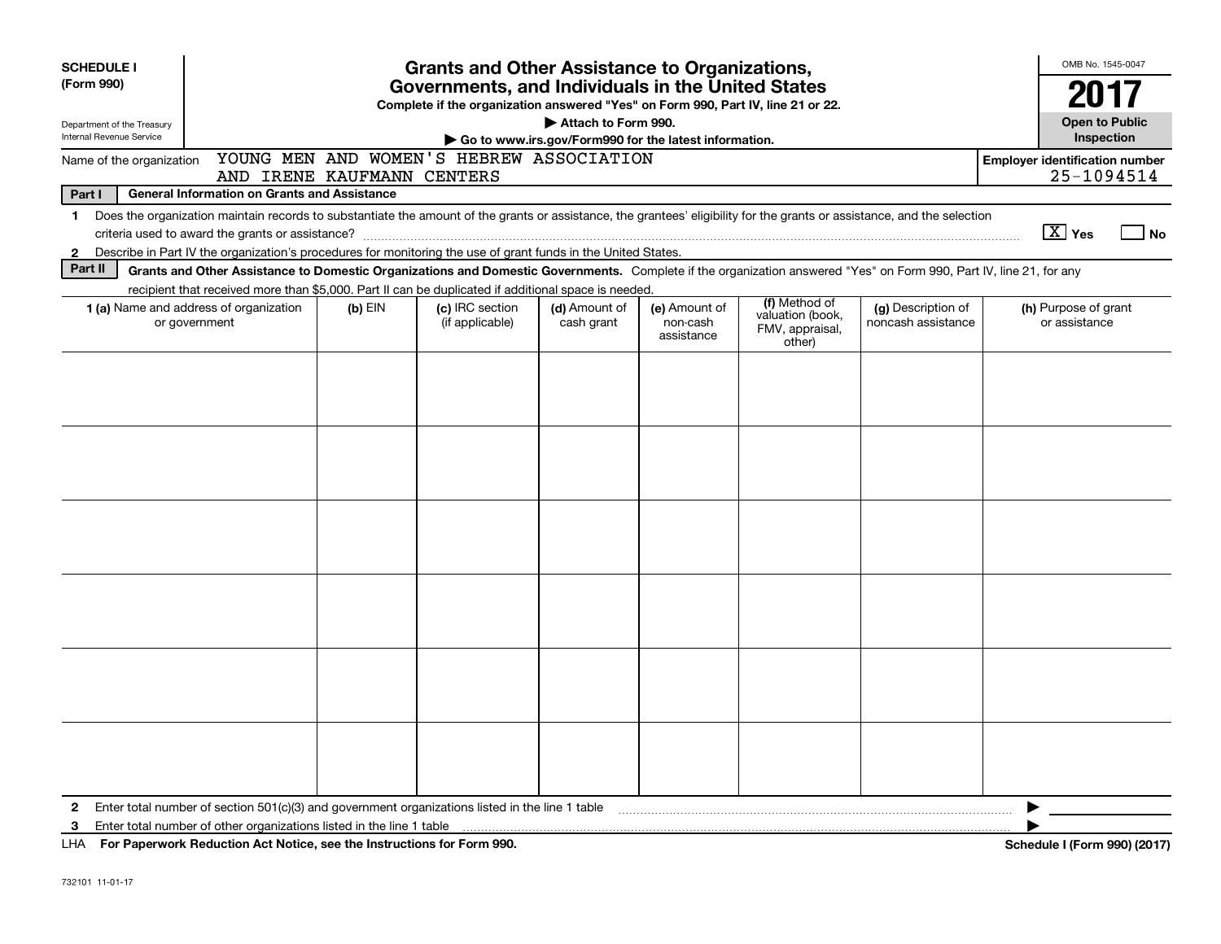**SCHEDULE I (Form 990)**

Department of the Treasury
Internal Revenue Service

# Grants and Other Assistance to Organizations, Governments, and Individuals in the United States

**Complete if the organization answered "Yes" on Form 990, Part IV, line 21 or 22.**

**▶ Attach to Form 990.**

**▶ Go to www.irs.gov/Form990 for the latest information.**

OMB No. 1545-0047

**2017**

**Open to Public Inspection**

Name of the organization: YOUNG MEN AND WOMEN'S HEBREW ASSOCIATION AND IRENE KAUFMANN CENTERS

**Employer identification number** 25-1094514

**Part I — General Information on Grants and Assistance**

1 Does the organization maintain records to substantiate the amount of the grants or assistance, the grantees' eligibility for the grants or assistance, and the selection criteria used to award the grants or assistance? [X] Yes [ ] No

2 Describe in Part IV the organization's procedures for monitoring the use of grant funds in the United States.

**Part II — Grants and Other Assistance to Domestic Organizations and Domestic Governments.** Complete if the organization answered "Yes" on Form 990, Part IV, line 21, for any recipient that received more than $5,000. Part II can be duplicated if additional space is needed.

| 1 (a) Name and address of organization or government | (b) EIN | (c) IRC section (if applicable) | (d) Amount of cash grant | (e) Amount of non-cash assistance | (f) Method of valuation (book, FMV, appraisal, other) | (g) Description of noncash assistance | (h) Purpose of grant or assistance |
|---|---|---|---|---|---|---|---|
| | | | | | | | |
| | | | | | | | |
| | | | | | | | |
| | | | | | | | |
| | | | | | | | |
| | | | | | | | |

2 Enter total number of section 501(c)(3) and government organizations listed in the line 1 table ▶

3 Enter total number of other organizations listed in the line 1 table ▶

LHA **For Paperwork Reduction Act Notice, see the Instructions for Form 990.** **Schedule I (Form 990) (2017)**

732101 11-01-17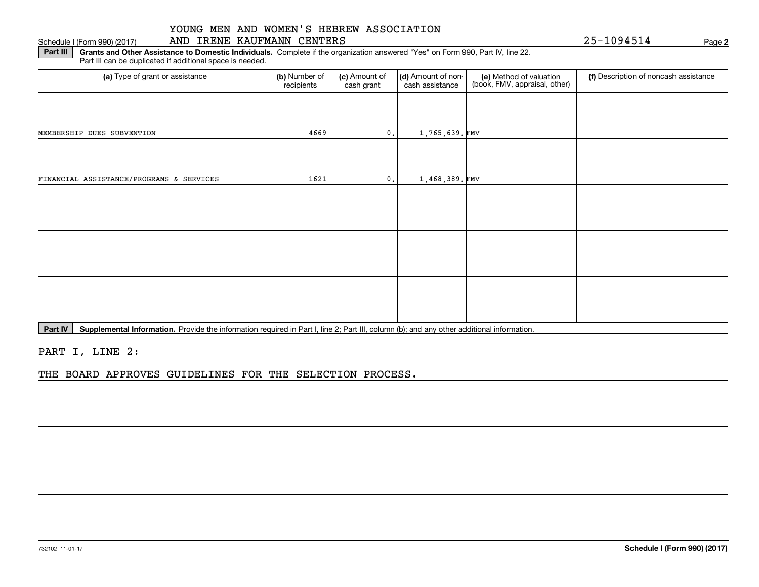YOUNG MEN AND WOMEN'S HEBREW ASSOCIATION AND IRENE KAUFMANN CENTERS

25-1094514

Schedule I (Form 990) (2017)

**Part III** **Grants and Other Assistance to Domestic Individuals.** Complete if the organization answered "Yes" on Form 990, Part IV, line 22. Part III can be duplicated if additional space is needed.

| (a) Type of grant or assistance | (b) Number of recipients | (c) Amount of cash grant | (d) Amount of non-cash assistance | (e) Method of valuation (book, FMV, appraisal, other) | (f) Description of noncash assistance |
|---|---|---|---|---|---|
| MEMBERSHIP DUES SUBVENTION | 4669 | 0. | 1,765,639. | FMV | |
| FINANCIAL ASSISTANCE/PROGRAMS & SERVICES | 1621 | 0. | 1,468,389. | FMV | |
| | | | | | |
| | | | | | |
| | | | | | |

**Part IV** **Supplemental Information.** Provide the information required in Part I, line 2; Part III, column (b); and any other additional information.

PART I, LINE 2:

THE BOARD APPROVES GUIDELINES FOR THE SELECTION PROCESS.

732102 11-01-17

**Schedule I (Form 990) (2017)**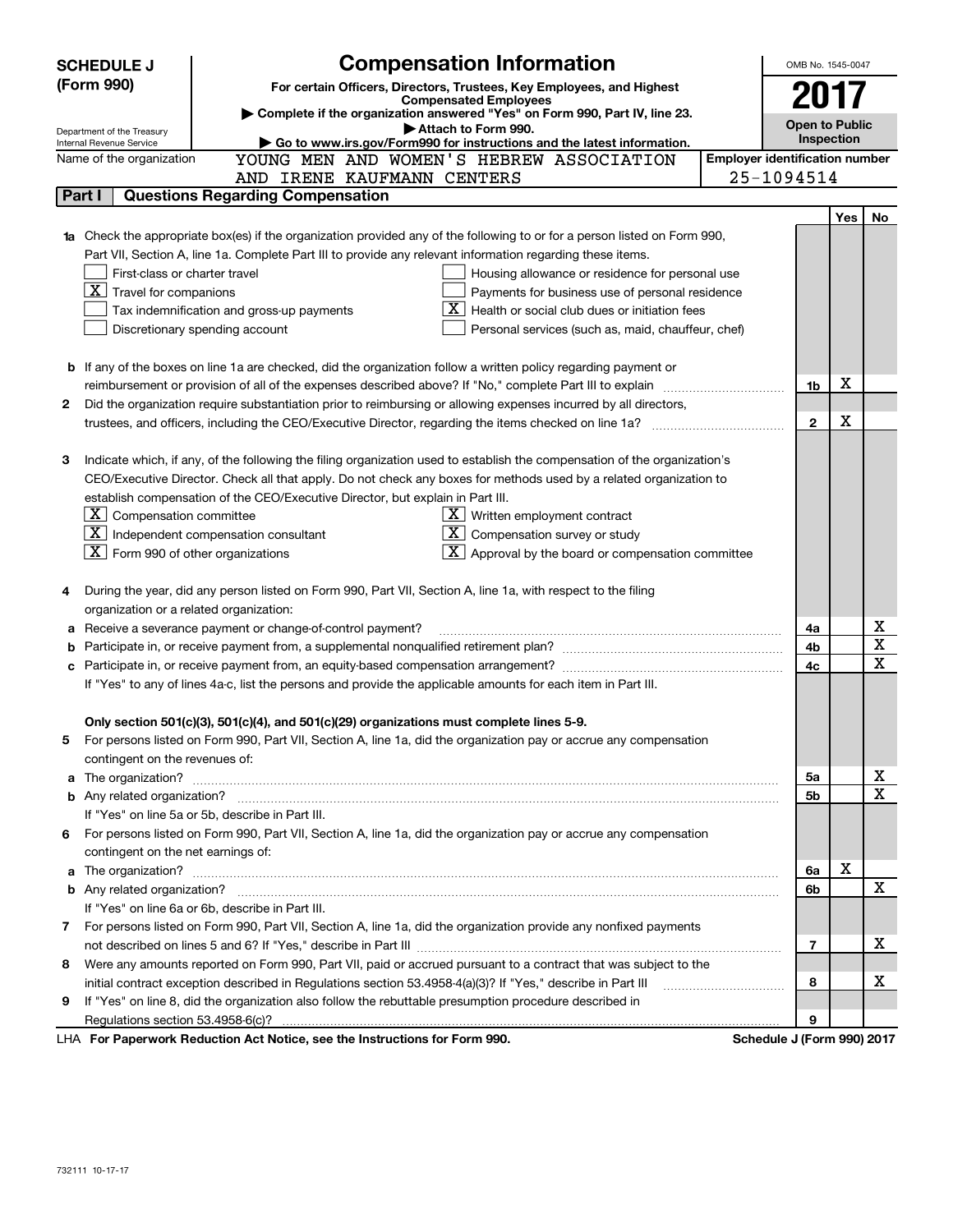**SCHEDULE J (Form 990)**

Department of the Treasury
Internal Revenue Service

# Compensation Information

**For certain Officers, Directors, Trustees, Key Employees, and Highest Compensated Employees**

▶ Complete if the organization answered "Yes" on Form 990, Part IV, line 23.
▶ Attach to Form 990.
▶ Go to www.irs.gov/Form990 for instructions and the latest information.

OMB No. 1545-0047

**2017**

**Open to Public Inspection**

Name of the organization: YOUNG MEN AND WOMEN'S HEBREW ASSOCIATION AND IRENE KAUFMANN CENTERS

Employer identification number: 25-1094514

## Part I | Questions Regarding Compensation

| | | | Yes | No |
|---|---|---|---|---|
| **1a** | Check the appropriate box(es) if the organization provided any of the following to or for a person listed on Form 990, Part VII, Section A, line 1a. Complete Part III to provide any relevant information regarding these items.<br>☐ First-class or charter travel ☐ Housing allowance or residence for personal use<br>☒ Travel for companions ☐ Payments for business use of personal residence<br>☐ Tax indemnification and gross-up payments ☒ Health or social club dues or initiation fees<br>☐ Discretionary spending account ☐ Personal services (such as, maid, chauffeur, chef) | | | |
| **b** | If any of the boxes on line 1a are checked, did the organization follow a written policy regarding payment or reimbursement or provision of all of the expenses described above? If "No," complete Part III to explain | 1b | X | |
| **2** | Did the organization require substantiation prior to reimbursing or allowing expenses incurred by all directors, trustees, and officers, including the CEO/Executive Director, regarding the items checked on line 1a? | 2 | X | |
| **3** | Indicate which, if any, of the following the filing organization used to establish the compensation of the organization's CEO/Executive Director. Check all that apply. Do not check any boxes for methods used by a related organization to establish compensation of the CEO/Executive Director, but explain in Part III.<br>☒ Compensation committee ☒ Written employment contract<br>☒ Independent compensation consultant ☒ Compensation survey or study<br>☒ Form 990 of other organizations ☒ Approval by the board or compensation committee | | | |
| **4** | During the year, did any person listed on Form 990, Part VII, Section A, line 1a, with respect to the filing organization or a related organization: | | | |
| **a** | Receive a severance payment or change-of-control payment? | 4a | | X |
| **b** | Participate in, or receive payment from, a supplemental nonqualified retirement plan? | 4b | | X |
| **c** | Participate in, or receive payment from, an equity-based compensation arrangement? | 4c | | X |
| | If "Yes" to any of lines 4a-c, list the persons and provide the applicable amounts for each item in Part III. | | | |
| | **Only section 501(c)(3), 501(c)(4), and 501(c)(29) organizations must complete lines 5-9.** | | | |
| **5** | For persons listed on Form 990, Part VII, Section A, line 1a, did the organization pay or accrue any compensation contingent on the revenues of: | | | |
| **a** | The organization? | 5a | | X |
| **b** | Any related organization? | 5b | | X |
| | If "Yes" on line 5a or 5b, describe in Part III. | | | |
| **6** | For persons listed on Form 990, Part VII, Section A, line 1a, did the organization pay or accrue any compensation contingent on the net earnings of: | | | |
| **a** | The organization? | 6a | X | |
| **b** | Any related organization? | 6b | | X |
| | If "Yes" on line 6a or 6b, describe in Part III. | | | |
| **7** | For persons listed on Form 990, Part VII, Section A, line 1a, did the organization provide any nonfixed payments not described on lines 5 and 6? If "Yes," describe in Part III | 7 | | X |
| **8** | Were any amounts reported on Form 990, Part VII, paid or accrued pursuant to a contract that was subject to the initial contract exception described in Regulations section 53.4958-4(a)(3)? If "Yes," describe in Part III | 8 | | X |
| **9** | If "Yes" on line 8, did the organization also follow the rebuttable presumption procedure described in Regulations section 53.4958-6(c)? | 9 | | |

LHA **For Paperwork Reduction Act Notice, see the Instructions for Form 990.** **Schedule J (Form 990) 2017**

732111 10-17-17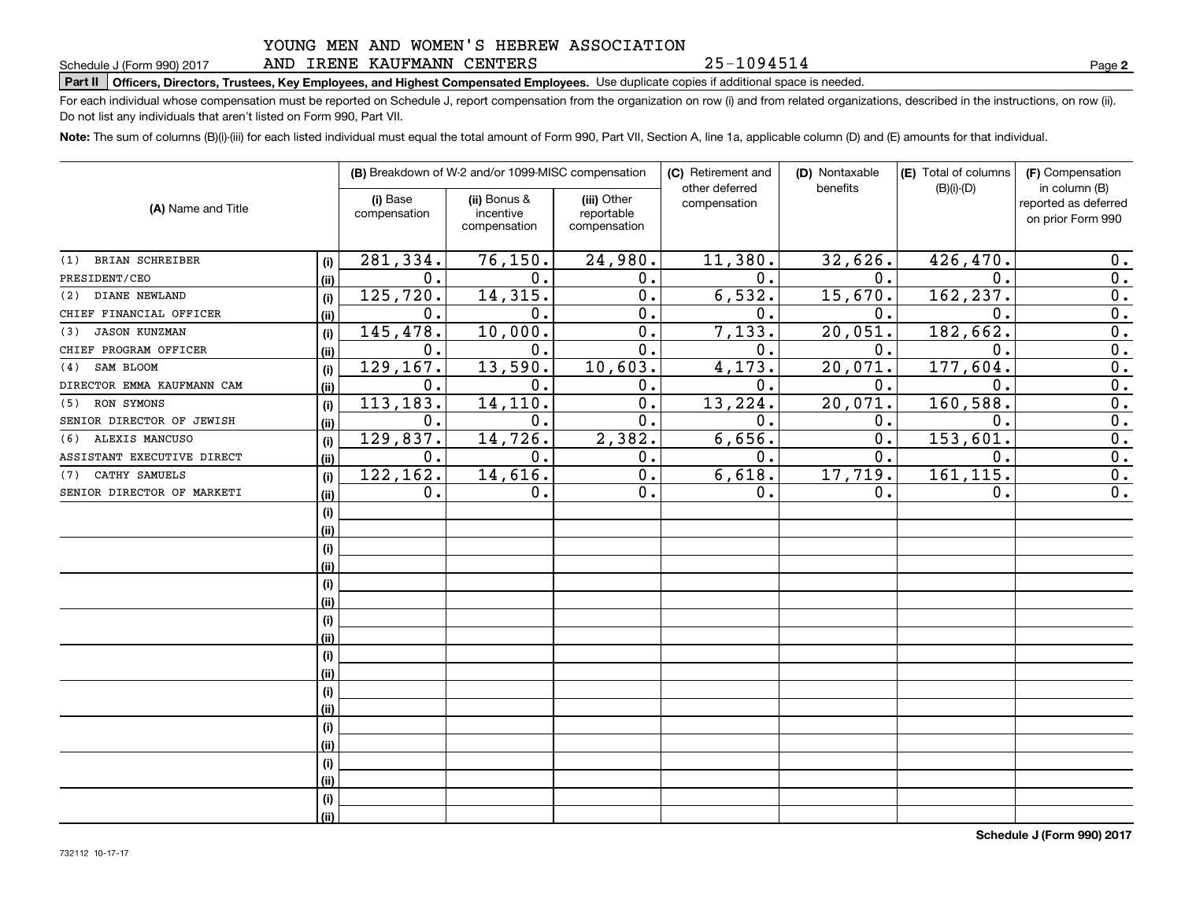YOUNG MEN AND WOMEN'S HEBREW ASSOCIATION AND IRENE KAUFMANN CENTERS 25-1094514

Schedule J (Form 990) 2017

**Part II Officers, Directors, Trustees, Key Employees, and Highest Compensated Employees.** Use duplicate copies if additional space is needed.

For each individual whose compensation must be reported on Schedule J, report compensation from the organization on row (i) and from related organizations, described in the instructions, on row (ii). Do not list any individuals that aren't listed on Form 990, Part VII.

**Note:** The sum of columns (B)(i)-(iii) for each listed individual must equal the total amount of Form 990, Part VII, Section A, line 1a, applicable column (D) and (E) amounts for that individual.

| (A) Name and Title | | (B) Breakdown of W-2 and/or 1099-MISC compensation | | | (C) Retirement and other deferred compensation | (D) Nontaxable benefits | (E) Total of columns (B)(i)-(D) | (F) Compensation in column (B) reported as deferred on prior Form 990 |
|---|---|---|---|---|---|---|---|---|
| | | (i) Base compensation | (ii) Bonus & incentive compensation | (iii) Other reportable compensation | | | | |
| (1) BRIAN SCHREIBER | (i) | 281,334. | 76,150. | 24,980. | 11,380. | 32,626. | 426,470. | 0. |
| PRESIDENT/CEO | (ii) | 0. | 0. | 0. | 0. | 0. | 0. | 0. |
| (2) DIANE NEWLAND | (i) | 125,720. | 14,315. | 0. | 6,532. | 15,670. | 162,237. | 0. |
| CHIEF FINANCIAL OFFICER | (ii) | 0. | 0. | 0. | 0. | 0. | 0. | 0. |
| (3) JASON KUNZMAN | (i) | 145,478. | 10,000. | 0. | 7,133. | 20,051. | 182,662. | 0. |
| CHIEF PROGRAM OFFICER | (ii) | 0. | 0. | 0. | 0. | 0. | 0. | 0. |
| (4) SAM BLOOM | (i) | 129,167. | 13,590. | 10,603. | 4,173. | 20,071. | 177,604. | 0. |
| DIRECTOR EMMA KAUFMANN CAM | (ii) | 0. | 0. | 0. | 0. | 0. | 0. | 0. |
| (5) RON SYMONS | (i) | 113,183. | 14,110. | 0. | 13,224. | 20,071. | 160,588. | 0. |
| SENIOR DIRECTOR OF JEWISH | (ii) | 0. | 0. | 0. | 0. | 0. | 0. | 0. |
| (6) ALEXIS MANCUSO | (i) | 129,837. | 14,726. | 2,382. | 6,656. | 0. | 153,601. | 0. |
| ASSISTANT EXECUTIVE DIRECT | (ii) | 0. | 0. | 0. | 0. | 0. | 0. | 0. |
| (7) CATHY SAMUELS | (i) | 122,162. | 14,616. | 0. | 6,618. | 17,719. | 161,115. | 0. |
| SENIOR DIRECTOR OF MARKETI | (ii) | 0. | 0. | 0. | 0. | 0. | 0. | 0. |

Schedule J (Form 990) 2017

732112 10-17-17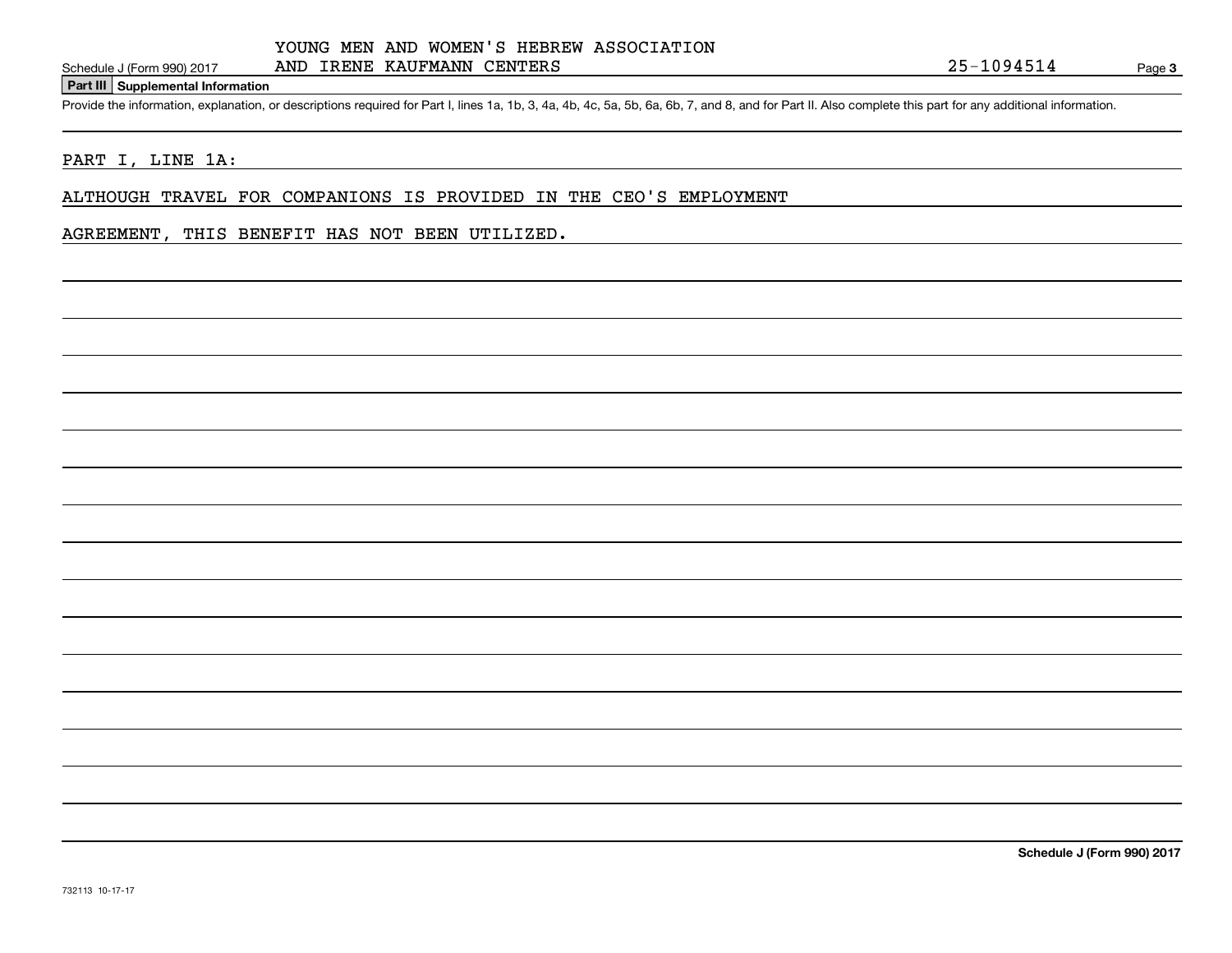YOUNG MEN AND WOMEN'S HEBREW ASSOCIATION AND IRENE KAUFMANN CENTERS 25-1094514

## Part III Supplemental Information

Provide the information, explanation, or descriptions required for Part I, lines 1a, 1b, 3, 4a, 4b, 4c, 5a, 5b, 6a, 6b, 7, and 8, and for Part II. Also complete this part for any additional information.

PART I, LINE 1A:

ALTHOUGH TRAVEL FOR COMPANIONS IS PROVIDED IN THE CEO'S EMPLOYMENT AGREEMENT, THIS BENEFIT HAS NOT BEEN UTILIZED.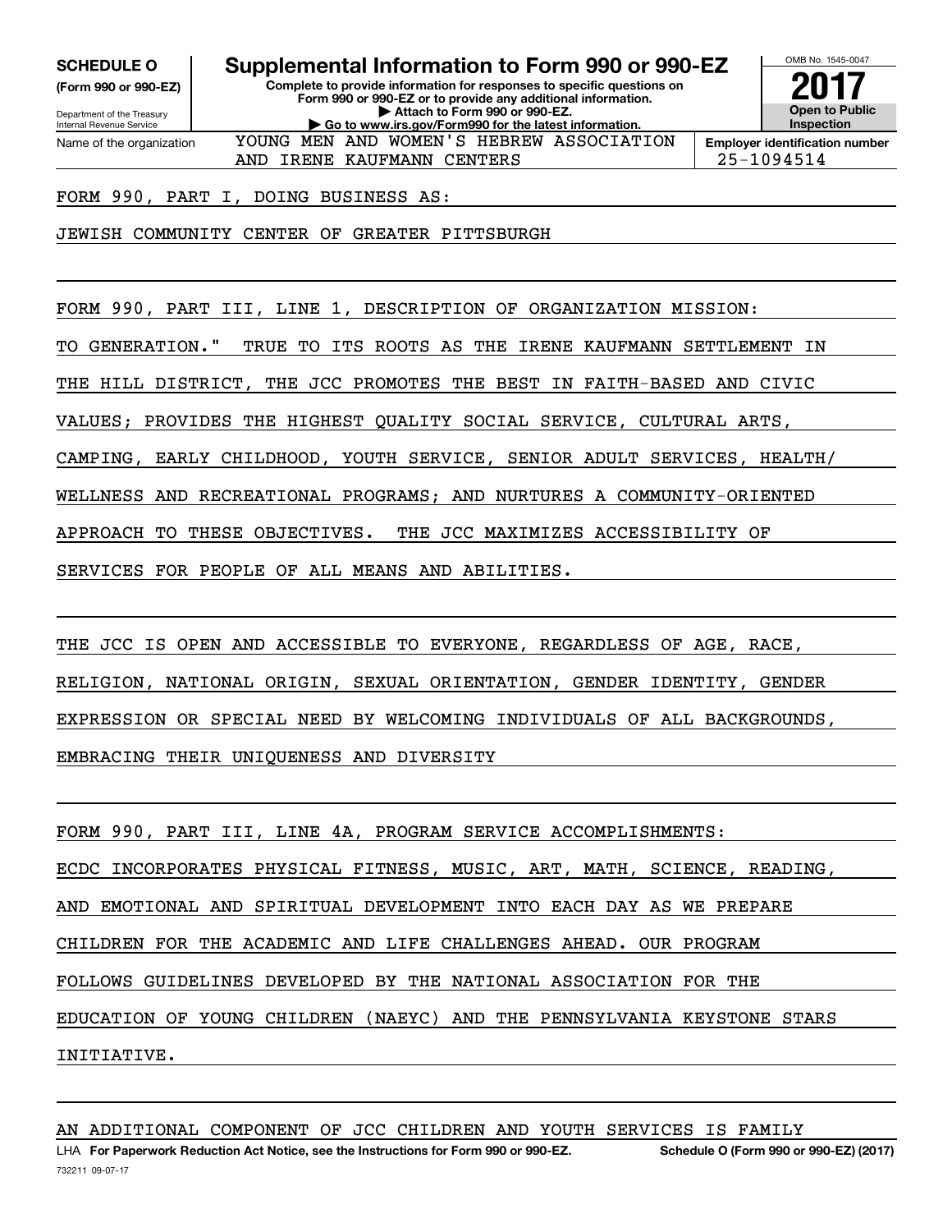**SCHEDULE O** (Form 990 or 990-EZ)

Department of the Treasury
Internal Revenue Service

# Supplemental Information to Form 990 or 990-EZ

**Complete to provide information for responses to specific questions on Form 990 or 990-EZ or to provide any additional information.**
**▶ Attach to Form 990 or 990-EZ.**
**▶ Go to www.irs.gov/Form990 for the latest information.**

OMB No. 1545-0047

**2017**

**Open to Public Inspection**

| Name of the organization | Employer identification number |
|---|---|
| YOUNG MEN AND WOMEN'S HEBREW ASSOCIATION AND IRENE KAUFMANN CENTERS | 25-1094514 |

FORM 990, PART I, DOING BUSINESS AS:

JEWISH COMMUNITY CENTER OF GREATER PITTSBURGH

FORM 990, PART III, LINE 1, DESCRIPTION OF ORGANIZATION MISSION:

TO GENERATION." TRUE TO ITS ROOTS AS THE IRENE KAUFMANN SETTLEMENT IN THE HILL DISTRICT, THE JCC PROMOTES THE BEST IN FAITH-BASED AND CIVIC VALUES; PROVIDES THE HIGHEST QUALITY SOCIAL SERVICE, CULTURAL ARTS, CAMPING, EARLY CHILDHOOD, YOUTH SERVICE, SENIOR ADULT SERVICES, HEALTH/ WELLNESS AND RECREATIONAL PROGRAMS; AND NURTURES A COMMUNITY-ORIENTED APPROACH TO THESE OBJECTIVES. THE JCC MAXIMIZES ACCESSIBILITY OF SERVICES FOR PEOPLE OF ALL MEANS AND ABILITIES.

THE JCC IS OPEN AND ACCESSIBLE TO EVERYONE, REGARDLESS OF AGE, RACE, RELIGION, NATIONAL ORIGIN, SEXUAL ORIENTATION, GENDER IDENTITY, GENDER EXPRESSION OR SPECIAL NEED BY WELCOMING INDIVIDUALS OF ALL BACKGROUNDS, EMBRACING THEIR UNIQUENESS AND DIVERSITY

FORM 990, PART III, LINE 4A, PROGRAM SERVICE ACCOMPLISHMENTS:

ECDC INCORPORATES PHYSICAL FITNESS, MUSIC, ART, MATH, SCIENCE, READING, AND EMOTIONAL AND SPIRITUAL DEVELOPMENT INTO EACH DAY AS WE PREPARE CHILDREN FOR THE ACADEMIC AND LIFE CHALLENGES AHEAD. OUR PROGRAM FOLLOWS GUIDELINES DEVELOPED BY THE NATIONAL ASSOCIATION FOR THE EDUCATION OF YOUNG CHILDREN (NAEYC) AND THE PENNSYLVANIA KEYSTONE STARS INITIATIVE.

AN ADDITIONAL COMPONENT OF JCC CHILDREN AND YOUTH SERVICES IS FAMILY

LHA **For Paperwork Reduction Act Notice, see the Instructions for Form 990 or 990-EZ.** **Schedule O (Form 990 or 990-EZ) (2017)**

732211 09-07-17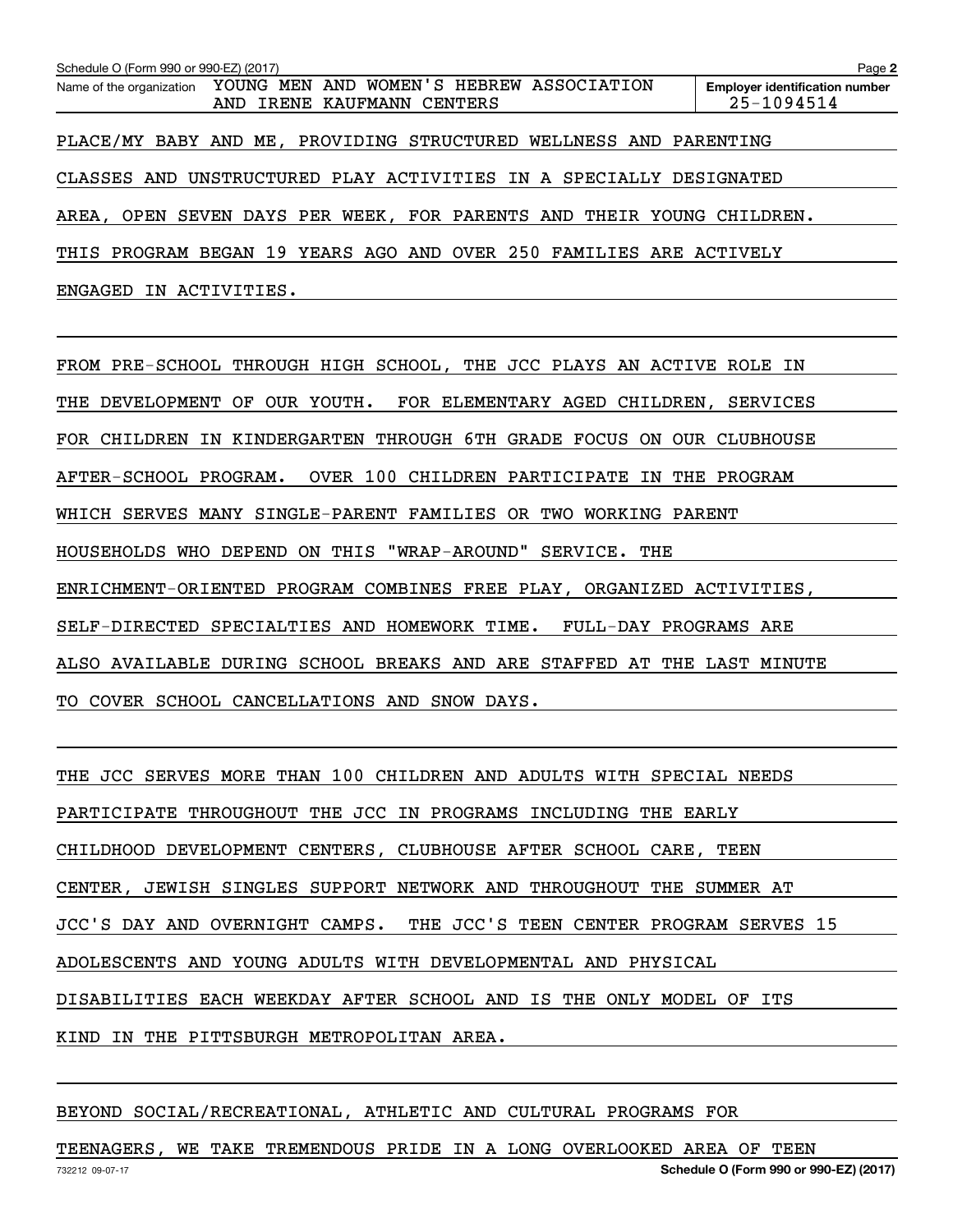Name of the organization: YOUNG MEN AND WOMEN'S HEBREW ASSOCIATION AND IRENE KAUFMANN CENTERS

Employer identification number: 25-1094514

PLACE/MY BABY AND ME, PROVIDING STRUCTURED WELLNESS AND PARENTING CLASSES AND UNSTRUCTURED PLAY ACTIVITIES IN A SPECIALLY DESIGNATED AREA, OPEN SEVEN DAYS PER WEEK, FOR PARENTS AND THEIR YOUNG CHILDREN. THIS PROGRAM BEGAN 19 YEARS AGO AND OVER 250 FAMILIES ARE ACTIVELY ENGAGED IN ACTIVITIES.

FROM PRE-SCHOOL THROUGH HIGH SCHOOL, THE JCC PLAYS AN ACTIVE ROLE IN THE DEVELOPMENT OF OUR YOUTH. FOR ELEMENTARY AGED CHILDREN, SERVICES FOR CHILDREN IN KINDERGARTEN THROUGH 6TH GRADE FOCUS ON OUR CLUBHOUSE AFTER-SCHOOL PROGRAM. OVER 100 CHILDREN PARTICIPATE IN THE PROGRAM WHICH SERVES MANY SINGLE-PARENT FAMILIES OR TWO WORKING PARENT HOUSEHOLDS WHO DEPEND ON THIS "WRAP-AROUND" SERVICE. THE ENRICHMENT-ORIENTED PROGRAM COMBINES FREE PLAY, ORGANIZED ACTIVITIES, SELF-DIRECTED SPECIALTIES AND HOMEWORK TIME. FULL-DAY PROGRAMS ARE ALSO AVAILABLE DURING SCHOOL BREAKS AND ARE STAFFED AT THE LAST MINUTE TO COVER SCHOOL CANCELLATIONS AND SNOW DAYS.

THE JCC SERVES MORE THAN 100 CHILDREN AND ADULTS WITH SPECIAL NEEDS PARTICIPATE THROUGHOUT THE JCC IN PROGRAMS INCLUDING THE EARLY CHILDHOOD DEVELOPMENT CENTERS, CLUBHOUSE AFTER SCHOOL CARE, TEEN CENTER, JEWISH SINGLES SUPPORT NETWORK AND THROUGHOUT THE SUMMER AT JCC'S DAY AND OVERNIGHT CAMPS. THE JCC'S TEEN CENTER PROGRAM SERVES 15 ADOLESCENTS AND YOUNG ADULTS WITH DEVELOPMENTAL AND PHYSICAL DISABILITIES EACH WEEKDAY AFTER SCHOOL AND IS THE ONLY MODEL OF ITS KIND IN THE PITTSBURGH METROPOLITAN AREA.

BEYOND SOCIAL/RECREATIONAL, ATHLETIC AND CULTURAL PROGRAMS FOR TEENAGERS, WE TAKE TREMENDOUS PRIDE IN A LONG OVERLOOKED AREA OF TEEN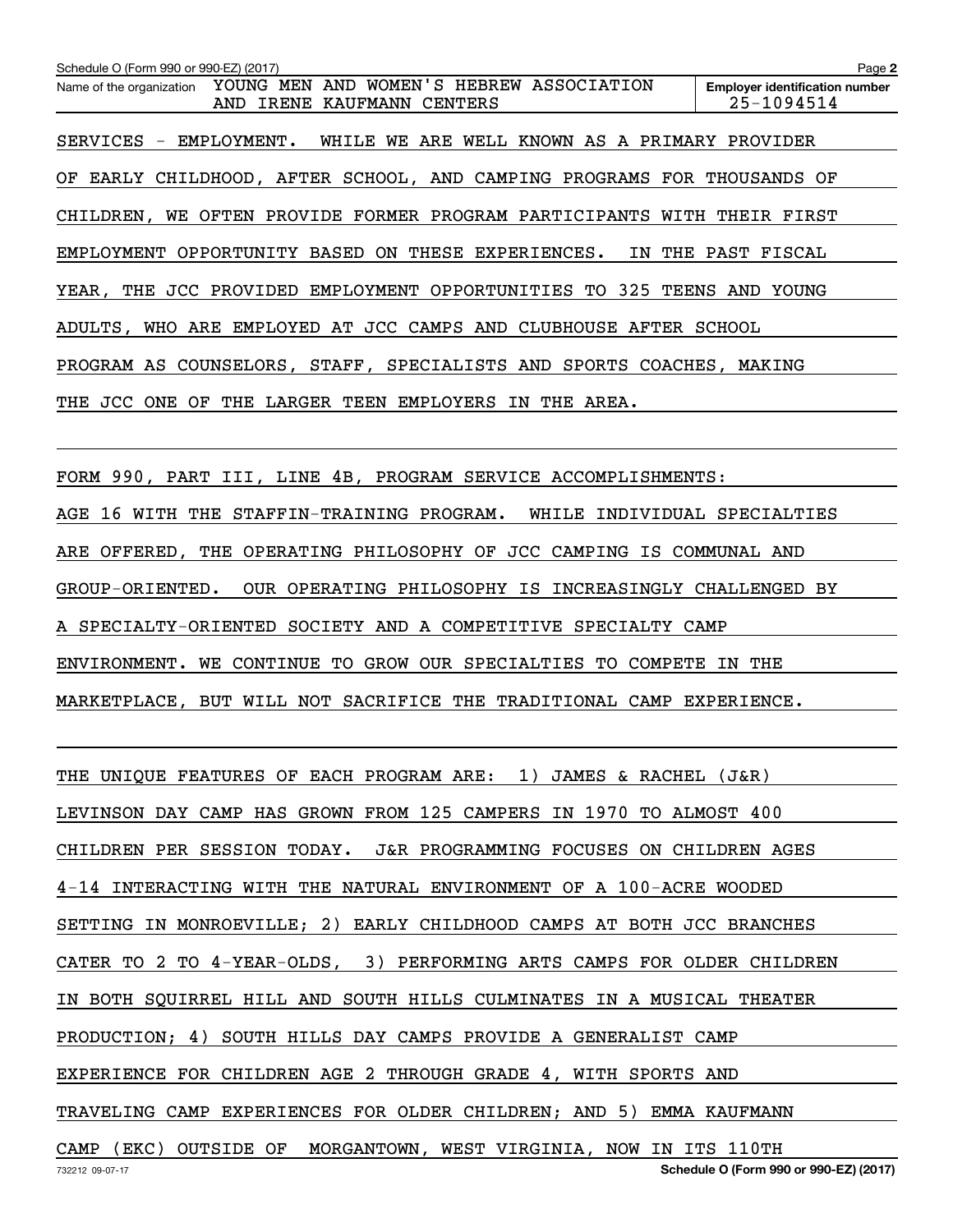SERVICES - EMPLOYMENT. WHILE WE ARE WELL KNOWN AS A PRIMARY PROVIDER OF EARLY CHILDHOOD, AFTER SCHOOL, AND CAMPING PROGRAMS FOR THOUSANDS OF CHILDREN, WE OFTEN PROVIDE FORMER PROGRAM PARTICIPANTS WITH THEIR FIRST EMPLOYMENT OPPORTUNITY BASED ON THESE EXPERIENCES. IN THE PAST FISCAL YEAR, THE JCC PROVIDED EMPLOYMENT OPPORTUNITIES TO 325 TEENS AND YOUNG ADULTS, WHO ARE EMPLOYED AT JCC CAMPS AND CLUBHOUSE AFTER SCHOOL PROGRAM AS COUNSELORS, STAFF, SPECIALISTS AND SPORTS COACHES, MAKING THE JCC ONE OF THE LARGER TEEN EMPLOYERS IN THE AREA.

FORM 990, PART III, LINE 4B, PROGRAM SERVICE ACCOMPLISHMENTS:

AGE 16 WITH THE STAFFIN-TRAINING PROGRAM. WHILE INDIVIDUAL SPECIALTIES ARE OFFERED, THE OPERATING PHILOSOPHY OF JCC CAMPING IS COMMUNAL AND GROUP-ORIENTED. OUR OPERATING PHILOSOPHY IS INCREASINGLY CHALLENGED BY A SPECIALTY-ORIENTED SOCIETY AND A COMPETITIVE SPECIALTY CAMP ENVIRONMENT. WE CONTINUE TO GROW OUR SPECIALTIES TO COMPETE IN THE MARKETPLACE, BUT WILL NOT SACRIFICE THE TRADITIONAL CAMP EXPERIENCE.

THE UNIQUE FEATURES OF EACH PROGRAM ARE: 1) JAMES & RACHEL (J&R) LEVINSON DAY CAMP HAS GROWN FROM 125 CAMPERS IN 1970 TO ALMOST 400 CHILDREN PER SESSION TODAY. J&R PROGRAMMING FOCUSES ON CHILDREN AGES 4-14 INTERACTING WITH THE NATURAL ENVIRONMENT OF A 100-ACRE WOODED SETTING IN MONROEVILLE; 2) EARLY CHILDHOOD CAMPS AT BOTH JCC BRANCHES CATER TO 2 TO 4-YEAR-OLDS, 3) PERFORMING ARTS CAMPS FOR OLDER CHILDREN IN BOTH SQUIRREL HILL AND SOUTH HILLS CULMINATES IN A MUSICAL THEATER PRODUCTION; 4) SOUTH HILLS DAY CAMPS PROVIDE A GENERALIST CAMP EXPERIENCE FOR CHILDREN AGE 2 THROUGH GRADE 4, WITH SPORTS AND TRAVELING CAMP EXPERIENCES FOR OLDER CHILDREN; AND 5) EMMA KAUFMANN CAMP (EKC) OUTSIDE OF MORGANTOWN, WEST VIRGINIA, NOW IN ITS 110TH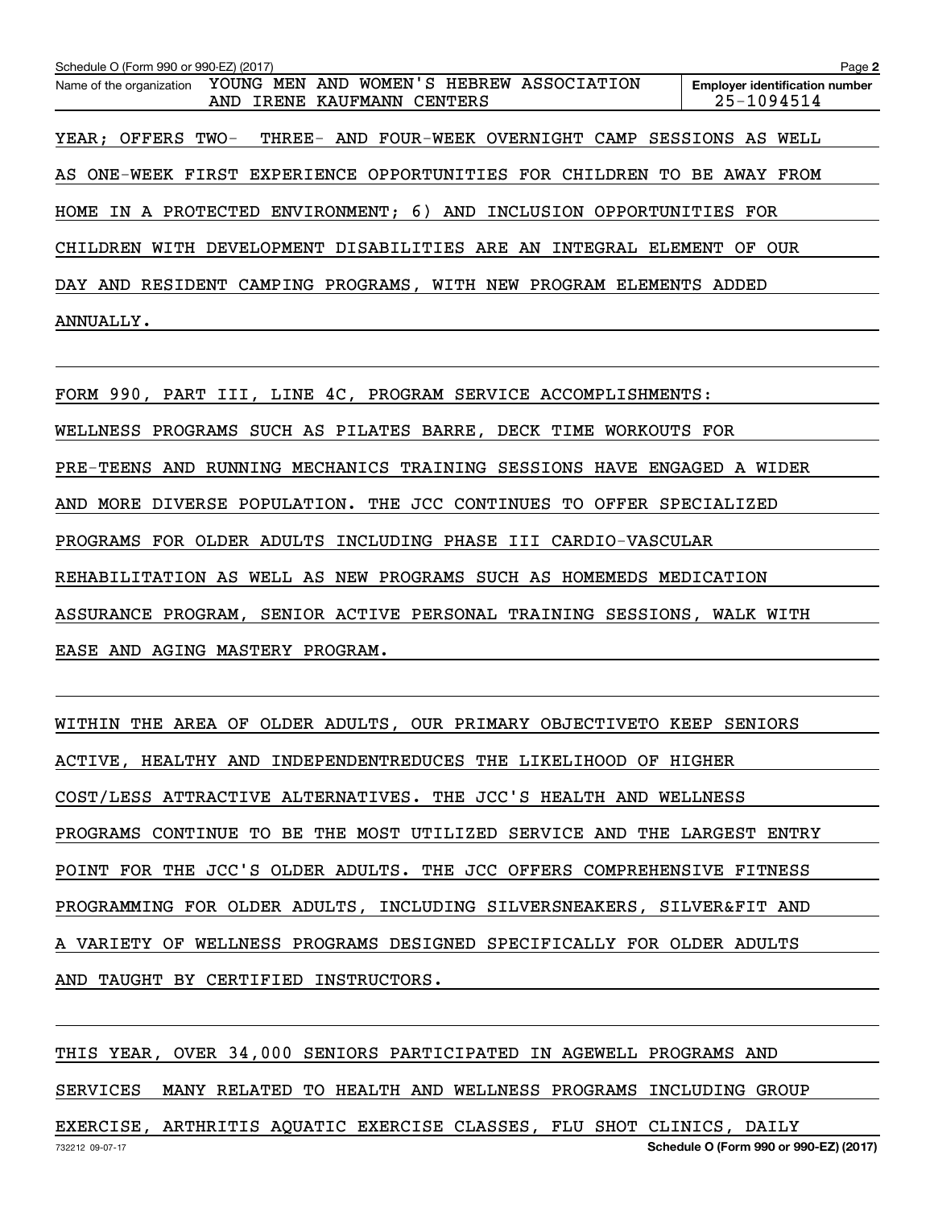Schedule O (Form 990 or 990-EZ) (2017)

Name of the organization: YOUNG MEN AND WOMEN'S HEBREW ASSOCIATION AND IRENE KAUFMANN CENTERS

Employer identification number: 25-1094514

YEAR; OFFERS TWO- THREE- AND FOUR-WEEK OVERNIGHT CAMP SESSIONS AS WELL AS ONE-WEEK FIRST EXPERIENCE OPPORTUNITIES FOR CHILDREN TO BE AWAY FROM HOME IN A PROTECTED ENVIRONMENT; 6) AND INCLUSION OPPORTUNITIES FOR CHILDREN WITH DEVELOPMENT DISABILITIES ARE AN INTEGRAL ELEMENT OF OUR DAY AND RESIDENT CAMPING PROGRAMS, WITH NEW PROGRAM ELEMENTS ADDED ANNUALLY.

FORM 990, PART III, LINE 4C, PROGRAM SERVICE ACCOMPLISHMENTS:

WELLNESS PROGRAMS SUCH AS PILATES BARRE, DECK TIME WORKOUTS FOR PRE-TEENS AND RUNNING MECHANICS TRAINING SESSIONS HAVE ENGAGED A WIDER AND MORE DIVERSE POPULATION. THE JCC CONTINUES TO OFFER SPECIALIZED PROGRAMS FOR OLDER ADULTS INCLUDING PHASE III CARDIO-VASCULAR REHABILITATION AS WELL AS NEW PROGRAMS SUCH AS HOMEMEDS MEDICATION ASSURANCE PROGRAM, SENIOR ACTIVE PERSONAL TRAINING SESSIONS, WALK WITH EASE AND AGING MASTERY PROGRAM.

WITHIN THE AREA OF OLDER ADULTS, OUR PRIMARY OBJECTIVETO KEEP SENIORS ACTIVE, HEALTHY AND INDEPENDENTREDUCES THE LIKELIHOOD OF HIGHER COST/LESS ATTRACTIVE ALTERNATIVES. THE JCC'S HEALTH AND WELLNESS PROGRAMS CONTINUE TO BE THE MOST UTILIZED SERVICE AND THE LARGEST ENTRY POINT FOR THE JCC'S OLDER ADULTS. THE JCC OFFERS COMPREHENSIVE FITNESS PROGRAMMING FOR OLDER ADULTS, INCLUDING SILVERSNEAKERS, SILVER&FIT AND A VARIETY OF WELLNESS PROGRAMS DESIGNED SPECIFICALLY FOR OLDER ADULTS AND TAUGHT BY CERTIFIED INSTRUCTORS.

THIS YEAR, OVER 34,000 SENIORS PARTICIPATED IN AGEWELL PROGRAMS AND SERVICES MANY RELATED TO HEALTH AND WELLNESS PROGRAMS INCLUDING GROUP EXERCISE, ARTHRITIS AQUATIC EXERCISE CLASSES, FLU SHOT CLINICS, DAILY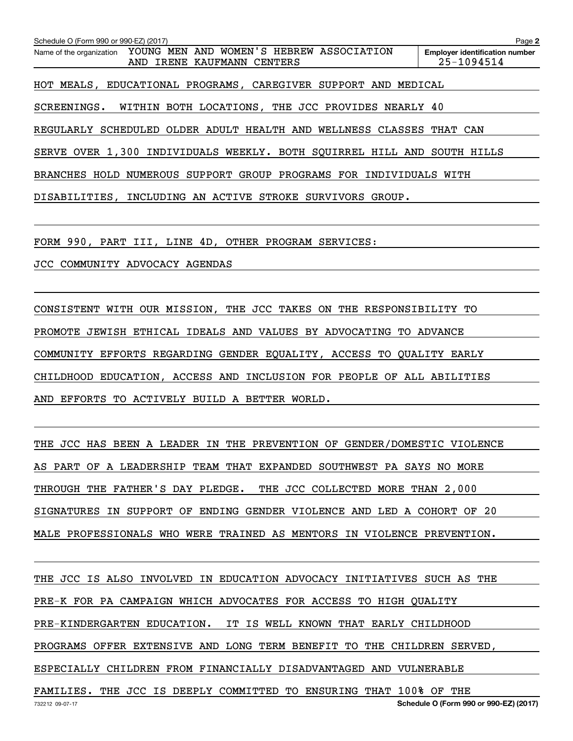Name of the organization YOUNG MEN AND WOMEN'S HEBREW ASSOCIATION AND IRENE KAUFMANN CENTERS

Employer identification number 25-1094514

HOT MEALS, EDUCATIONAL PROGRAMS, CAREGIVER SUPPORT AND MEDICAL SCREENINGS. WITHIN BOTH LOCATIONS, THE JCC PROVIDES NEARLY 40 REGULARLY SCHEDULED OLDER ADULT HEALTH AND WELLNESS CLASSES THAT CAN SERVE OVER 1,300 INDIVIDUALS WEEKLY. BOTH SQUIRREL HILL AND SOUTH HILLS BRANCHES HOLD NUMEROUS SUPPORT GROUP PROGRAMS FOR INDIVIDUALS WITH DISABILITIES, INCLUDING AN ACTIVE STROKE SURVIVORS GROUP.

FORM 990, PART III, LINE 4D, OTHER PROGRAM SERVICES:

JCC COMMUNITY ADVOCACY AGENDAS

CONSISTENT WITH OUR MISSION, THE JCC TAKES ON THE RESPONSIBILITY TO PROMOTE JEWISH ETHICAL IDEALS AND VALUES BY ADVOCATING TO ADVANCE COMMUNITY EFFORTS REGARDING GENDER EQUALITY, ACCESS TO QUALITY EARLY CHILDHOOD EDUCATION, ACCESS AND INCLUSION FOR PEOPLE OF ALL ABILITIES AND EFFORTS TO ACTIVELY BUILD A BETTER WORLD.

THE JCC HAS BEEN A LEADER IN THE PREVENTION OF GENDER/DOMESTIC VIOLENCE AS PART OF A LEADERSHIP TEAM THAT EXPANDED SOUTHWEST PA SAYS NO MORE THROUGH THE FATHER'S DAY PLEDGE. THE JCC COLLECTED MORE THAN 2,000 SIGNATURES IN SUPPORT OF ENDING GENDER VIOLENCE AND LED A COHORT OF 20 MALE PROFESSIONALS WHO WERE TRAINED AS MENTORS IN VIOLENCE PREVENTION.

THE JCC IS ALSO INVOLVED IN EDUCATION ADVOCACY INITIATIVES SUCH AS THE PRE-K FOR PA CAMPAIGN WHICH ADVOCATES FOR ACCESS TO HIGH QUALITY PRE-KINDERGARTEN EDUCATION. IT IS WELL KNOWN THAT EARLY CHILDHOOD PROGRAMS OFFER EXTENSIVE AND LONG TERM BENEFIT TO THE CHILDREN SERVED, ESPECIALLY CHILDREN FROM FINANCIALLY DISADVANTAGED AND VULNERABLE FAMILIES. THE JCC IS DEEPLY COMMITTED TO ENSURING THAT 100% OF THE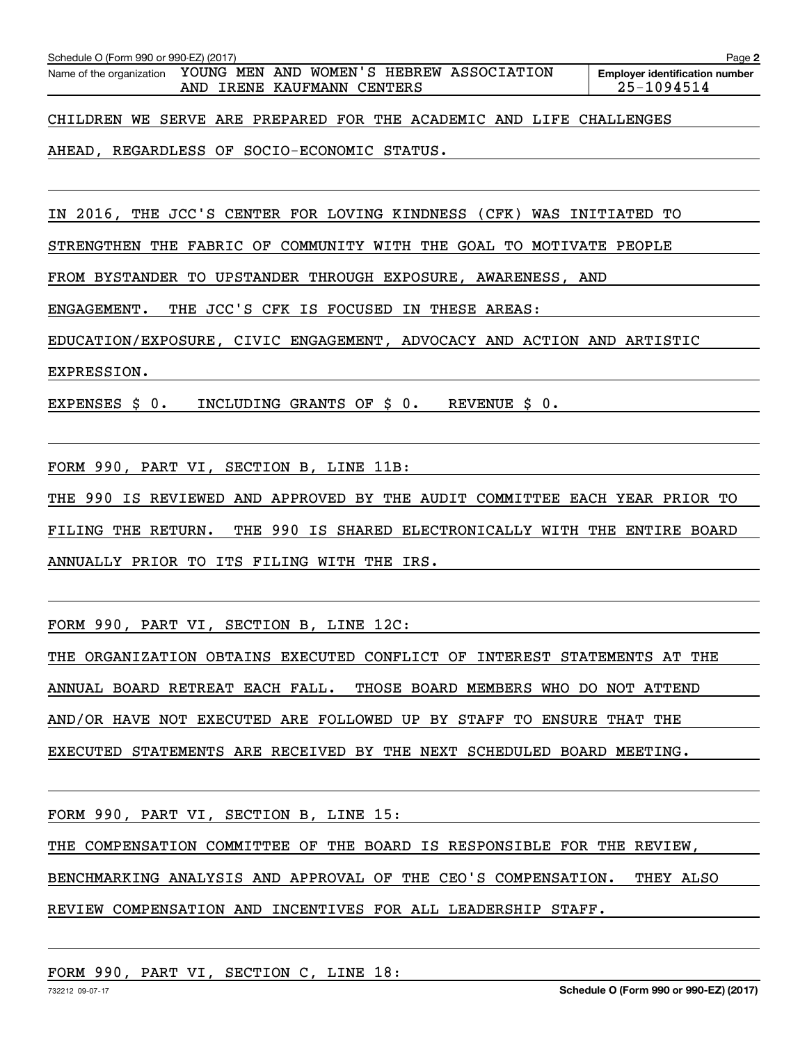Name of the organization: YOUNG MEN AND WOMEN'S HEBREW ASSOCIATION AND IRENE KAUFMANN CENTERS

Employer identification number: 25-1094514

CHILDREN WE SERVE ARE PREPARED FOR THE ACADEMIC AND LIFE CHALLENGES AHEAD, REGARDLESS OF SOCIO-ECONOMIC STATUS.

IN 2016, THE JCC'S CENTER FOR LOVING KINDNESS (CFK) WAS INITIATED TO STRENGTHEN THE FABRIC OF COMMUNITY WITH THE GOAL TO MOTIVATE PEOPLE FROM BYSTANDER TO UPSTANDER THROUGH EXPOSURE, AWARENESS, AND ENGAGEMENT. THE JCC'S CFK IS FOCUSED IN THESE AREAS: EDUCATION/EXPOSURE, CIVIC ENGAGEMENT, ADVOCACY AND ACTION AND ARTISTIC EXPRESSION.

EXPENSES $ 0. INCLUDING GRANTS OF $ 0. REVENUE $ 0.

FORM 990, PART VI, SECTION B, LINE 11B:

THE 990 IS REVIEWED AND APPROVED BY THE AUDIT COMMITTEE EACH YEAR PRIOR TO FILING THE RETURN. THE 990 IS SHARED ELECTRONICALLY WITH THE ENTIRE BOARD ANNUALLY PRIOR TO ITS FILING WITH THE IRS.

FORM 990, PART VI, SECTION B, LINE 12C:

THE ORGANIZATION OBTAINS EXECUTED CONFLICT OF INTEREST STATEMENTS AT THE ANNUAL BOARD RETREAT EACH FALL. THOSE BOARD MEMBERS WHO DO NOT ATTEND AND/OR HAVE NOT EXECUTED ARE FOLLOWED UP BY STAFF TO ENSURE THAT THE EXECUTED STATEMENTS ARE RECEIVED BY THE NEXT SCHEDULED BOARD MEETING.

FORM 990, PART VI, SECTION B, LINE 15:

THE COMPENSATION COMMITTEE OF THE BOARD IS RESPONSIBLE FOR THE REVIEW, BENCHMARKING ANALYSIS AND APPROVAL OF THE CEO'S COMPENSATION. THEY ALSO REVIEW COMPENSATION AND INCENTIVES FOR ALL LEADERSHIP STAFF.

FORM 990, PART VI, SECTION C, LINE 18: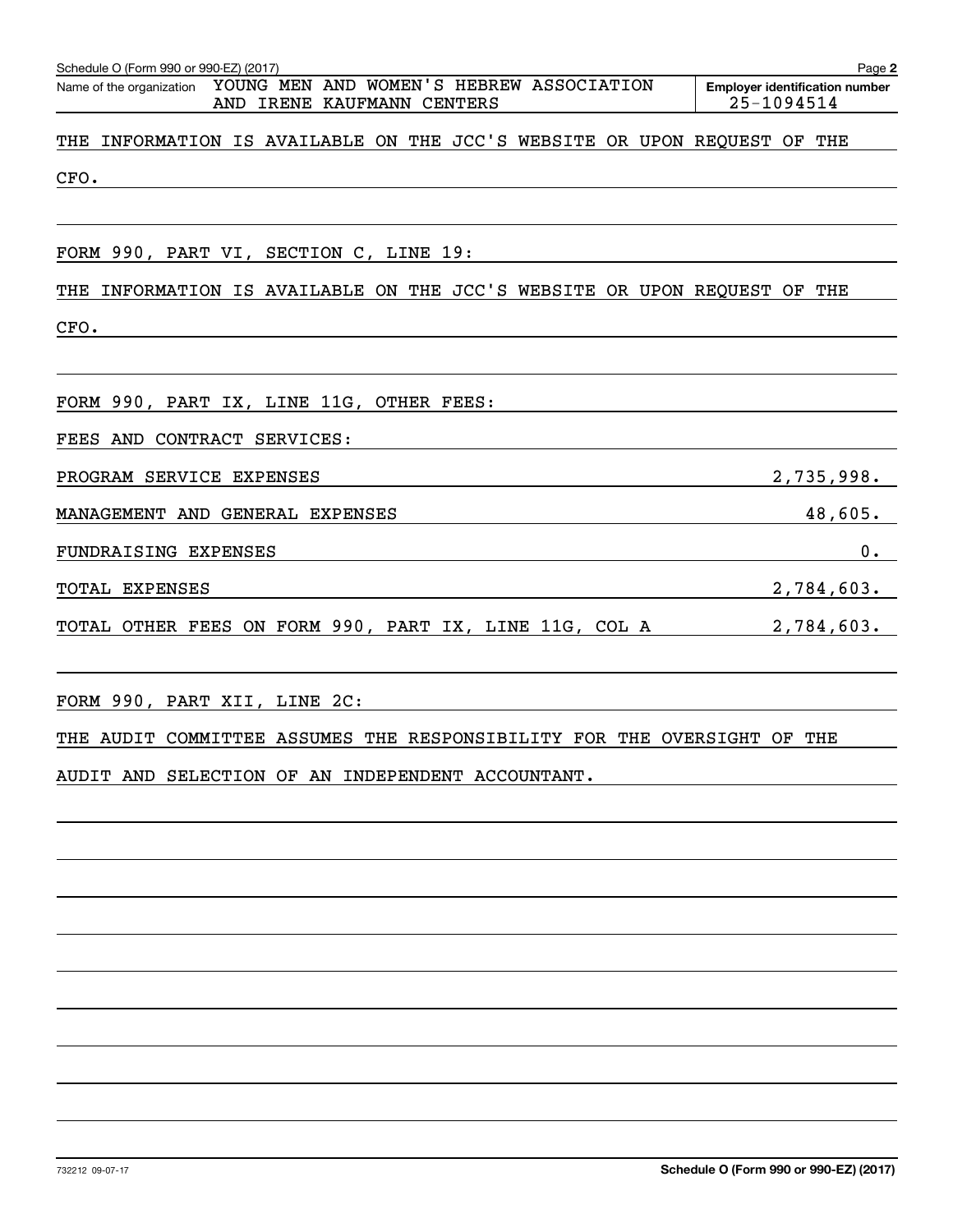Schedule O (Form 990 or 990-EZ) (2017)

Name of the organization: YOUNG MEN AND WOMEN'S HEBREW ASSOCIATION AND IRENE KAUFMANN CENTERS

Employer identification number: 25-1094514

THE INFORMATION IS AVAILABLE ON THE JCC'S WEBSITE OR UPON REQUEST OF THE CFO.

FORM 990, PART VI, SECTION C, LINE 19:

THE INFORMATION IS AVAILABLE ON THE JCC'S WEBSITE OR UPON REQUEST OF THE CFO.

FORM 990, PART IX, LINE 11G, OTHER FEES:

FEES AND CONTRACT SERVICES:

| | |
|---|---|
| PROGRAM SERVICE EXPENSES | 2,735,998. |
| MANAGEMENT AND GENERAL EXPENSES | 48,605. |
| FUNDRAISING EXPENSES | 0. |
| TOTAL EXPENSES | 2,784,603. |
| TOTAL OTHER FEES ON FORM 990, PART IX, LINE 11G, COL A | 2,784,603. |

FORM 990, PART XII, LINE 2C:

THE AUDIT COMMITTEE ASSUMES THE RESPONSIBILITY FOR THE OVERSIGHT OF THE AUDIT AND SELECTION OF AN INDEPENDENT ACCOUNTANT.

Schedule O (Form 990 or 990-EZ) (2017)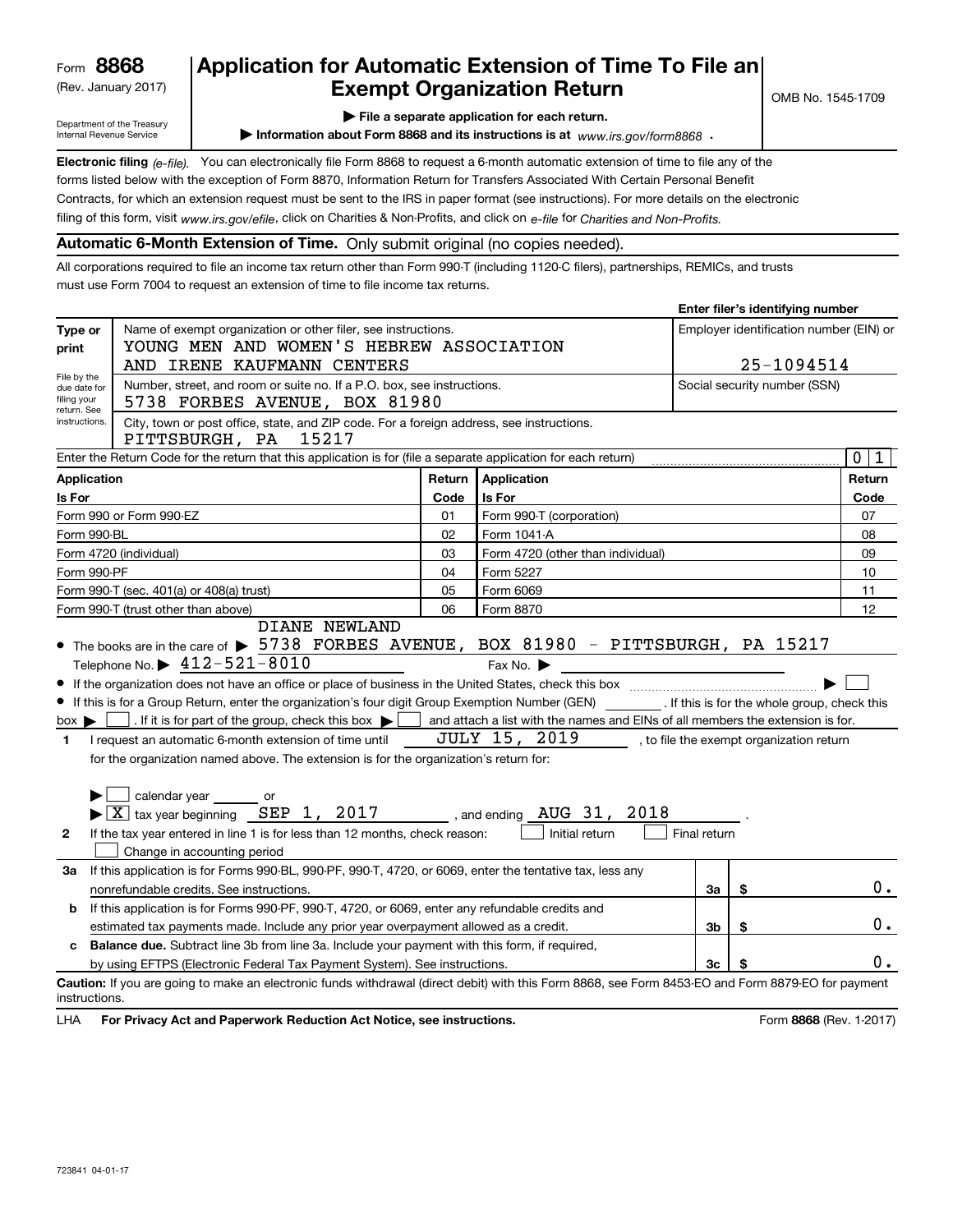Form **8868**
(Rev. January 2017)

Department of the Treasury
Internal Revenue Service

# Application for Automatic Extension of Time To File an Exempt Organization Return

OMB No. 1545-1709

▶ **File a separate application for each return.**

▶ **Information about Form 8868 and its instructions is at** *www.irs.gov/form8868* .

**Electronic filing** *(e-file).* You can electronically file Form 8868 to request a 6-month automatic extension of time to file any of the forms listed below with the exception of Form 8870, Information Return for Transfers Associated With Certain Personal Benefit Contracts, for which an extension request must be sent to the IRS in paper format (see instructions). For more details on the electronic filing of this form, visit *www.irs.gov/efile*, click on Charities & Non-Profits, and click on *e-file* for *Charities and Non-Profits.*

## Automatic 6-Month Extension of Time. Only submit original (no copies needed).

All corporations required to file an income tax return other than Form 990-T (including 1120-C filers), partnerships, REMICs, and trusts must use Form 7004 to request an extension of time to file income tax returns.

**Enter filer's identifying number**

| | | |
|---|---|---|
| **Type or print** | Name of exempt organization or other filer, see instructions.<br>YOUNG MEN AND WOMEN'S HEBREW ASSOCIATION<br>AND IRENE KAUFMANN CENTERS | Employer identification number (EIN) or<br>25-1094514 |
| File by the due date for filing your return. See instructions. | Number, street, and room or suite no. If a P.O. box, see instructions.<br>5738 FORBES AVENUE, BOX 81980 | Social security number (SSN) |
| | City, town or post office, state, and ZIP code. For a foreign address, see instructions.<br>PITTSBURGH, PA 15217 | |

Enter the Return Code for the return that this application is for (file a separate application for each return) ..... 0 1

| Application Is For | Return Code | Application Is For | Return Code |
|---|---|---|---|
| Form 990 or Form 990-EZ | 01 | Form 990-T (corporation) | 07 |
| Form 990-BL | 02 | Form 1041-A | 08 |
| Form 4720 (individual) | 03 | Form 4720 (other than individual) | 09 |
| Form 990-PF | 04 | Form 5227 | 10 |
| Form 990-T (sec. 401(a) or 408(a) trust) | 05 | Form 6069 | 11 |
| Form 990-T (trust other than above) | 06 | Form 8870 | 12 |

- The books are in the care of ▶ DIANE NEWLAND 5738 FORBES AVENUE, BOX 81980 - PITTSBURGH, PA 15217
  Telephone No. ▶ 412-521-8010 Fax No. ▶
- If the organization does not have an office or place of business in the United States, check this box ..... ▶ ☐
- If this is for a Group Return, enter the organization's four digit Group Exemption Number (GEN) ______ . If this is for the whole group, check this box ▶ ☐ . If it is for part of the group, check this box ▶ ☐ and attach a list with the names and EINs of all members the extension is for.

**1** I request an automatic 6-month extension of time until JULY 15, 2019 , to file the exempt organization return for the organization named above. The extension is for the organization's return for:

▶ ☐ calendar year ______ or

▶ ☒ tax year beginning SEP 1, 2017 , and ending AUG 31, 2018 .

**2** If the tax year entered in line 1 is for less than 12 months, check reason: ☐ Initial return ☐ Final return ☐ Change in accounting period

| | | | |
|---|---|---|---|
| **3a** If this application is for Forms 990-BL, 990-PF, 990-T, 4720, or 6069, enter the tentative tax, less any nonrefundable credits. See instructions. | **3a** | $ | 0. |
| **b** If this application is for Forms 990-PF, 990-T, 4720, or 6069, enter any refundable credits and estimated tax payments made. Include any prior year overpayment allowed as a credit. | **3b** | $ | 0. |
| **c** **Balance due.** Subtract line 3b from line 3a. Include your payment with this form, if required, by using EFTPS (Electronic Federal Tax Payment System). See instructions. | **3c** | $ | 0. |

**Caution:** If you are going to make an electronic funds withdrawal (direct debit) with this Form 8868, see Form 8453-EO and Form 8879-EO for payment instructions.

LHA **For Privacy Act and Paperwork Reduction Act Notice, see instructions.** Form **8868** (Rev. 1-2017)

723841 04-01-17